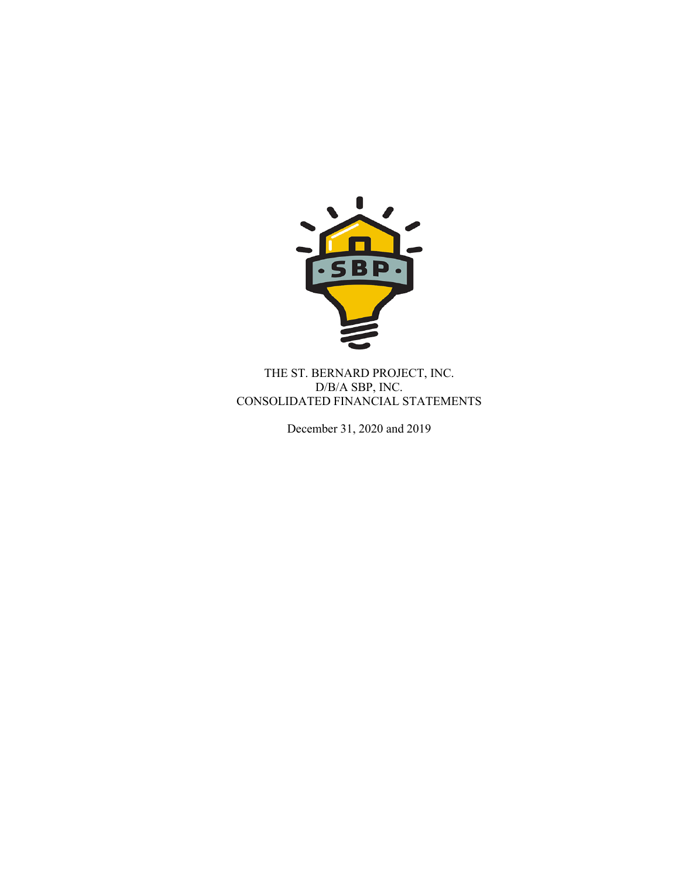THE ST. BERNARD PROJECT, INC.
D/B/A SBP, INC.
CONSOLIDATED FINANCIAL STATEMENTS

December 31, 2020 and 2019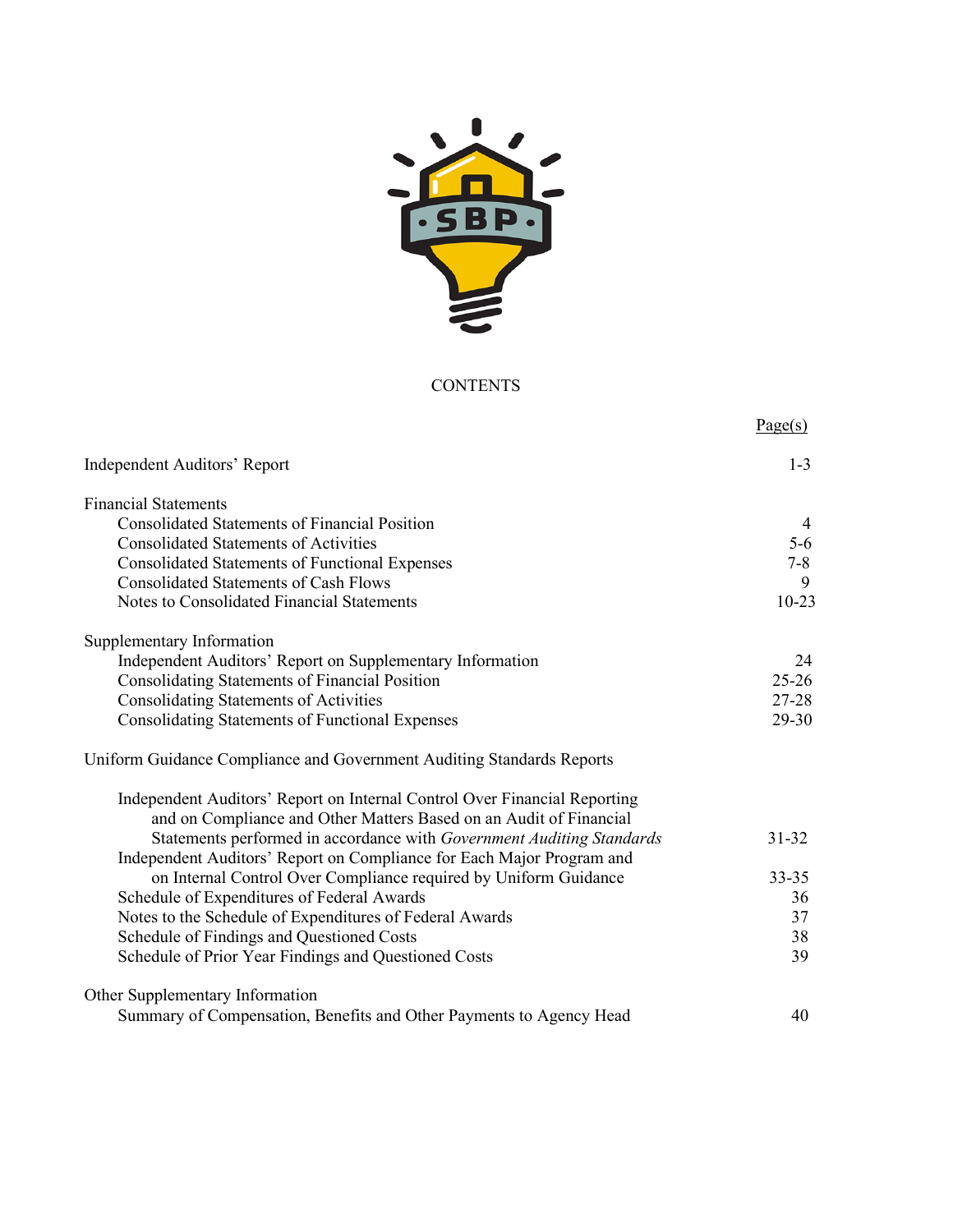# CONTENTS

| | Page(s) |
|---|---|
| Independent Auditors' Report | 1-3 |
| **Financial Statements** | |
| Consolidated Statements of Financial Position | 4 |
| Consolidated Statements of Activities | 5-6 |
| Consolidated Statements of Functional Expenses | 7-8 |
| Consolidated Statements of Cash Flows | 9 |
| Notes to Consolidated Financial Statements | 10-23 |
| **Supplementary Information** | |
| Independent Auditors' Report on Supplementary Information | 24 |
| Consolidating Statements of Financial Position | 25-26 |
| Consolidating Statements of Activities | 27-28 |
| Consolidating Statements of Functional Expenses | 29-30 |
| **Uniform Guidance Compliance and Government Auditing Standards Reports** | |
| Independent Auditors' Report on Internal Control Over Financial Reporting and on Compliance and Other Matters Based on an Audit of Financial Statements performed in accordance with *Government Auditing Standards* | 31-32 |
| Independent Auditors' Report on Compliance for Each Major Program and on Internal Control Over Compliance required by Uniform Guidance | 33-35 |
| Schedule of Expenditures of Federal Awards | 36 |
| Notes to the Schedule of Expenditures of Federal Awards | 37 |
| Schedule of Findings and Questioned Costs | 38 |
| Schedule of Prior Year Findings and Questioned Costs | 39 |
| **Other Supplementary Information** | |
| Summary of Compensation, Benefits and Other Payments to Agency Head | 40 |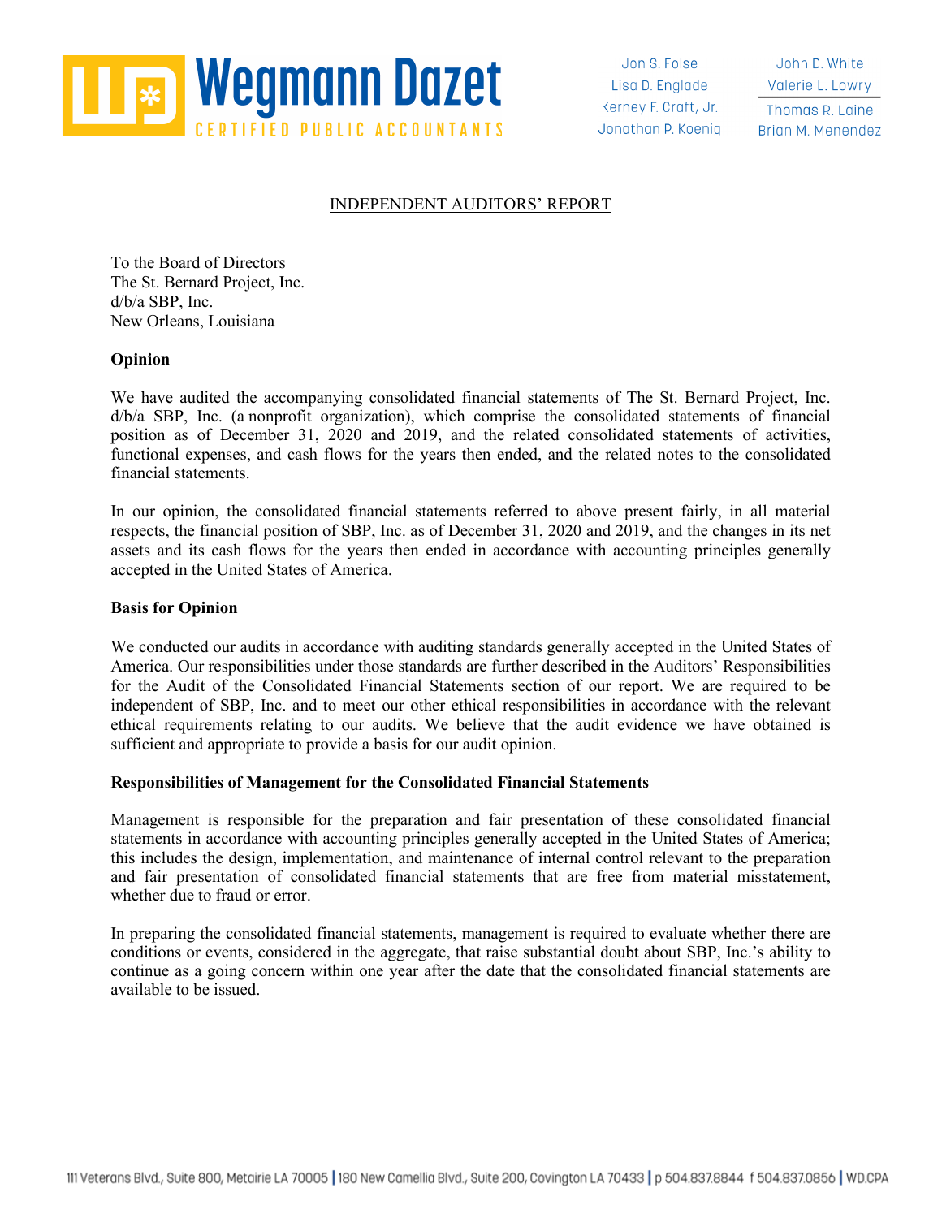## INDEPENDENT AUDITORS' REPORT

To the Board of Directors
The St. Bernard Project, Inc.
d/b/a SBP, Inc.
New Orleans, Louisiana

**Opinion**

We have audited the accompanying consolidated financial statements of The St. Bernard Project, Inc. d/b/a SBP, Inc. (a nonprofit organization), which comprise the consolidated statements of financial position as of December 31, 2020 and 2019, and the related consolidated statements of activities, functional expenses, and cash flows for the years then ended, and the related notes to the consolidated financial statements.

In our opinion, the consolidated financial statements referred to above present fairly, in all material respects, the financial position of SBP, Inc. as of December 31, 2020 and 2019, and the changes in its net assets and its cash flows for the years then ended in accordance with accounting principles generally accepted in the United States of America.

**Basis for Opinion**

We conducted our audits in accordance with auditing standards generally accepted in the United States of America. Our responsibilities under those standards are further described in the Auditors' Responsibilities for the Audit of the Consolidated Financial Statements section of our report. We are required to be independent of SBP, Inc. and to meet our other ethical responsibilities in accordance with the relevant ethical requirements relating to our audits. We believe that the audit evidence we have obtained is sufficient and appropriate to provide a basis for our audit opinion.

**Responsibilities of Management for the Consolidated Financial Statements**

Management is responsible for the preparation and fair presentation of these consolidated financial statements in accordance with accounting principles generally accepted in the United States of America; this includes the design, implementation, and maintenance of internal control relevant to the preparation and fair presentation of consolidated financial statements that are free from material misstatement, whether due to fraud or error.

In preparing the consolidated financial statements, management is required to evaluate whether there are conditions or events, considered in the aggregate, that raise substantial doubt about SBP, Inc.'s ability to continue as a going concern within one year after the date that the consolidated financial statements are available to be issued.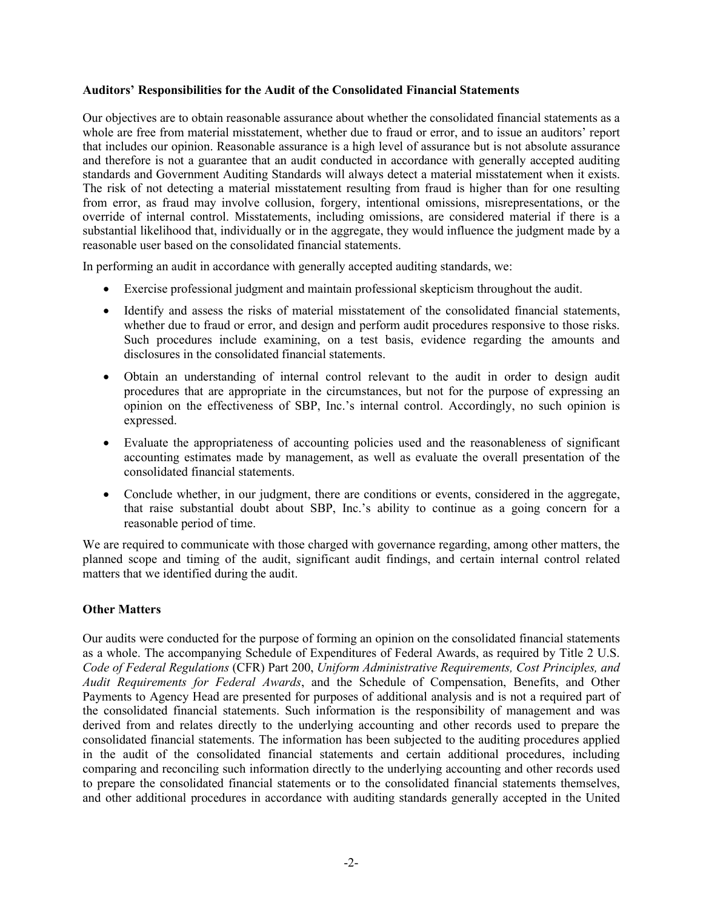### Auditors' Responsibilities for the Audit of the Consolidated Financial Statements

Our objectives are to obtain reasonable assurance about whether the consolidated financial statements as a whole are free from material misstatement, whether due to fraud or error, and to issue an auditors' report that includes our opinion. Reasonable assurance is a high level of assurance but is not absolute assurance and therefore is not a guarantee that an audit conducted in accordance with generally accepted auditing standards and Government Auditing Standards will always detect a material misstatement when it exists. The risk of not detecting a material misstatement resulting from fraud is higher than for one resulting from error, as fraud may involve collusion, forgery, intentional omissions, misrepresentations, or the override of internal control. Misstatements, including omissions, are considered material if there is a substantial likelihood that, individually or in the aggregate, they would influence the judgment made by a reasonable user based on the consolidated financial statements.

In performing an audit in accordance with generally accepted auditing standards, we:

- Exercise professional judgment and maintain professional skepticism throughout the audit.
- Identify and assess the risks of material misstatement of the consolidated financial statements, whether due to fraud or error, and design and perform audit procedures responsive to those risks. Such procedures include examining, on a test basis, evidence regarding the amounts and disclosures in the consolidated financial statements.
- Obtain an understanding of internal control relevant to the audit in order to design audit procedures that are appropriate in the circumstances, but not for the purpose of expressing an opinion on the effectiveness of SBP, Inc.'s internal control. Accordingly, no such opinion is expressed.
- Evaluate the appropriateness of accounting policies used and the reasonableness of significant accounting estimates made by management, as well as evaluate the overall presentation of the consolidated financial statements.
- Conclude whether, in our judgment, there are conditions or events, considered in the aggregate, that raise substantial doubt about SBP, Inc.'s ability to continue as a going concern for a reasonable period of time.

We are required to communicate with those charged with governance regarding, among other matters, the planned scope and timing of the audit, significant audit findings, and certain internal control related matters that we identified during the audit.

### Other Matters

Our audits were conducted for the purpose of forming an opinion on the consolidated financial statements as a whole. The accompanying Schedule of Expenditures of Federal Awards, as required by Title 2 U.S. *Code of Federal Regulations* (CFR) Part 200, *Uniform Administrative Requirements, Cost Principles, and Audit Requirements for Federal Awards*, and the Schedule of Compensation, Benefits, and Other Payments to Agency Head are presented for purposes of additional analysis and is not a required part of the consolidated financial statements. Such information is the responsibility of management and was derived from and relates directly to the underlying accounting and other records used to prepare the consolidated financial statements. The information has been subjected to the auditing procedures applied in the audit of the consolidated financial statements and certain additional procedures, including comparing and reconciling such information directly to the underlying accounting and other records used to prepare the consolidated financial statements or to the consolidated financial statements themselves, and other additional procedures in accordance with auditing standards generally accepted in the United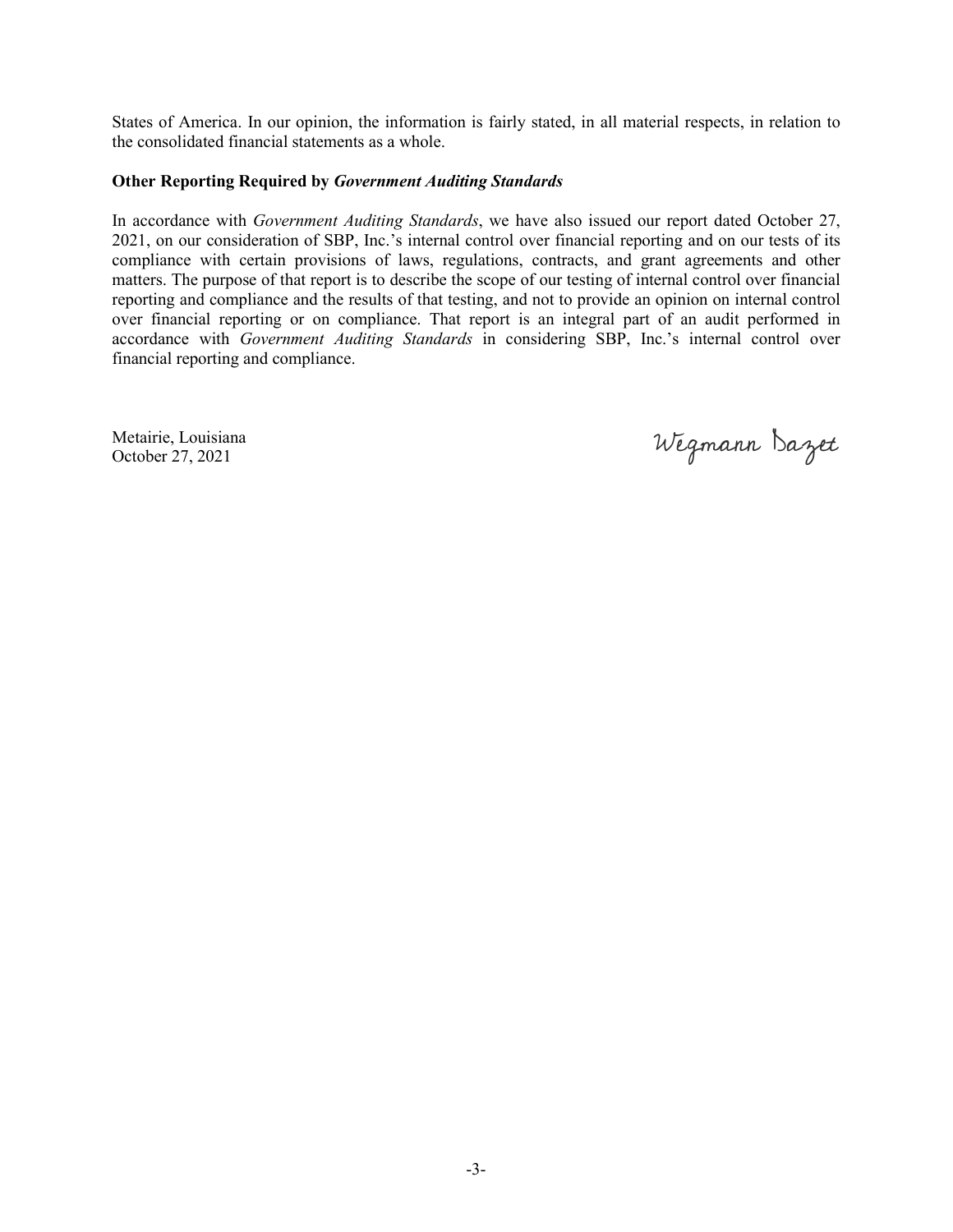States of America. In our opinion, the information is fairly stated, in all material respects, in relation to the consolidated financial statements as a whole.

**Other Reporting Required by *Government Auditing Standards***

In accordance with *Government Auditing Standards*, we have also issued our report dated October 27, 2021, on our consideration of SBP, Inc.'s internal control over financial reporting and on our tests of its compliance with certain provisions of laws, regulations, contracts, and grant agreements and other matters. The purpose of that report is to describe the scope of our testing of internal control over financial reporting and compliance and the results of that testing, and not to provide an opinion on internal control over financial reporting or on compliance. That report is an integral part of an audit performed in accordance with *Government Auditing Standards* in considering SBP, Inc.'s internal control over financial reporting and compliance.

Metairie, Louisiana
October 27, 2021

Wegmann Dazet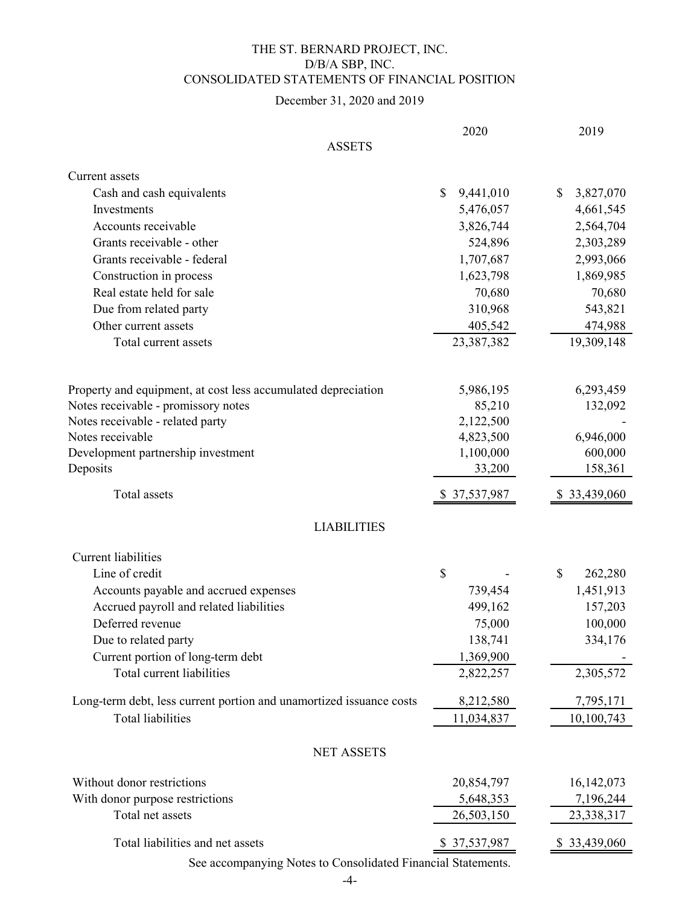# THE ST. BERNARD PROJECT, INC.
## D/B/A SBP, INC.
## CONSOLIDATED STATEMENTS OF FINANCIAL POSITION

December 31, 2020 and 2019

| | 2020 | 2019 |
|---|---|---|
| **ASSETS** | | |
| Current assets | | |
| Cash and cash equivalents | $ 9,441,010 | $ 3,827,070 |
| Investments | 5,476,057 | 4,661,545 |
| Accounts receivable | 3,826,744 | 2,564,704 |
| Grants receivable - other | 524,896 | 2,303,289 |
| Grants receivable - federal | 1,707,687 | 2,993,066 |
| Construction in process | 1,623,798 | 1,869,985 |
| Real estate held for sale | 70,680 | 70,680 |
| Due from related party | 310,968 | 543,821 |
| Other current assets | 405,542 | 474,988 |
| Total current assets | 23,387,382 | 19,309,148 |
| Property and equipment, at cost less accumulated depreciation | 5,986,195 | 6,293,459 |
| Notes receivable - promissory notes | 85,210 | 132,092 |
| Notes receivable - related party | 2,122,500 | - |
| Notes receivable | 4,823,500 | 6,946,000 |
| Development partnership investment | 1,100,000 | 600,000 |
| Deposits | 33,200 | 158,361 |
| Total assets | $ 37,537,987 | $ 33,439,060 |
| **LIABILITIES** | | |
| Current liabilities | | |
| Line of credit | $ - | $ 262,280 |
| Accounts payable and accrued expenses | 739,454 | 1,451,913 |
| Accrued payroll and related liabilities | 499,162 | 157,203 |
| Deferred revenue | 75,000 | 100,000 |
| Due to related party | 138,741 | 334,176 |
| Current portion of long-term debt | 1,369,900 | - |
| Total current liabilities | 2,822,257 | 2,305,572 |
| Long-term debt, less current portion and unamortized issuance costs | 8,212,580 | 7,795,171 |
| Total liabilities | 11,034,837 | 10,100,743 |
| **NET ASSETS** | | |
| Without donor restrictions | 20,854,797 | 16,142,073 |
| With donor purpose restrictions | 5,648,353 | 7,196,244 |
| Total net assets | 26,503,150 | 23,338,317 |
| Total liabilities and net assets | $ 37,537,987 | $ 33,439,060 |

See accompanying Notes to Consolidated Financial Statements.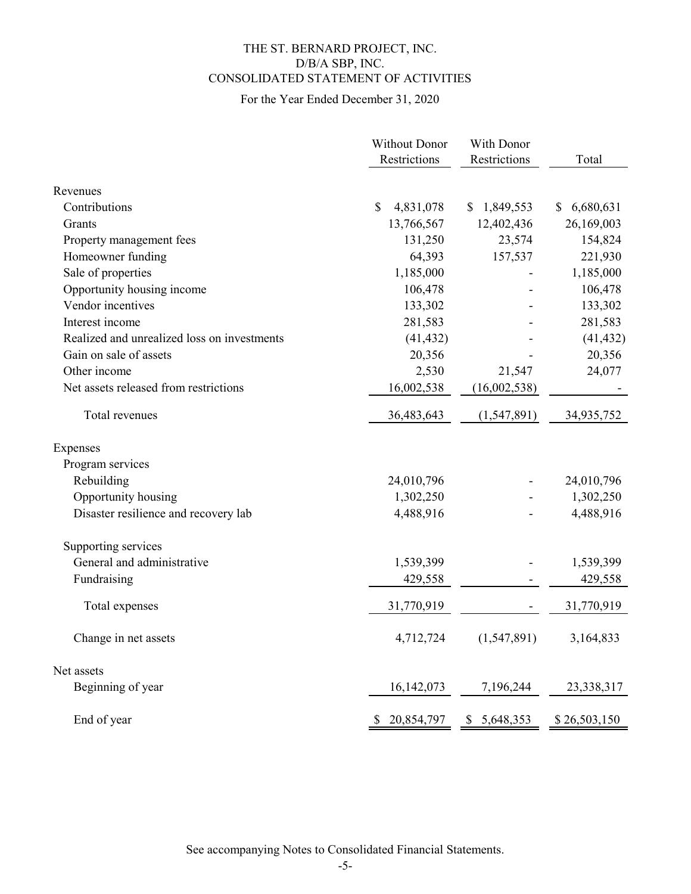# THE ST. BERNARD PROJECT, INC.
## D/B/A SBP, INC.
## CONSOLIDATED STATEMENT OF ACTIVITIES

For the Year Ended December 31, 2020

| | Without Donor Restrictions | With Donor Restrictions | Total |
|---|---|---|---|
| **Revenues** | | | |
| Contributions | $ 4,831,078 | $ 1,849,553 | $ 6,680,631 |
| Grants | 13,766,567 | 12,402,436 | 26,169,003 |
| Property management fees | 131,250 | 23,574 | 154,824 |
| Homeowner funding | 64,393 | 157,537 | 221,930 |
| Sale of properties | 1,185,000 | - | 1,185,000 |
| Opportunity housing income | 106,478 | - | 106,478 |
| Vendor incentives | 133,302 | - | 133,302 |
| Interest income | 281,583 | - | 281,583 |
| Realized and unrealized loss on investments | (41,432) | - | (41,432) |
| Gain on sale of assets | 20,356 | - | 20,356 |
| Other income | 2,530 | 21,547 | 24,077 |
| Net assets released from restrictions | 16,002,538 | (16,002,538) | - |
| Total revenues | 36,483,643 | (1,547,891) | 34,935,752 |
| **Expenses** | | | |
| Program services | | | |
| Rebuilding | 24,010,796 | - | 24,010,796 |
| Opportunity housing | 1,302,250 | - | 1,302,250 |
| Disaster resilience and recovery lab | 4,488,916 | - | 4,488,916 |
| Supporting services | | | |
| General and administrative | 1,539,399 | - | 1,539,399 |
| Fundraising | 429,558 | - | 429,558 |
| Total expenses | 31,770,919 | - | 31,770,919 |
| Change in net assets | 4,712,724 | (1,547,891) | 3,164,833 |
| **Net assets** | | | |
| Beginning of year | 16,142,073 | 7,196,244 | 23,338,317 |
| End of year | $ 20,854,797 | $ 5,648,353 | $ 26,503,150 |

See accompanying Notes to Consolidated Financial Statements.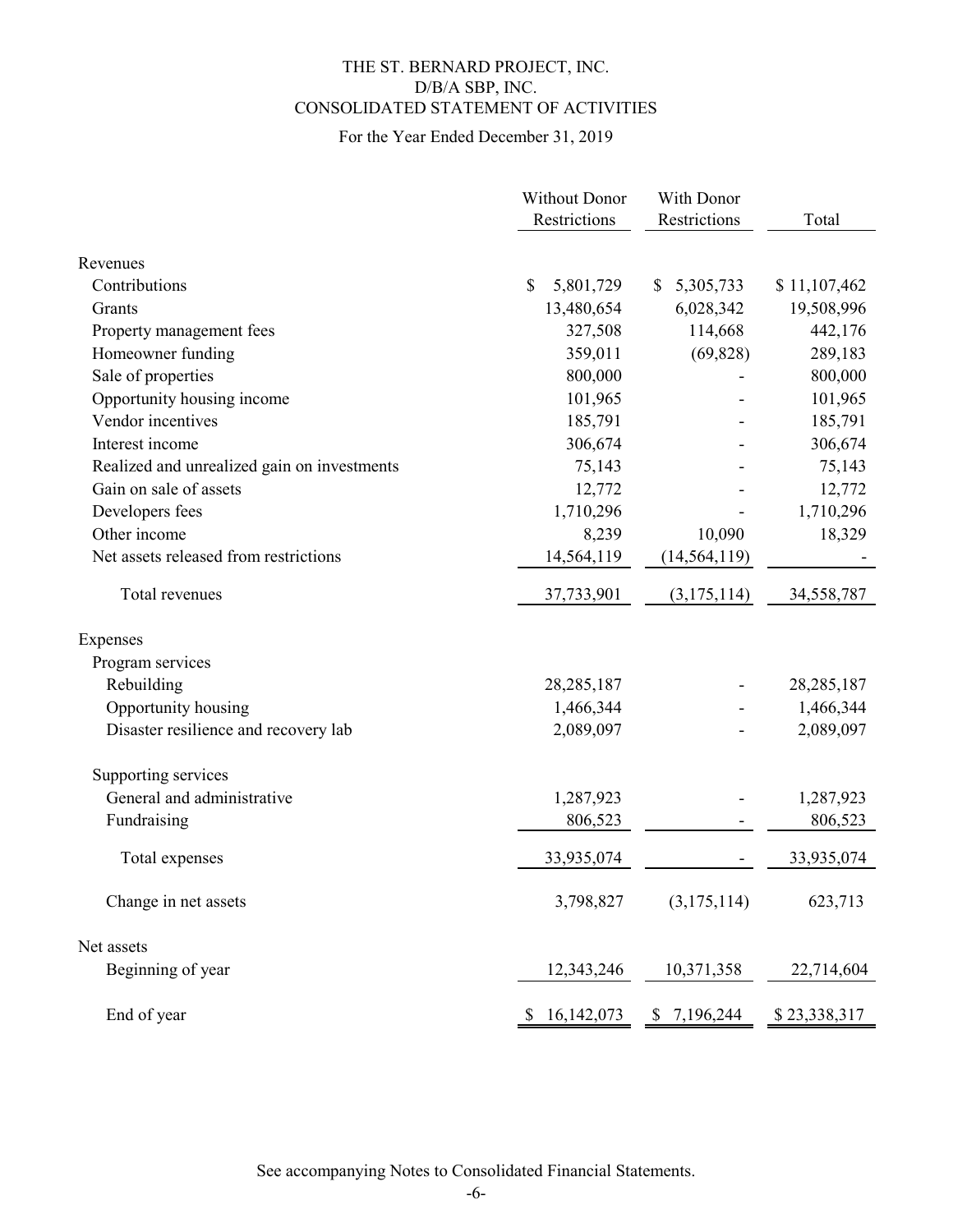# THE ST. BERNARD PROJECT, INC.
## D/B/A SBP, INC.
## CONSOLIDATED STATEMENT OF ACTIVITIES

For the Year Ended December 31, 2019

| | Without Donor Restrictions | With Donor Restrictions | Total |
|---|---|---|---|
| **Revenues** | | | |
| Contributions | $ 5,801,729 | $ 5,305,733 | $ 11,107,462 |
| Grants | 13,480,654 | 6,028,342 | 19,508,996 |
| Property management fees | 327,508 | 114,668 | 442,176 |
| Homeowner funding | 359,011 | (69,828) | 289,183 |
| Sale of properties | 800,000 | - | 800,000 |
| Opportunity housing income | 101,965 | - | 101,965 |
| Vendor incentives | 185,791 | - | 185,791 |
| Interest income | 306,674 | - | 306,674 |
| Realized and unrealized gain on investments | 75,143 | - | 75,143 |
| Gain on sale of assets | 12,772 | - | 12,772 |
| Developers fees | 1,710,296 | - | 1,710,296 |
| Other income | 8,239 | 10,090 | 18,329 |
| Net assets released from restrictions | 14,564,119 | (14,564,119) | - |
| Total revenues | 37,733,901 | (3,175,114) | 34,558,787 |
| **Expenses** | | | |
| Program services | | | |
| Rebuilding | 28,285,187 | - | 28,285,187 |
| Opportunity housing | 1,466,344 | - | 1,466,344 |
| Disaster resilience and recovery lab | 2,089,097 | - | 2,089,097 |
| Supporting services | | | |
| General and administrative | 1,287,923 | - | 1,287,923 |
| Fundraising | 806,523 | - | 806,523 |
| Total expenses | 33,935,074 | - | 33,935,074 |
| Change in net assets | 3,798,827 | (3,175,114) | 623,713 |
| **Net assets** | | | |
| Beginning of year | 12,343,246 | 10,371,358 | 22,714,604 |
| End of year | $ 16,142,073 | $ 7,196,244 | $ 23,338,317 |

See accompanying Notes to Consolidated Financial Statements.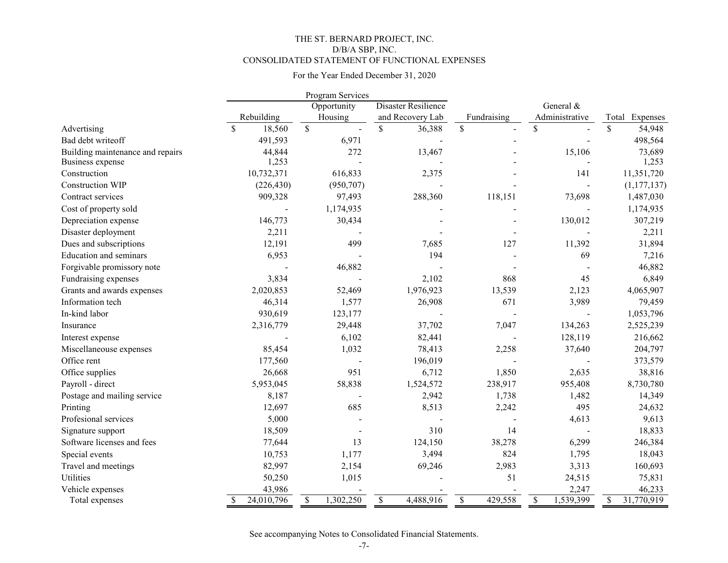# THE ST. BERNARD PROJECT, INC.
# D/B/A SBP, INC.
## CONSOLIDATED STATEMENT OF FUNCTIONAL EXPENSES

For the Year Ended December 31, 2020

| | Program Services | | | | | |
|---|---|---|---|---|---|---|
| | Rebuilding | Opportunity Housing | Disaster Resilience and Recovery Lab | Fundraising | General & Administrative | Total Expenses |
| Advertising | $ 18,560 | $ - | $ 36,388 | $ - | $ - | $ 54,948 |
| Bad debt writeoff | 491,593 | 6,971 | - | - | - | 498,564 |
| Building maintenance and repairs | 44,844 | 272 | 13,467 | - | 15,106 | 73,689 |
| Business expense | 1,253 | - | - | - | - | 1,253 |
| Construction | 10,732,371 | 616,833 | 2,375 | - | 141 | 11,351,720 |
| Construction WIP | (226,430) | (950,707) | - | - | - | (1,177,137) |
| Contract services | 909,328 | 97,493 | 288,360 | 118,151 | 73,698 | 1,487,030 |
| Cost of property sold | - | 1,174,935 | - | - | - | 1,174,935 |
| Depreciation expense | 146,773 | 30,434 | - | - | 130,012 | 307,219 |
| Disaster deployment | 2,211 | - | - | - | - | 2,211 |
| Dues and subscriptions | 12,191 | 499 | 7,685 | 127 | 11,392 | 31,894 |
| Education and seminars | 6,953 | - | 194 | - | 69 | 7,216 |
| Forgivable promissory note | - | 46,882 | - | - | - | 46,882 |
| Fundraising expenses | 3,834 | - | 2,102 | 868 | 45 | 6,849 |
| Grants and awards expenses | 2,020,853 | 52,469 | 1,976,923 | 13,539 | 2,123 | 4,065,907 |
| Information tech | 46,314 | 1,577 | 26,908 | 671 | 3,989 | 79,459 |
| In-kind labor | 930,619 | 123,177 | - | - | - | 1,053,796 |
| Insurance | 2,316,779 | 29,448 | 37,702 | 7,047 | 134,263 | 2,525,239 |
| Interest expense | - | 6,102 | 82,441 | - | 128,119 | 216,662 |
| Miscellaneouse expenses | 85,454 | 1,032 | 78,413 | 2,258 | 37,640 | 204,797 |
| Office rent | 177,560 | - | 196,019 | - | - | 373,579 |
| Office supplies | 26,668 | 951 | 6,712 | 1,850 | 2,635 | 38,816 |
| Payroll - direct | 5,953,045 | 58,838 | 1,524,572 | 238,917 | 955,408 | 8,730,780 |
| Postage and mailing service | 8,187 | - | 2,942 | 1,738 | 1,482 | 14,349 |
| Printing | 12,697 | 685 | 8,513 | 2,242 | 495 | 24,632 |
| Profesional services | 5,000 | - | - | - | 4,613 | 9,613 |
| Signature support | 18,509 | - | 310 | 14 | - | 18,833 |
| Software licenses and fees | 77,644 | 13 | 124,150 | 38,278 | 6,299 | 246,384 |
| Special events | 10,753 | 1,177 | 3,494 | 824 | 1,795 | 18,043 |
| Travel and meetings | 82,997 | 2,154 | 69,246 | 2,983 | 3,313 | 160,693 |
| Utilities | 50,250 | 1,015 | - | 51 | 24,515 | 75,831 |
| Vehicle expenses | 43,986 | - | - | - | 2,247 | 46,233 |
| Total expenses | $ 24,010,796 | $ 1,302,250 | $ 4,488,916 | $ 429,558 | $ 1,539,399 | $ 31,770,919 |

See accompanying Notes to Consolidated Financial Statements.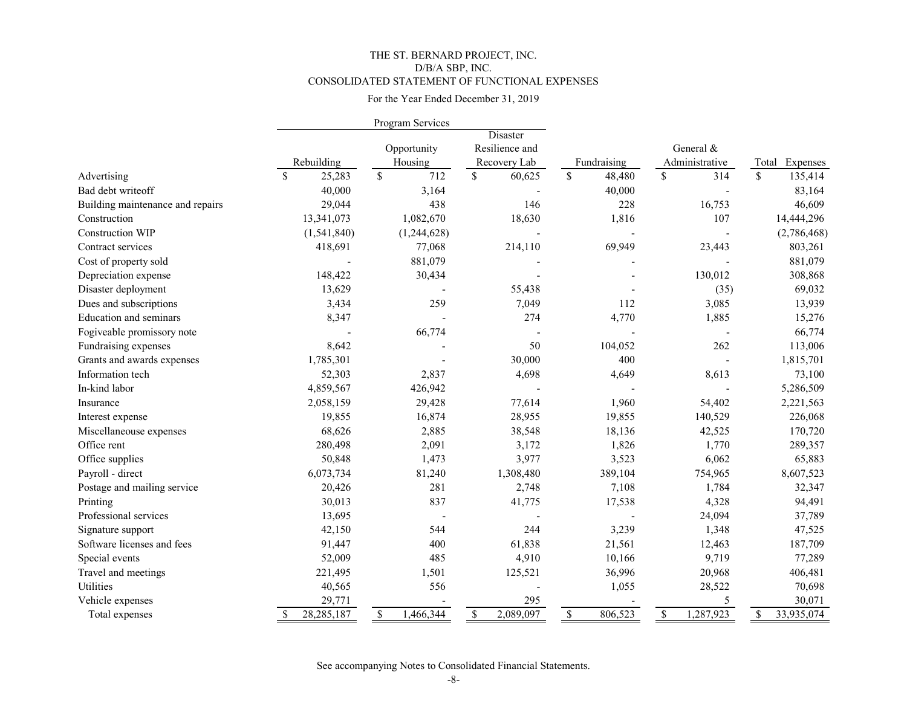# THE ST. BERNARD PROJECT, INC.
## D/B/A SBP, INC.
## CONSOLIDATED STATEMENT OF FUNCTIONAL EXPENSES

For the Year Ended December 31, 2019

| | Program Services | | | | | |
|---|---|---|---|---|---|---|
| | Rebuilding | Opportunity Housing | Disaster Resilience and Recovery Lab | Fundraising | General & Administrative | Total Expenses |
| Advertising | $ 25,283 | $ 712 | $ 60,625 | $ 48,480 | $ 314 | $ 135,414 |
| Bad debt writeoff | 40,000 | 3,164 | - | 40,000 | - | 83,164 |
| Building maintenance and repairs | 29,044 | 438 | 146 | 228 | 16,753 | 46,609 |
| Construction | 13,341,073 | 1,082,670 | 18,630 | 1,816 | 107 | 14,444,296 |
| Construction WIP | (1,541,840) | (1,244,628) | - | - | - | (2,786,468) |
| Contract services | 418,691 | 77,068 | 214,110 | 69,949 | 23,443 | 803,261 |
| Cost of property sold | - | 881,079 | - | - | - | 881,079 |
| Depreciation expense | 148,422 | 30,434 | - | - | 130,012 | 308,868 |
| Disaster deployment | 13,629 | - | 55,438 | - | (35) | 69,032 |
| Dues and subscriptions | 3,434 | 259 | 7,049 | 112 | 3,085 | 13,939 |
| Education and seminars | 8,347 | - | 274 | 4,770 | 1,885 | 15,276 |
| Fogiveable promissory note | - | 66,774 | - | - | - | 66,774 |
| Fundraising expenses | 8,642 | - | 50 | 104,052 | 262 | 113,006 |
| Grants and awards expenses | 1,785,301 | - | 30,000 | 400 | - | 1,815,701 |
| Information tech | 52,303 | 2,837 | 4,698 | 4,649 | 8,613 | 73,100 |
| In-kind labor | 4,859,567 | 426,942 | - | - | - | 5,286,509 |
| Insurance | 2,058,159 | 29,428 | 77,614 | 1,960 | 54,402 | 2,221,563 |
| Interest expense | 19,855 | 16,874 | 28,955 | 19,855 | 140,529 | 226,068 |
| Miscellaneouse expenses | 68,626 | 2,885 | 38,548 | 18,136 | 42,525 | 170,720 |
| Office rent | 280,498 | 2,091 | 3,172 | 1,826 | 1,770 | 289,357 |
| Office supplies | 50,848 | 1,473 | 3,977 | 3,523 | 6,062 | 65,883 |
| Payroll - direct | 6,073,734 | 81,240 | 1,308,480 | 389,104 | 754,965 | 8,607,523 |
| Postage and mailing service | 20,426 | 281 | 2,748 | 7,108 | 1,784 | 32,347 |
| Printing | 30,013 | 837 | 41,775 | 17,538 | 4,328 | 94,491 |
| Professional services | 13,695 | - | - | - | 24,094 | 37,789 |
| Signature support | 42,150 | 544 | 244 | 3,239 | 1,348 | 47,525 |
| Software licenses and fees | 91,447 | 400 | 61,838 | 21,561 | 12,463 | 187,709 |
| Special events | 52,009 | 485 | 4,910 | 10,166 | 9,719 | 77,289 |
| Travel and meetings | 221,495 | 1,501 | 125,521 | 36,996 | 20,968 | 406,481 |
| Utilities | 40,565 | 556 | - | 1,055 | 28,522 | 70,698 |
| Vehicle expenses | 29,771 | - | 295 | - | 5 | 30,071 |
| Total expenses | $ 28,285,187 | $ 1,466,344 | $ 2,089,097 | $ 806,523 | $ 1,287,923 | $ 33,935,074 |

See accompanying Notes to Consolidated Financial Statements.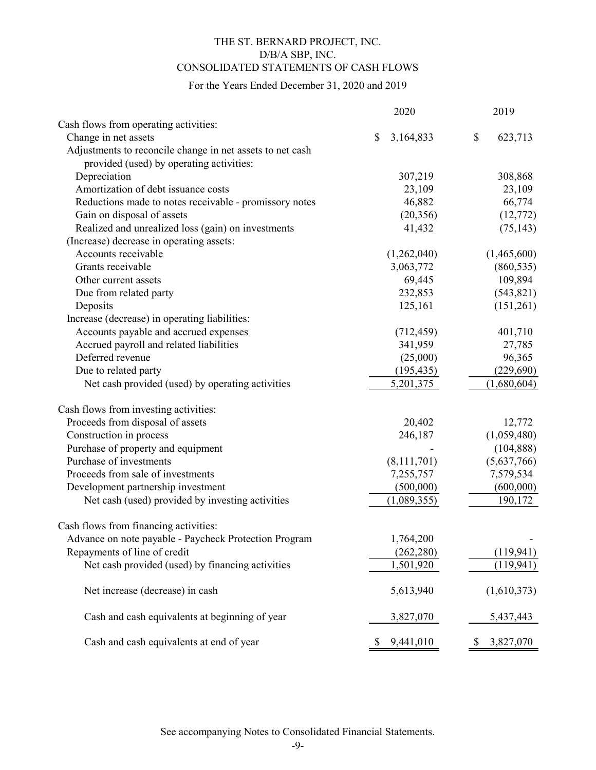THE ST. BERNARD PROJECT, INC.
D/B/A SBP, INC.
CONSOLIDATED STATEMENTS OF CASH FLOWS

For the Years Ended December 31, 2020 and 2019

| | 2020 | 2019 |
|---|---|---|
| Cash flows from operating activities: | | |
| Change in net assets | $ 3,164,833 | $ 623,713 |
| Adjustments to reconcile change in net assets to net cash provided (used) by operating activities: | | |
| Depreciation | 307,219 | 308,868 |
| Amortization of debt issuance costs | 23,109 | 23,109 |
| Reductions made to notes receivable - promissory notes | 46,882 | 66,774 |
| Gain on disposal of assets | (20,356) | (12,772) |
| Realized and unrealized loss (gain) on investments | 41,432 | (75,143) |
| (Increase) decrease in operating assets: | | |
| Accounts receivable | (1,262,040) | (1,465,600) |
| Grants receivable | 3,063,772 | (860,535) |
| Other current assets | 69,445 | 109,894 |
| Due from related party | 232,853 | (543,821) |
| Deposits | 125,161 | (151,261) |
| Increase (decrease) in operating liabilities: | | |
| Accounts payable and accrued expenses | (712,459) | 401,710 |
| Accrued payroll and related liabilities | 341,959 | 27,785 |
| Deferred revenue | (25,000) | 96,365 |
| Due to related party | (195,435) | (229,690) |
| Net cash provided (used) by operating activities | 5,201,375 | (1,680,604) |
| Cash flows from investing activities: | | |
| Proceeds from disposal of assets | 20,402 | 12,772 |
| Construction in process | 246,187 | (1,059,480) |
| Purchase of property and equipment | - | (104,888) |
| Purchase of investments | (8,111,701) | (5,637,766) |
| Proceeds from sale of investments | 7,255,757 | 7,579,534 |
| Development partnership investment | (500,000) | (600,000) |
| Net cash (used) provided by investing activities | (1,089,355) | 190,172 |
| Cash flows from financing activities: | | |
| Advance on note payable - Paycheck Protection Program | 1,764,200 | - |
| Repayments of line of credit | (262,280) | (119,941) |
| Net cash provided (used) by financing activities | 1,501,920 | (119,941) |
| Net increase (decrease) in cash | 5,613,940 | (1,610,373) |
| Cash and cash equivalents at beginning of year | 3,827,070 | 5,437,443 |
| Cash and cash equivalents at end of year | $ 9,441,010 | $ 3,827,070 |

See accompanying Notes to Consolidated Financial Statements.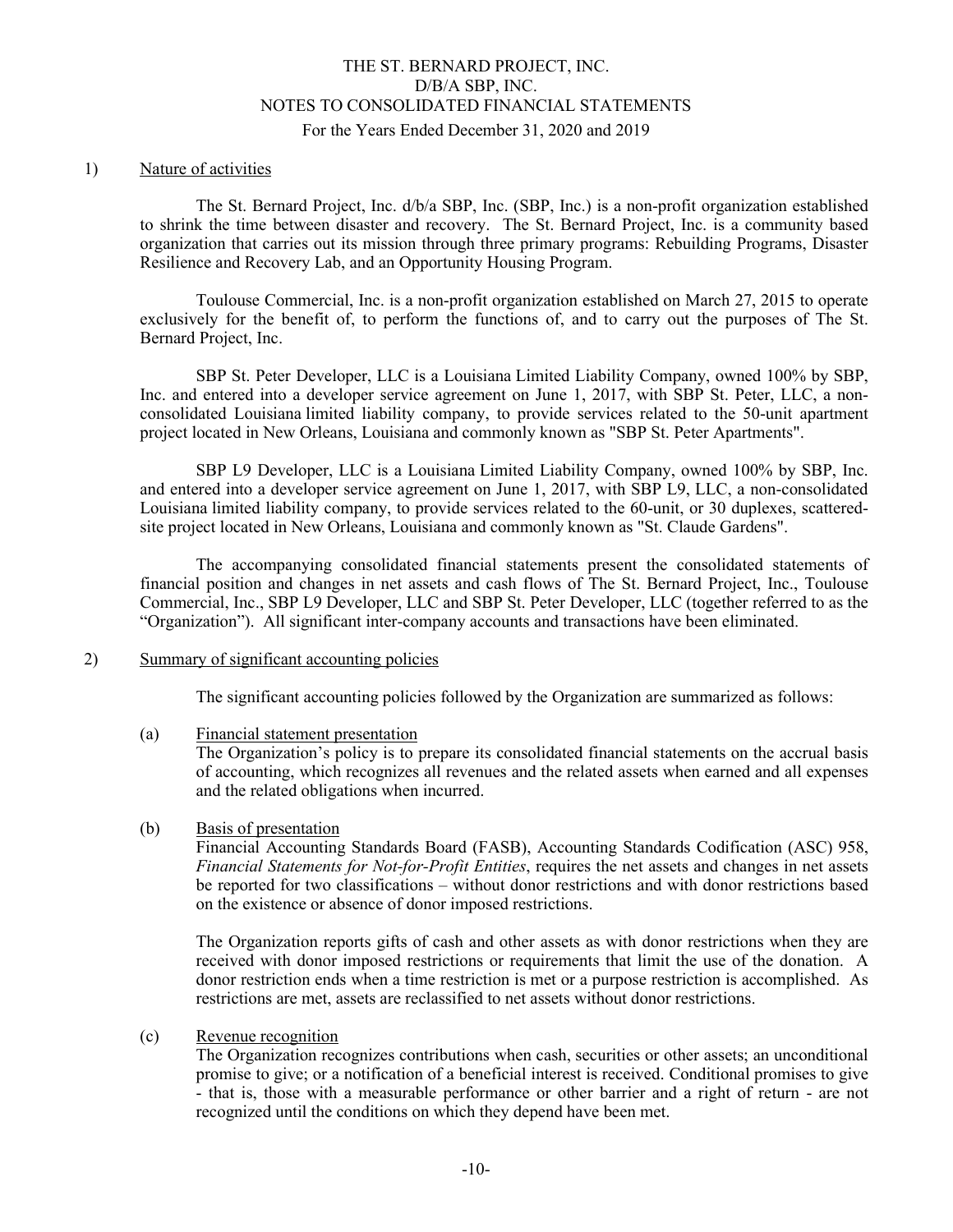# THE ST. BERNARD PROJECT, INC.
# D/B/A SBP, INC.
# NOTES TO CONSOLIDATED FINANCIAL STATEMENTS
For the Years Ended December 31, 2020 and 2019

1) Nature of activities

The St. Bernard Project, Inc. d/b/a SBP, Inc. (SBP, Inc.) is a non-profit organization established to shrink the time between disaster and recovery. The St. Bernard Project, Inc. is a community based organization that carries out its mission through three primary programs: Rebuilding Programs, Disaster Resilience and Recovery Lab, and an Opportunity Housing Program.

Toulouse Commercial, Inc. is a non-profit organization established on March 27, 2015 to operate exclusively for the benefit of, to perform the functions of, and to carry out the purposes of The St. Bernard Project, Inc.

SBP St. Peter Developer, LLC is a Louisiana Limited Liability Company, owned 100% by SBP, Inc. and entered into a developer service agreement on June 1, 2017, with SBP St. Peter, LLC, a non-consolidated Louisiana limited liability company, to provide services related to the 50-unit apartment project located in New Orleans, Louisiana and commonly known as "SBP St. Peter Apartments".

SBP L9 Developer, LLC is a Louisiana Limited Liability Company, owned 100% by SBP, Inc. and entered into a developer service agreement on June 1, 2017, with SBP L9, LLC, a non-consolidated Louisiana limited liability company, to provide services related to the 60-unit, or 30 duplexes, scattered-site project located in New Orleans, Louisiana and commonly known as "St. Claude Gardens".

The accompanying consolidated financial statements present the consolidated statements of financial position and changes in net assets and cash flows of The St. Bernard Project, Inc., Toulouse Commercial, Inc., SBP L9 Developer, LLC and SBP St. Peter Developer, LLC (together referred to as the "Organization"). All significant inter-company accounts and transactions have been eliminated.

2) Summary of significant accounting policies

The significant accounting policies followed by the Organization are summarized as follows:

(a) Financial statement presentation

The Organization's policy is to prepare its consolidated financial statements on the accrual basis of accounting, which recognizes all revenues and the related assets when earned and all expenses and the related obligations when incurred.

(b) Basis of presentation

Financial Accounting Standards Board (FASB), Accounting Standards Codification (ASC) 958, *Financial Statements for Not-for-Profit Entities*, requires the net assets and changes in net assets be reported for two classifications – without donor restrictions and with donor restrictions based on the existence or absence of donor imposed restrictions.

The Organization reports gifts of cash and other assets as with donor restrictions when they are received with donor imposed restrictions or requirements that limit the use of the donation. A donor restriction ends when a time restriction is met or a purpose restriction is accomplished. As restrictions are met, assets are reclassified to net assets without donor restrictions.

(c) Revenue recognition

The Organization recognizes contributions when cash, securities or other assets; an unconditional promise to give; or a notification of a beneficial interest is received. Conditional promises to give - that is, those with a measurable performance or other barrier and a right of return - are not recognized until the conditions on which they depend have been met.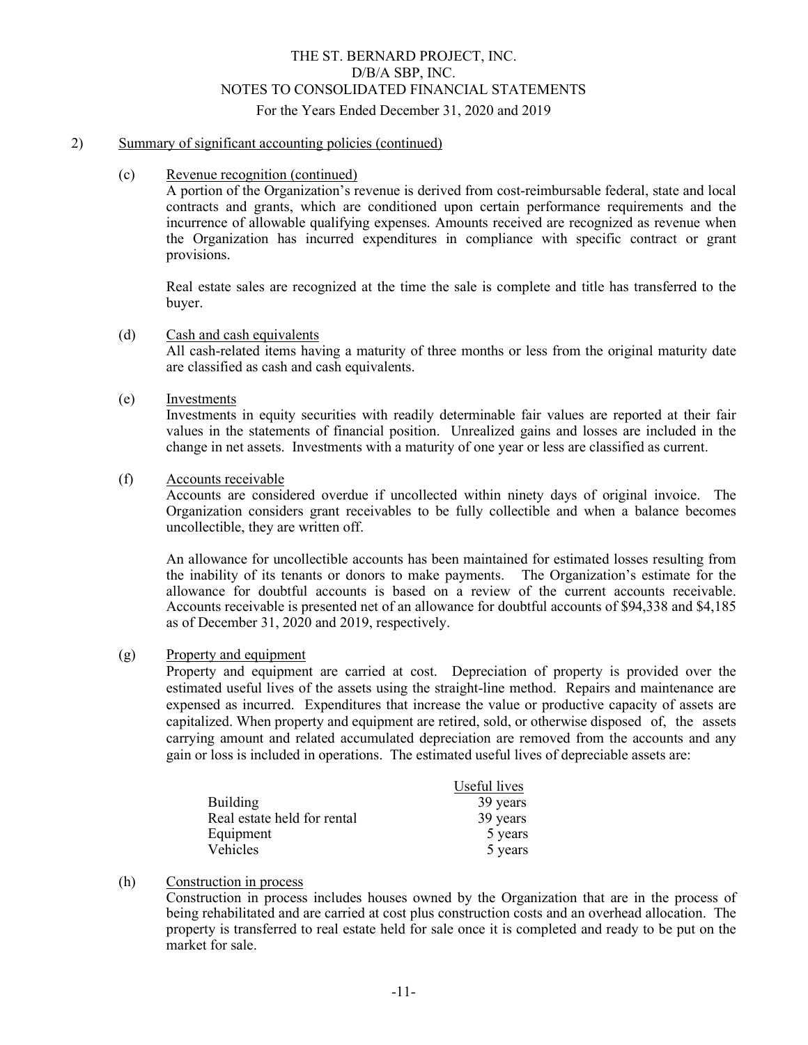THE ST. BERNARD PROJECT, INC.
D/B/A SBP, INC.
NOTES TO CONSOLIDATED FINANCIAL STATEMENTS
For the Years Ended December 31, 2020 and 2019

2) Summary of significant accounting policies (continued)

(c) Revenue recognition (continued)

A portion of the Organization's revenue is derived from cost-reimbursable federal, state and local contracts and grants, which are conditioned upon certain performance requirements and the incurrence of allowable qualifying expenses. Amounts received are recognized as revenue when the Organization has incurred expenditures in compliance with specific contract or grant provisions.

Real estate sales are recognized at the time the sale is complete and title has transferred to the buyer.

(d) Cash and cash equivalents

All cash-related items having a maturity of three months or less from the original maturity date are classified as cash and cash equivalents.

(e) Investments

Investments in equity securities with readily determinable fair values are reported at their fair values in the statements of financial position. Unrealized gains and losses are included in the change in net assets. Investments with a maturity of one year or less are classified as current.

(f) Accounts receivable

Accounts are considered overdue if uncollected within ninety days of original invoice. The Organization considers grant receivables to be fully collectible and when a balance becomes uncollectible, they are written off.

An allowance for uncollectible accounts has been maintained for estimated losses resulting from the inability of its tenants or donors to make payments. The Organization's estimate for the allowance for doubtful accounts is based on a review of the current accounts receivable. Accounts receivable is presented net of an allowance for doubtful accounts of $94,338 and $4,185 as of December 31, 2020 and 2019, respectively.

(g) Property and equipment

Property and equipment are carried at cost. Depreciation of property is provided over the estimated useful lives of the assets using the straight-line method. Repairs and maintenance are expensed as incurred. Expenditures that increase the value or productive capacity of assets are capitalized. When property and equipment are retired, sold, or otherwise disposed of, the assets carrying amount and related accumulated depreciation are removed from the accounts and any gain or loss is included in operations. The estimated useful lives of depreciable assets are:

| | Useful lives |
|---|---|
| Building | 39 years |
| Real estate held for rental | 39 years |
| Equipment | 5 years |
| Vehicles | 5 years |

(h) Construction in process

Construction in process includes houses owned by the Organization that are in the process of being rehabilitated and are carried at cost plus construction costs and an overhead allocation. The property is transferred to real estate held for sale once it is completed and ready to be put on the market for sale.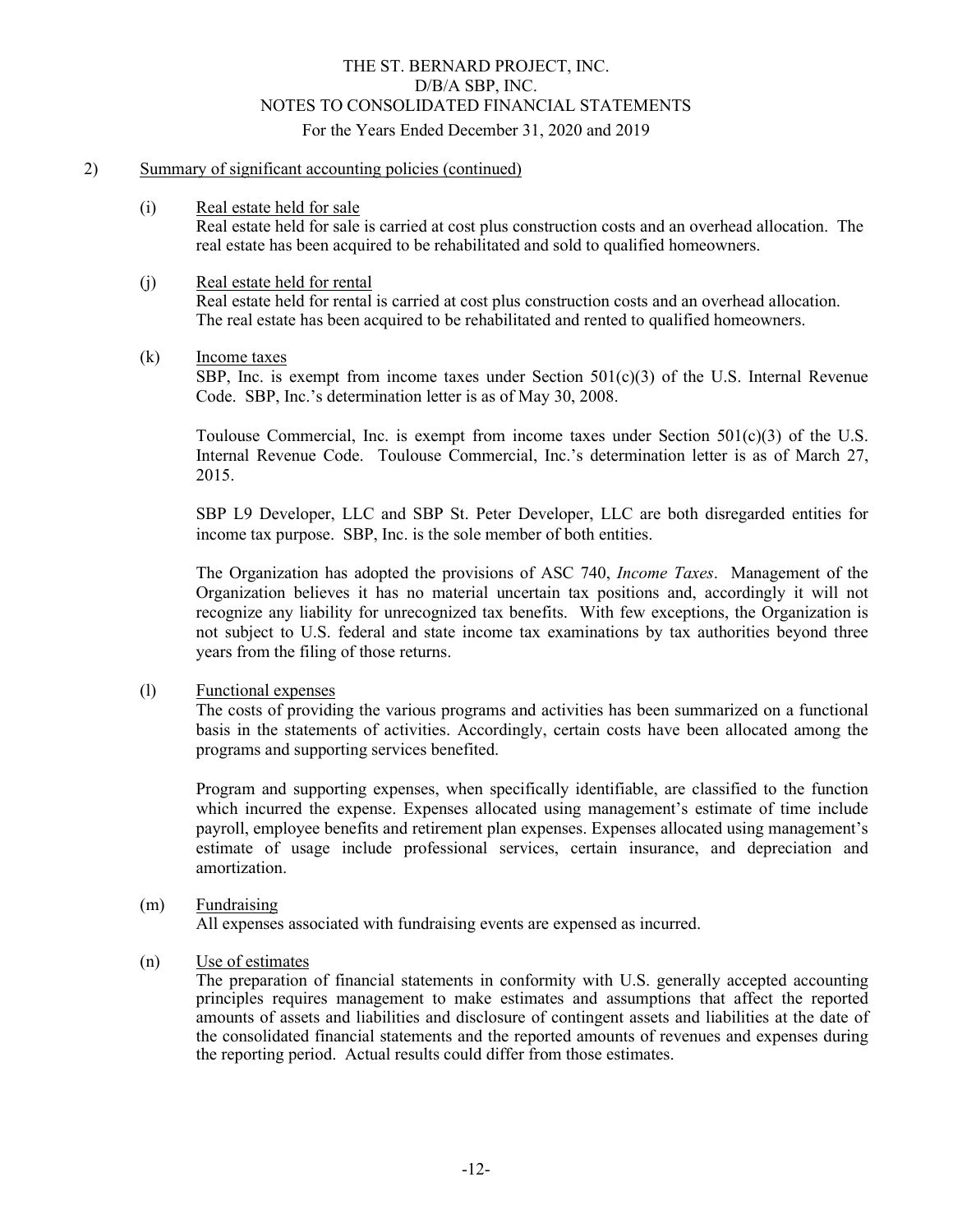## 2) Summary of significant accounting policies (continued)

### (i) Real estate held for sale

Real estate held for sale is carried at cost plus construction costs and an overhead allocation. The real estate has been acquired to be rehabilitated and sold to qualified homeowners.

### (j) Real estate held for rental

Real estate held for rental is carried at cost plus construction costs and an overhead allocation. The real estate has been acquired to be rehabilitated and rented to qualified homeowners.

### (k) Income taxes

SBP, Inc. is exempt from income taxes under Section 501(c)(3) of the U.S. Internal Revenue Code. SBP, Inc.'s determination letter is as of May 30, 2008.

Toulouse Commercial, Inc. is exempt from income taxes under Section 501(c)(3) of the U.S. Internal Revenue Code. Toulouse Commercial, Inc.'s determination letter is as of March 27, 2015.

SBP L9 Developer, LLC and SBP St. Peter Developer, LLC are both disregarded entities for income tax purpose. SBP, Inc. is the sole member of both entities.

The Organization has adopted the provisions of ASC 740, *Income Taxes*. Management of the Organization believes it has no material uncertain tax positions and, accordingly it will not recognize any liability for unrecognized tax benefits. With few exceptions, the Organization is not subject to U.S. federal and state income tax examinations by tax authorities beyond three years from the filing of those returns.

### (l) Functional expenses

The costs of providing the various programs and activities has been summarized on a functional basis in the statements of activities. Accordingly, certain costs have been allocated among the programs and supporting services benefited.

Program and supporting expenses, when specifically identifiable, are classified to the function which incurred the expense. Expenses allocated using management's estimate of time include payroll, employee benefits and retirement plan expenses. Expenses allocated using management's estimate of usage include professional services, certain insurance, and depreciation and amortization.

### (m) Fundraising

All expenses associated with fundraising events are expensed as incurred.

### (n) Use of estimates

The preparation of financial statements in conformity with U.S. generally accepted accounting principles requires management to make estimates and assumptions that affect the reported amounts of assets and liabilities and disclosure of contingent assets and liabilities at the date of the consolidated financial statements and the reported amounts of revenues and expenses during the reporting period. Actual results could differ from those estimates.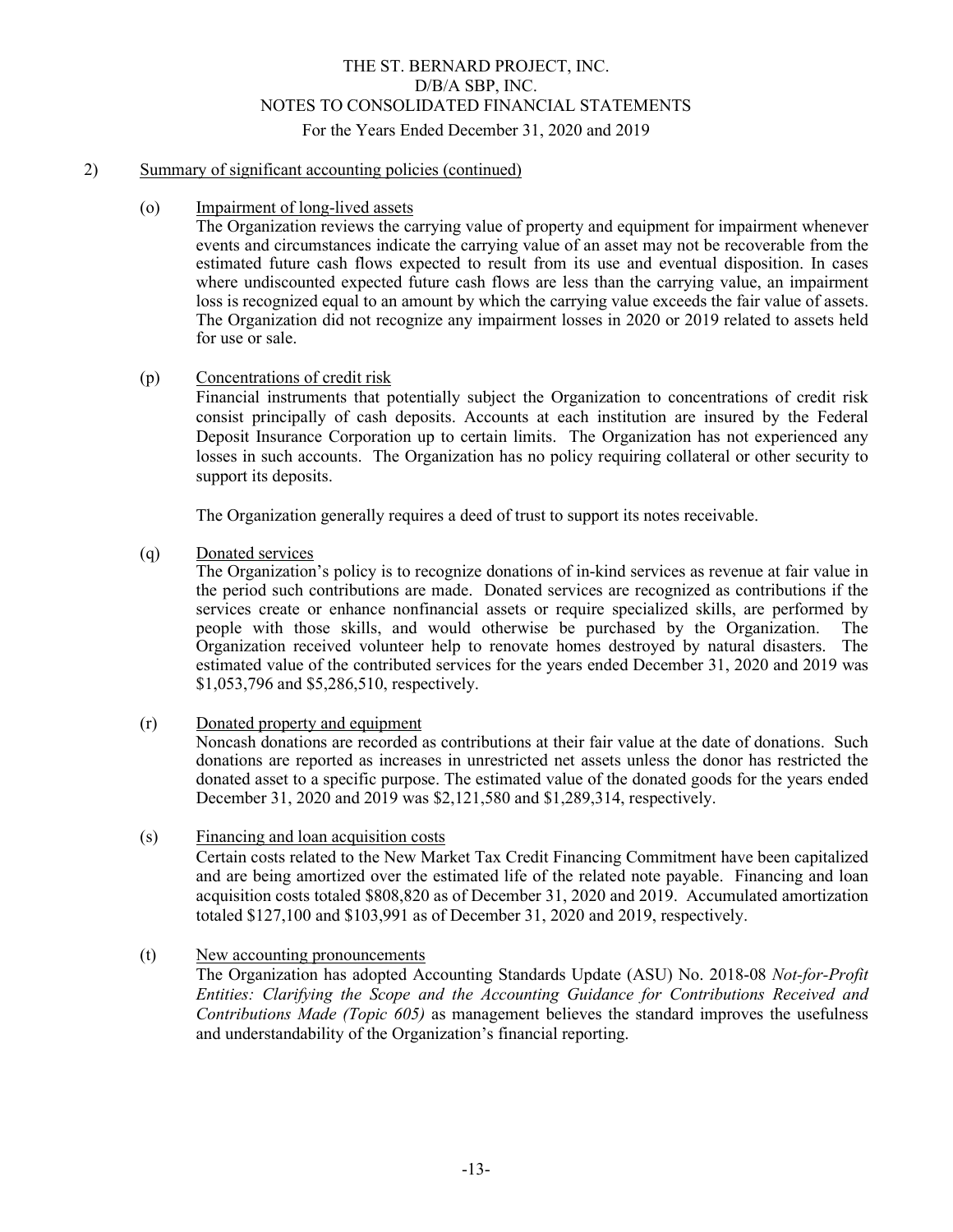## 2) Summary of significant accounting policies (continued)

### (o) Impairment of long-lived assets

The Organization reviews the carrying value of property and equipment for impairment whenever events and circumstances indicate the carrying value of an asset may not be recoverable from the estimated future cash flows expected to result from its use and eventual disposition. In cases where undiscounted expected future cash flows are less than the carrying value, an impairment loss is recognized equal to an amount by which the carrying value exceeds the fair value of assets. The Organization did not recognize any impairment losses in 2020 or 2019 related to assets held for use or sale.

### (p) Concentrations of credit risk

Financial instruments that potentially subject the Organization to concentrations of credit risk consist principally of cash deposits. Accounts at each institution are insured by the Federal Deposit Insurance Corporation up to certain limits. The Organization has not experienced any losses in such accounts. The Organization has no policy requiring collateral or other security to support its deposits.

The Organization generally requires a deed of trust to support its notes receivable.

### (q) Donated services

The Organization's policy is to recognize donations of in-kind services as revenue at fair value in the period such contributions are made. Donated services are recognized as contributions if the services create or enhance nonfinancial assets or require specialized skills, are performed by people with those skills, and would otherwise be purchased by the Organization. The Organization received volunteer help to renovate homes destroyed by natural disasters. The estimated value of the contributed services for the years ended December 31, 2020 and 2019 was $1,053,796 and $5,286,510, respectively.

### (r) Donated property and equipment

Noncash donations are recorded as contributions at their fair value at the date of donations. Such donations are reported as increases in unrestricted net assets unless the donor has restricted the donated asset to a specific purpose. The estimated value of the donated goods for the years ended December 31, 2020 and 2019 was $2,121,580 and $1,289,314, respectively.

### (s) Financing and loan acquisition costs

Certain costs related to the New Market Tax Credit Financing Commitment have been capitalized and are being amortized over the estimated life of the related note payable. Financing and loan acquisition costs totaled $808,820 as of December 31, 2020 and 2019. Accumulated amortization totaled $127,100 and $103,991 as of December 31, 2020 and 2019, respectively.

### (t) New accounting pronouncements

The Organization has adopted Accounting Standards Update (ASU) No. 2018-08 *Not-for-Profit Entities: Clarifying the Scope and the Accounting Guidance for Contributions Received and Contributions Made (Topic 605)* as management believes the standard improves the usefulness and understandability of the Organization's financial reporting.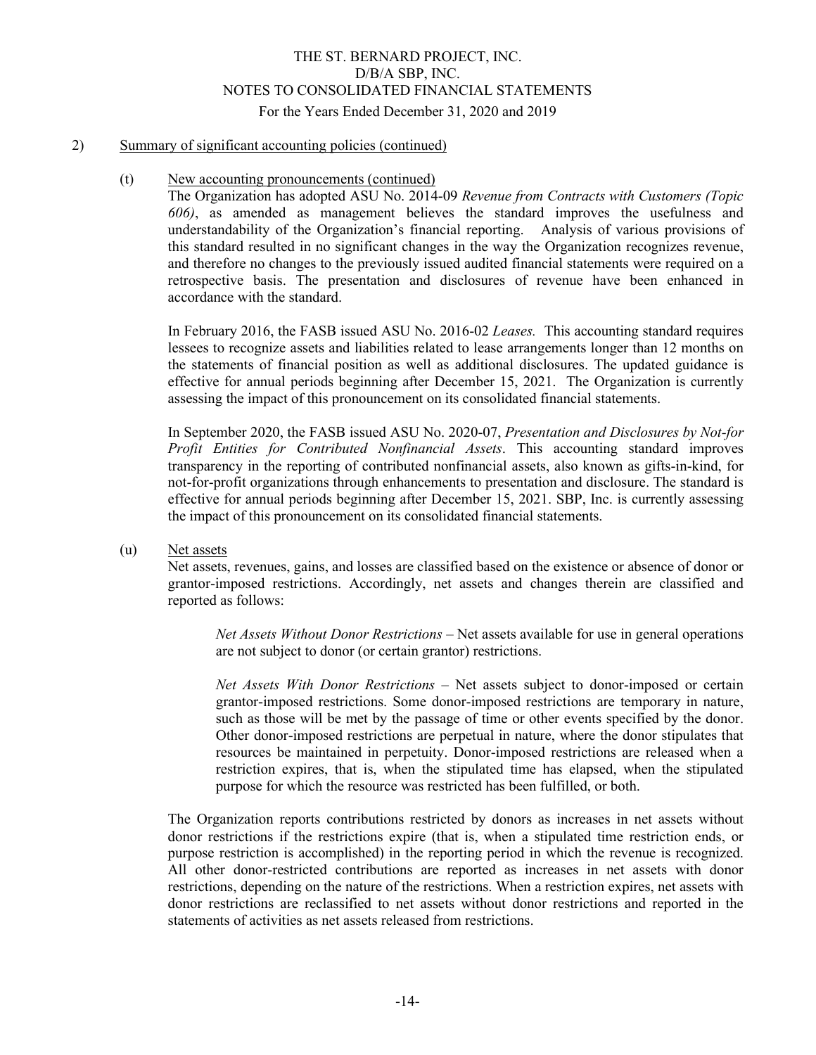## 2) Summary of significant accounting policies (continued)

### (t) New accounting pronouncements (continued)

The Organization has adopted ASU No. 2014-09 *Revenue from Contracts with Customers (Topic 606)*, as amended as management believes the standard improves the usefulness and understandability of the Organization's financial reporting. Analysis of various provisions of this standard resulted in no significant changes in the way the Organization recognizes revenue, and therefore no changes to the previously issued audited financial statements were required on a retrospective basis. The presentation and disclosures of revenue have been enhanced in accordance with the standard.

In February 2016, the FASB issued ASU No. 2016-02 *Leases.* This accounting standard requires lessees to recognize assets and liabilities related to lease arrangements longer than 12 months on the statements of financial position as well as additional disclosures. The updated guidance is effective for annual periods beginning after December 15, 2021. The Organization is currently assessing the impact of this pronouncement on its consolidated financial statements.

In September 2020, the FASB issued ASU No. 2020-07, *Presentation and Disclosures by Not-for Profit Entities for Contributed Nonfinancial Assets*. This accounting standard improves transparency in the reporting of contributed nonfinancial assets, also known as gifts-in-kind, for not-for-profit organizations through enhancements to presentation and disclosure. The standard is effective for annual periods beginning after December 15, 2021. SBP, Inc. is currently assessing the impact of this pronouncement on its consolidated financial statements.

### (u) Net assets

Net assets, revenues, gains, and losses are classified based on the existence or absence of donor or grantor-imposed restrictions. Accordingly, net assets and changes therein are classified and reported as follows:

> *Net Assets Without Donor Restrictions* – Net assets available for use in general operations are not subject to donor (or certain grantor) restrictions.
>
> *Net Assets With Donor Restrictions* – Net assets subject to donor-imposed or certain grantor-imposed restrictions. Some donor-imposed restrictions are temporary in nature, such as those will be met by the passage of time or other events specified by the donor. Other donor-imposed restrictions are perpetual in nature, where the donor stipulates that resources be maintained in perpetuity. Donor-imposed restrictions are released when a restriction expires, that is, when the stipulated time has elapsed, when the stipulated purpose for which the resource was restricted has been fulfilled, or both.

The Organization reports contributions restricted by donors as increases in net assets without donor restrictions if the restrictions expire (that is, when a stipulated time restriction ends, or purpose restriction is accomplished) in the reporting period in which the revenue is recognized. All other donor-restricted contributions are reported as increases in net assets with donor restrictions, depending on the nature of the restrictions. When a restriction expires, net assets with donor restrictions are reclassified to net assets without donor restrictions and reported in the statements of activities as net assets released from restrictions.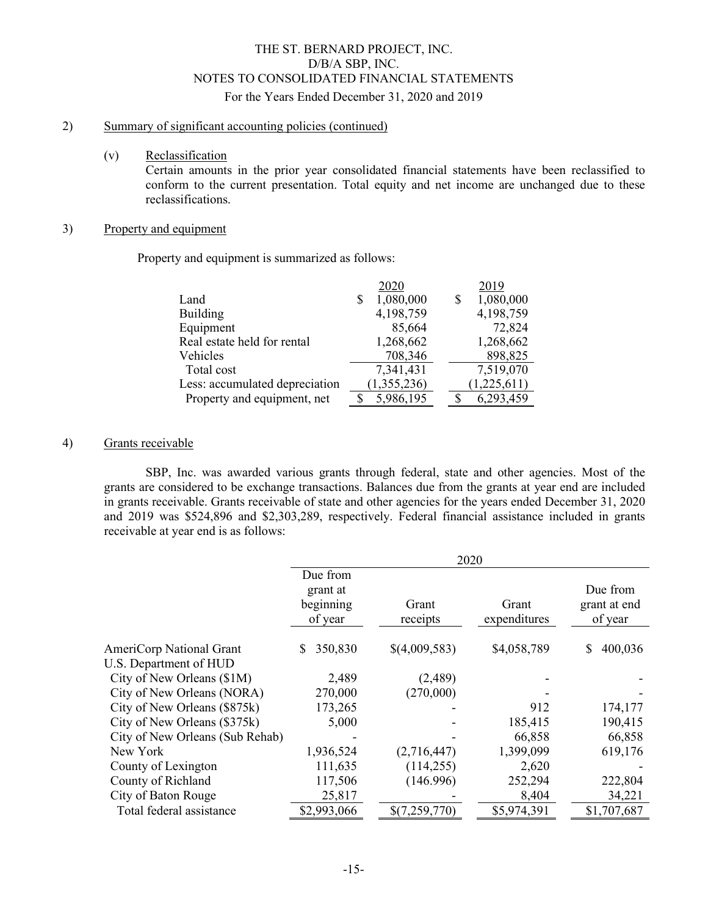THE ST. BERNARD PROJECT, INC.
D/B/A SBP, INC.
NOTES TO CONSOLIDATED FINANCIAL STATEMENTS
For the Years Ended December 31, 2020 and 2019

## 2) Summary of significant accounting policies (continued)

### (v) Reclassification

Certain amounts in the prior year consolidated financial statements have been reclassified to conform to the current presentation. Total equity and net income are unchanged due to these reclassifications.

## 3) Property and equipment

Property and equipment is summarized as follows:

| | 2020 | 2019 |
|---|---|---|
| Land | $ 1,080,000 | $ 1,080,000 |
| Building | 4,198,759 | 4,198,759 |
| Equipment | 85,664 | 72,824 |
| Real estate held for rental | 1,268,662 | 1,268,662 |
| Vehicles | 708,346 | 898,825 |
| Total cost | 7,341,431 | 7,519,070 |
| Less: accumulated depreciation | (1,355,236) | (1,225,611) |
| Property and equipment, net | $ 5,986,195 | $ 6,293,459 |

## 4) Grants receivable

SBP, Inc. was awarded various grants through federal, state and other agencies. Most of the grants are considered to be exchange transactions. Balances due from the grants at year end are included in grants receivable. Grants receivable of state and other agencies for the years ended December 31, 2020 and 2019 was $524,896 and $2,303,289, respectively. Federal financial assistance included in grants receivable at year end is as follows:

| | 2020 | | | |
|---|---|---|---|---|
| | Due from grant at beginning of year | Grant receipts | Grant expenditures | Due from grant at end of year |
| AmeriCorp National Grant | $ 350,830 | $(4,009,583) | $4,058,789 | $ 400,036 |
| U.S. Department of HUD | | | | |
| City of New Orleans ($1M) | 2,489 | (2,489) | - | - |
| City of New Orleans (NORA) | 270,000 | (270,000) | - | - |
| City of New Orleans ($875k) | 173,265 | - | 912 | 174,177 |
| City of New Orleans ($375k) | 5,000 | - | 185,415 | 190,415 |
| City of New Orleans (Sub Rehab) | - | - | 66,858 | 66,858 |
| New York | 1,936,524 | (2,716,447) | 1,399,099 | 619,176 |
| County of Lexington | 111,635 | (114,255) | 2,620 | - |
| County of Richland | 117,506 | (146.996) | 252,294 | 222,804 |
| City of Baton Rouge | 25,817 | - | 8,404 | 34,221 |
| Total federal assistance | $2,993,066 | $(7,259,770) | $5,974,391 | $1,707,687 |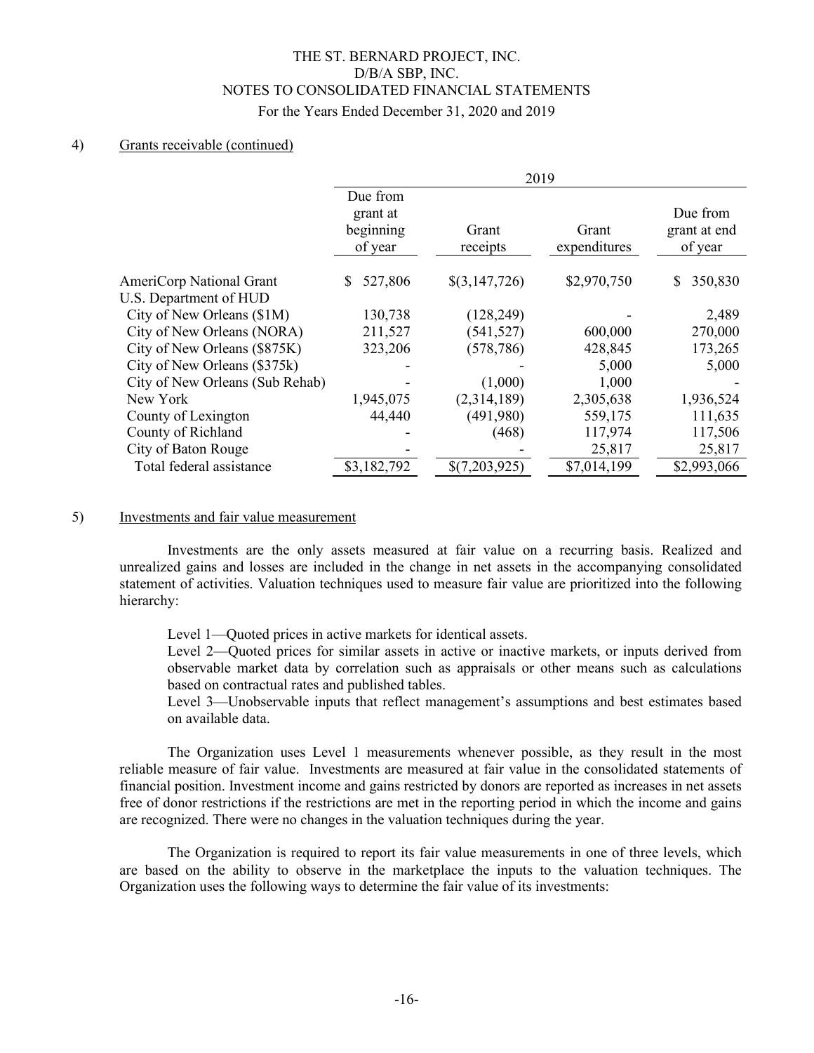## 4) Grants receivable (continued)

| | 2019 | | | |
|---|---|---|---|---|
| | Due from grant at beginning of year | Grant receipts | Grant expenditures | Due from grant at end of year |
| AmeriCorp National Grant | $ 527,806 | $(3,147,726) | $2,970,750 | $ 350,830 |
| U.S. Department of HUD | | | | |
| City of New Orleans ($1M) | 130,738 | (128,249) | - | 2,489 |
| City of New Orleans (NORA) | 211,527 | (541,527) | 600,000 | 270,000 |
| City of New Orleans ($875K) | 323,206 | (578,786) | 428,845 | 173,265 |
| City of New Orleans ($375k) | - | - | 5,000 | 5,000 |
| City of New Orleans (Sub Rehab) | - | (1,000) | 1,000 | - |
| New York | 1,945,075 | (2,314,189) | 2,305,638 | 1,936,524 |
| County of Lexington | 44,440 | (491,980) | 559,175 | 111,635 |
| County of Richland | - | (468) | 117,974 | 117,506 |
| City of Baton Rouge | - | - | 25,817 | 25,817 |
| Total federal assistance | $3,182,792 | $(7,203,925) | $7,014,199 | $2,993,066 |

## 5) Investments and fair value measurement

Investments are the only assets measured at fair value on a recurring basis. Realized and unrealized gains and losses are included in the change in net assets in the accompanying consolidated statement of activities. Valuation techniques used to measure fair value are prioritized into the following hierarchy:

Level 1—Quoted prices in active markets for identical assets.
Level 2—Quoted prices for similar assets in active or inactive markets, or inputs derived from observable market data by correlation such as appraisals or other means such as calculations based on contractual rates and published tables.
Level 3—Unobservable inputs that reflect management's assumptions and best estimates based on available data.

The Organization uses Level 1 measurements whenever possible, as they result in the most reliable measure of fair value. Investments are measured at fair value in the consolidated statements of financial position. Investment income and gains restricted by donors are reported as increases in net assets free of donor restrictions if the restrictions are met in the reporting period in which the income and gains are recognized. There were no changes in the valuation techniques during the year.

The Organization is required to report its fair value measurements in one of three levels, which are based on the ability to observe in the marketplace the inputs to the valuation techniques. The Organization uses the following ways to determine the fair value of its investments: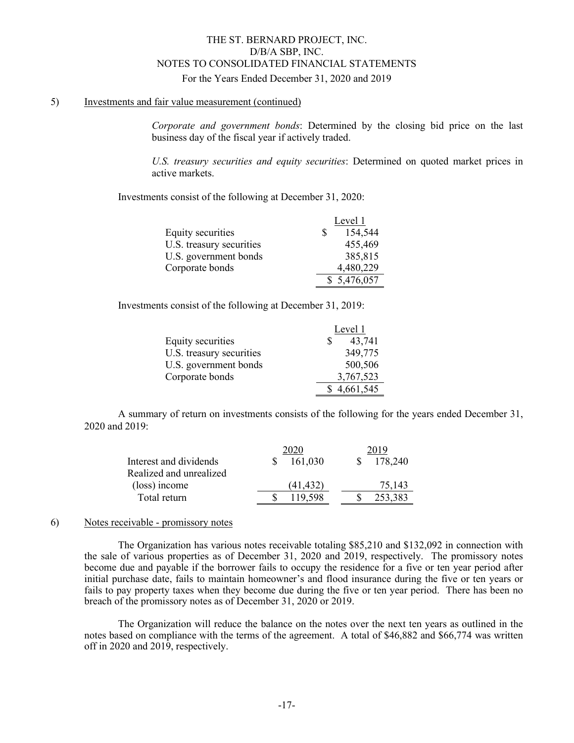THE ST. BERNARD PROJECT, INC.
D/B/A SBP, INC.
NOTES TO CONSOLIDATED FINANCIAL STATEMENTS
For the Years Ended December 31, 2020 and 2019

5) Investments and fair value measurement (continued)

*Corporate and government bonds*: Determined by the closing bid price on the last business day of the fiscal year if actively traded.

*U.S. treasury securities and equity securities*: Determined on quoted market prices in active markets.

Investments consist of the following at December 31, 2020:

| | Level 1 |
|---|---|
| Equity securities | $ 154,544 |
| U.S. treasury securities | 455,469 |
| U.S. government bonds | 385,815 |
| Corporate bonds | 4,480,229 |
| | $ 5,476,057 |

Investments consist of the following at December 31, 2019:

| | Level 1 |
|---|---|
| Equity securities | $ 43,741 |
| U.S. treasury securities | 349,775 |
| U.S. government bonds | 500,506 |
| Corporate bonds | 3,767,523 |
| | $ 4,661,545 |

A summary of return on investments consists of the following for the years ended December 31, 2020 and 2019:

| | 2020 | 2019 |
|---|---|---|
| Interest and dividends | $ 161,030 | $ 178,240 |
| Realized and unrealized (loss) income | (41,432) | 75,143 |
| Total return | $ 119,598 | $ 253,383 |

6) Notes receivable - promissory notes

The Organization has various notes receivable totaling $85,210 and $132,092 in connection with the sale of various properties as of December 31, 2020 and 2019, respectively. The promissory notes become due and payable if the borrower fails to occupy the residence for a five or ten year period after initial purchase date, fails to maintain homeowner's and flood insurance during the five or ten years or fails to pay property taxes when they become due during the five or ten year period. There has been no breach of the promissory notes as of December 31, 2020 or 2019.

The Organization will reduce the balance on the notes over the next ten years as outlined in the notes based on compliance with the terms of the agreement. A total of $46,882 and $66,774 was written off in 2020 and 2019, respectively.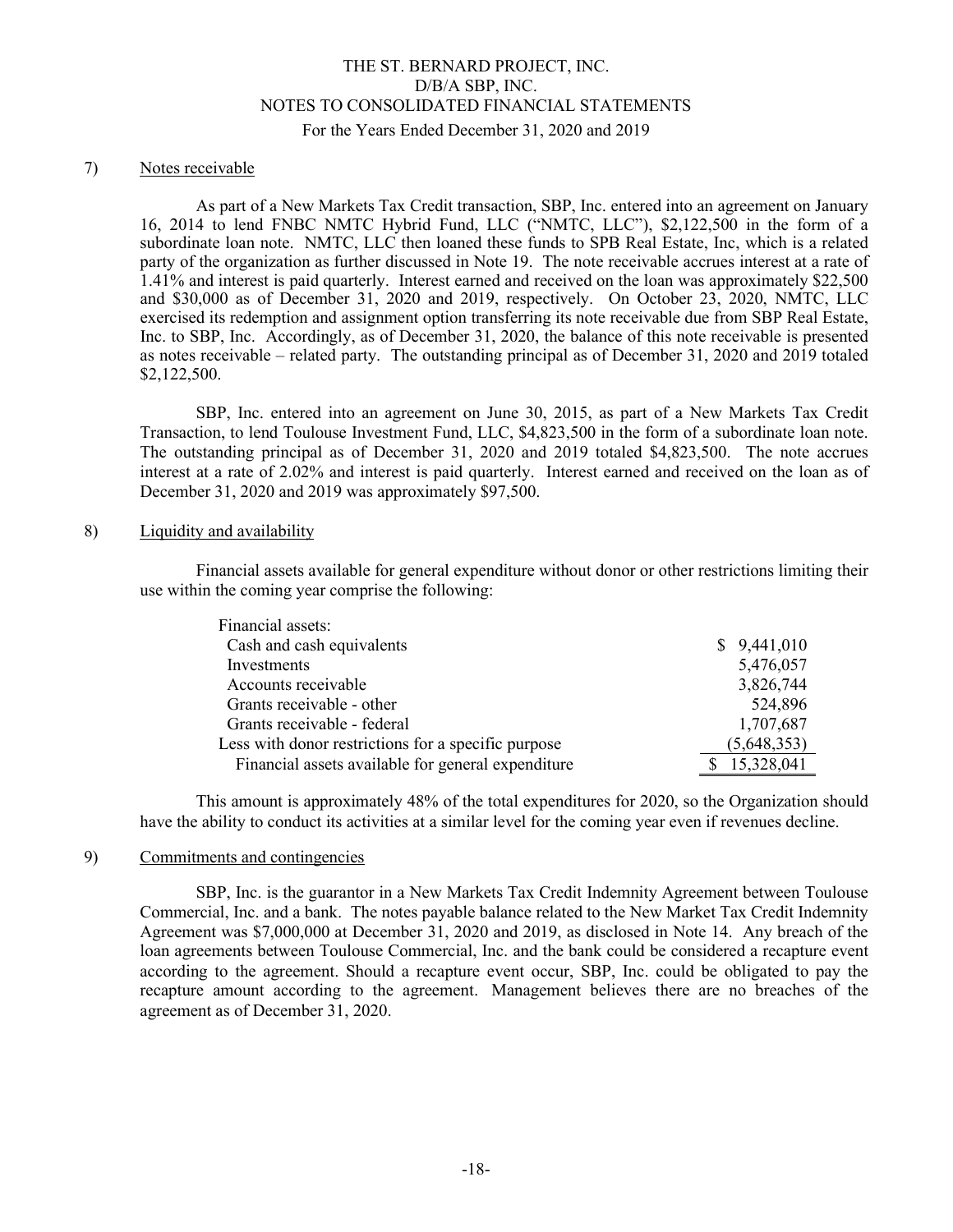## 7) Notes receivable

As part of a New Markets Tax Credit transaction, SBP, Inc. entered into an agreement on January 16, 2014 to lend FNBC NMTC Hybrid Fund, LLC ("NMTC, LLC"), $2,122,500 in the form of a subordinate loan note. NMTC, LLC then loaned these funds to SPB Real Estate, Inc, which is a related party of the organization as further discussed in Note 19. The note receivable accrues interest at a rate of 1.41% and interest is paid quarterly. Interest earned and received on the loan was approximately $22,500 and $30,000 as of December 31, 2020 and 2019, respectively. On October 23, 2020, NMTC, LLC exercised its redemption and assignment option transferring its note receivable due from SBP Real Estate, Inc. to SBP, Inc. Accordingly, as of December 31, 2020, the balance of this note receivable is presented as notes receivable – related party. The outstanding principal as of December 31, 2020 and 2019 totaled $2,122,500.

SBP, Inc. entered into an agreement on June 30, 2015, as part of a New Markets Tax Credit Transaction, to lend Toulouse Investment Fund, LLC, $4,823,500 in the form of a subordinate loan note. The outstanding principal as of December 31, 2020 and 2019 totaled $4,823,500. The note accrues interest at a rate of 2.02% and interest is paid quarterly. Interest earned and received on the loan as of December 31, 2020 and 2019 was approximately $97,500.

## 8) Liquidity and availability

Financial assets available for general expenditure without donor or other restrictions limiting their use within the coming year comprise the following:

| | |
|---|---|
| Financial assets: | |
| Cash and cash equivalents | $ 9,441,010 |
| Investments | 5,476,057 |
| Accounts receivable | 3,826,744 |
| Grants receivable - other | 524,896 |
| Grants receivable - federal | 1,707,687 |
| Less with donor restrictions for a specific purpose | (5,648,353) |
| Financial assets available for general expenditure | $ 15,328,041 |

This amount is approximately 48% of the total expenditures for 2020, so the Organization should have the ability to conduct its activities at a similar level for the coming year even if revenues decline.

## 9) Commitments and contingencies

SBP, Inc. is the guarantor in a New Markets Tax Credit Indemnity Agreement between Toulouse Commercial, Inc. and a bank. The notes payable balance related to the New Market Tax Credit Indemnity Agreement was $7,000,000 at December 31, 2020 and 2019, as disclosed in Note 14. Any breach of the loan agreements between Toulouse Commercial, Inc. and the bank could be considered a recapture event according to the agreement. Should a recapture event occur, SBP, Inc. could be obligated to pay the recapture amount according to the agreement. Management believes there are no breaches of the agreement as of December 31, 2020.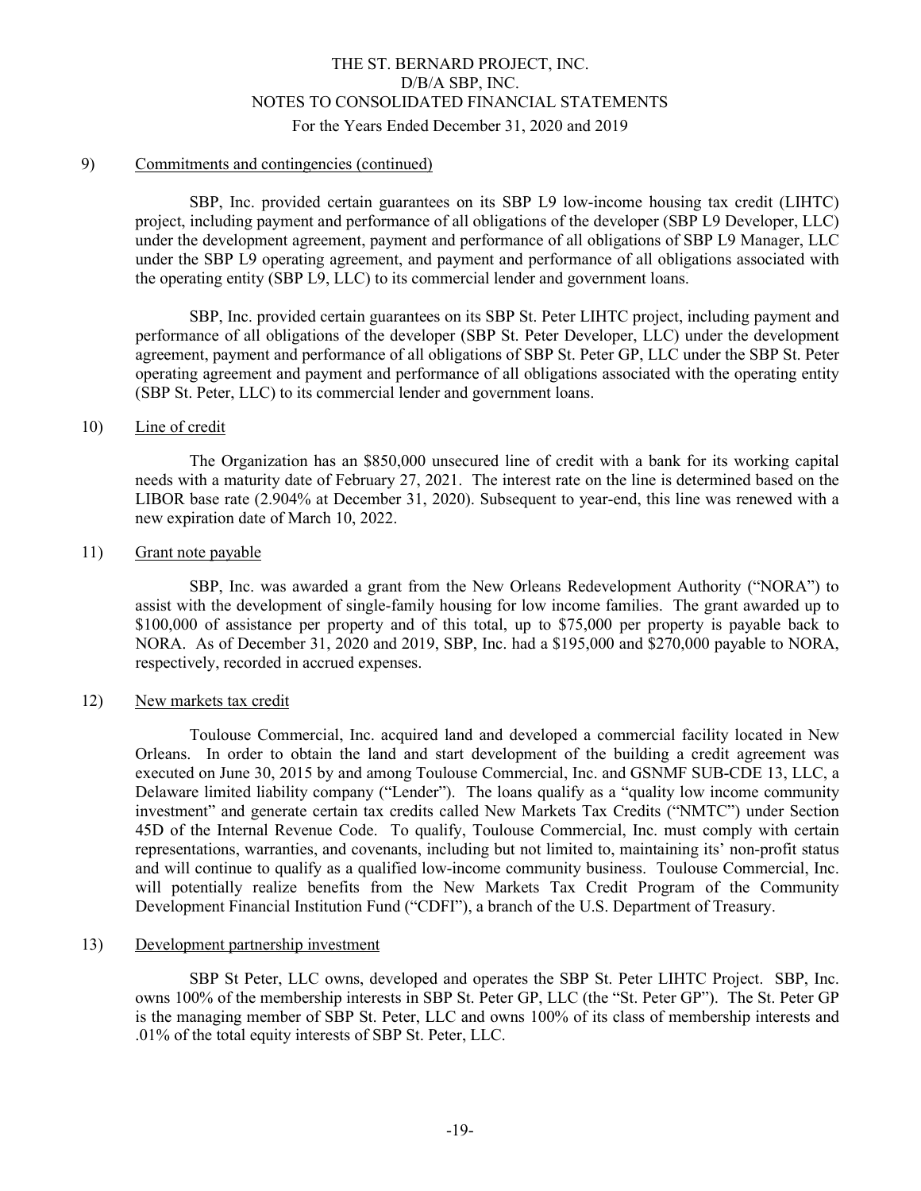9) Commitments and contingencies (continued)

SBP, Inc. provided certain guarantees on its SBP L9 low-income housing tax credit (LIHTC) project, including payment and performance of all obligations of the developer (SBP L9 Developer, LLC) under the development agreement, payment and performance of all obligations of SBP L9 Manager, LLC under the SBP L9 operating agreement, and payment and performance of all obligations associated with the operating entity (SBP L9, LLC) to its commercial lender and government loans.

SBP, Inc. provided certain guarantees on its SBP St. Peter LIHTC project, including payment and performance of all obligations of the developer (SBP St. Peter Developer, LLC) under the development agreement, payment and performance of all obligations of SBP St. Peter GP, LLC under the SBP St. Peter operating agreement and payment and performance of all obligations associated with the operating entity (SBP St. Peter, LLC) to its commercial lender and government loans.

10) Line of credit

The Organization has an $850,000 unsecured line of credit with a bank for its working capital needs with a maturity date of February 27, 2021. The interest rate on the line is determined based on the LIBOR base rate (2.904% at December 31, 2020). Subsequent to year-end, this line was renewed with a new expiration date of March 10, 2022.

11) Grant note payable

SBP, Inc. was awarded a grant from the New Orleans Redevelopment Authority ("NORA") to assist with the development of single-family housing for low income families. The grant awarded up to $100,000 of assistance per property and of this total, up to $75,000 per property is payable back to NORA. As of December 31, 2020 and 2019, SBP, Inc. had a $195,000 and $270,000 payable to NORA, respectively, recorded in accrued expenses.

12) New markets tax credit

Toulouse Commercial, Inc. acquired land and developed a commercial facility located in New Orleans. In order to obtain the land and start development of the building a credit agreement was executed on June 30, 2015 by and among Toulouse Commercial, Inc. and GSNMF SUB-CDE 13, LLC, a Delaware limited liability company ("Lender"). The loans qualify as a "quality low income community investment" and generate certain tax credits called New Markets Tax Credits ("NMTC") under Section 45D of the Internal Revenue Code. To qualify, Toulouse Commercial, Inc. must comply with certain representations, warranties, and covenants, including but not limited to, maintaining its' non-profit status and will continue to qualify as a qualified low-income community business. Toulouse Commercial, Inc. will potentially realize benefits from the New Markets Tax Credit Program of the Community Development Financial Institution Fund ("CDFI"), a branch of the U.S. Department of Treasury.

13) Development partnership investment

SBP St Peter, LLC owns, developed and operates the SBP St. Peter LIHTC Project. SBP, Inc. owns 100% of the membership interests in SBP St. Peter GP, LLC (the "St. Peter GP"). The St. Peter GP is the managing member of SBP St. Peter, LLC and owns 100% of its class of membership interests and .01% of the total equity interests of SBP St. Peter, LLC.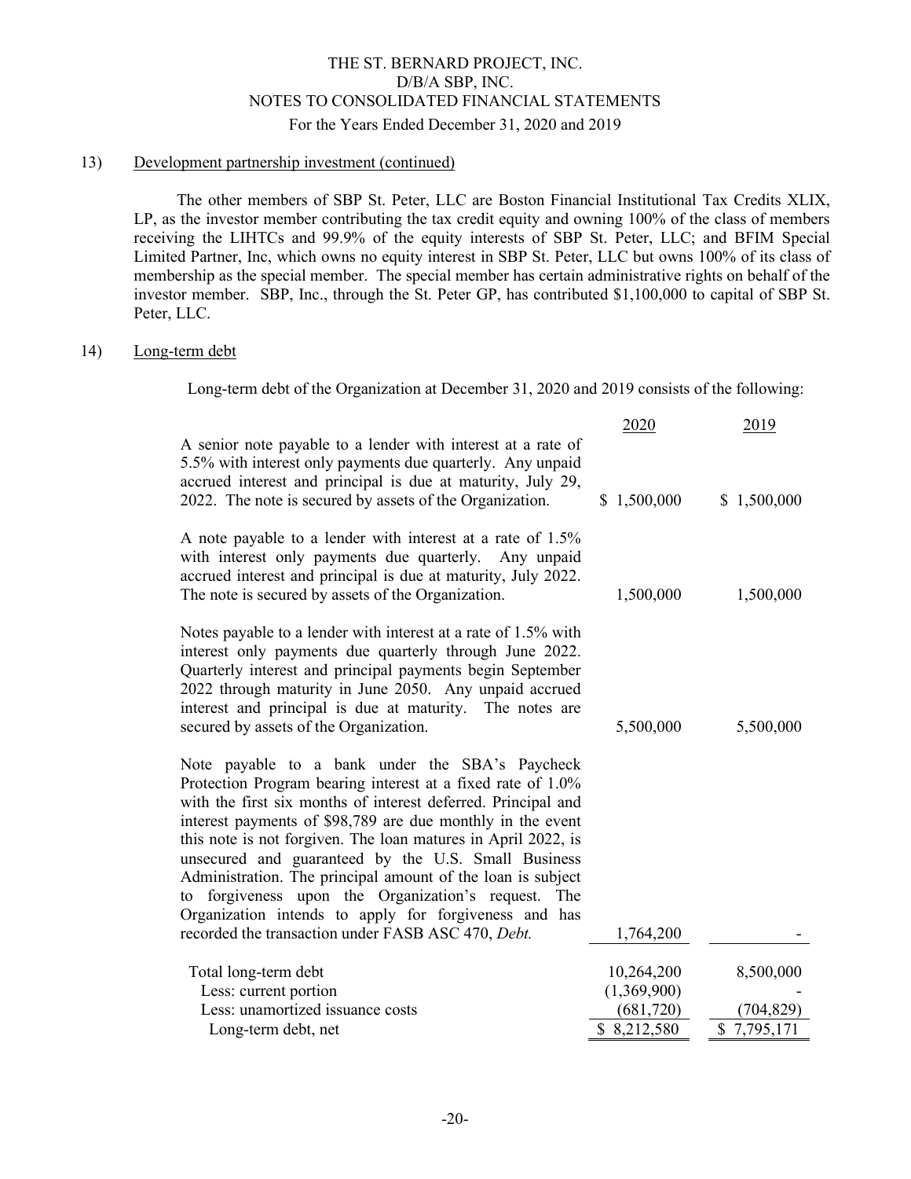### 13) Development partnership investment (continued)

The other members of SBP St. Peter, LLC are Boston Financial Institutional Tax Credits XLIX, LP, as the investor member contributing the tax credit equity and owning 100% of the class of members receiving the LIHTCs and 99.9% of the equity interests of SBP St. Peter, LLC; and BFIM Special Limited Partner, Inc, which owns no equity interest in SBP St. Peter, LLC but owns 100% of its class of membership as the special member. The special member has certain administrative rights on behalf of the investor member. SBP, Inc., through the St. Peter GP, has contributed \$1,100,000 to capital of SBP St. Peter, LLC.

### 14) Long-term debt

Long-term debt of the Organization at December 31, 2020 and 2019 consists of the following:

| | 2020 | 2019 |
|---|---|---|
| A senior note payable to a lender with interest at a rate of 5.5% with interest only payments due quarterly. Any unpaid accrued interest and principal is due at maturity, July 29, 2022. The note is secured by assets of the Organization. | \$ 1,500,000 | \$ 1,500,000 |
| A note payable to a lender with interest at a rate of 1.5% with interest only payments due quarterly. Any unpaid accrued interest and principal is due at maturity, July 2022. The note is secured by assets of the Organization. | 1,500,000 | 1,500,000 |
| Notes payable to a lender with interest at a rate of 1.5% with interest only payments due quarterly through June 2022. Quarterly interest and principal payments begin September 2022 through maturity in June 2050. Any unpaid accrued interest and principal is due at maturity. The notes are secured by assets of the Organization. | 5,500,000 | 5,500,000 |
| Note payable to a bank under the SBA's Paycheck Protection Program bearing interest at a fixed rate of 1.0% with the first six months of interest deferred. Principal and interest payments of \$98,789 are due monthly in the event this note is not forgiven. The loan matures in April 2022, is unsecured and guaranteed by the U.S. Small Business Administration. The principal amount of the loan is subject to forgiveness upon the Organization's request. The Organization intends to apply for forgiveness and has recorded the transaction under FASB ASC 470, *Debt.* | 1,764,200 | - |
| Total long-term debt | 10,264,200 | 8,500,000 |
| Less: current portion | (1,369,900) | - |
| Less: unamortized issuance costs | (681,720) | (704,829) |
| Long-term debt, net | \$ 8,212,580 | \$ 7,795,171 |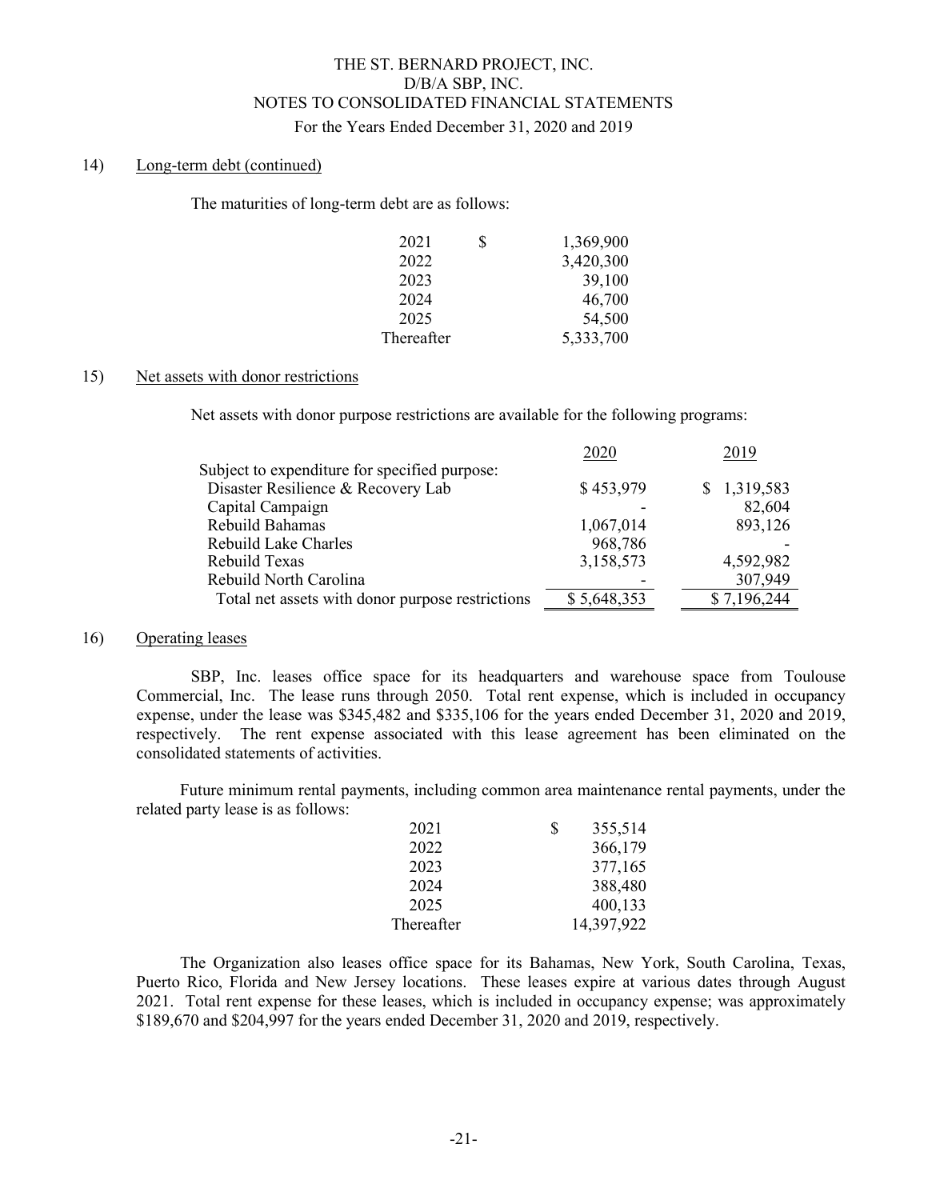## 14) Long-term debt (continued)

The maturities of long-term debt are as follows:

| | |
|---|---|
| 2021 | $ 1,369,900 |
| 2022 | 3,420,300 |
| 2023 | 39,100 |
| 2024 | 46,700 |
| 2025 | 54,500 |
| Thereafter | 5,333,700 |

## 15) Net assets with donor restrictions

Net assets with donor purpose restrictions are available for the following programs:

| | 2020 | 2019 |
|---|---|---|
| Subject to expenditure for specified purpose: | | |
| Disaster Resilience & Recovery Lab | $ 453,979 | $ 1,319,583 |
| Capital Campaign | - | 82,604 |
| Rebuild Bahamas | 1,067,014 | 893,126 |
| Rebuild Lake Charles | 968,786 | - |
| Rebuild Texas | 3,158,573 | 4,592,982 |
| Rebuild North Carolina | - | 307,949 |
| Total net assets with donor purpose restrictions | $ 5,648,353 | $ 7,196,244 |

## 16) Operating leases

SBP, Inc. leases office space for its headquarters and warehouse space from Toulouse Commercial, Inc. The lease runs through 2050. Total rent expense, which is included in occupancy expense, under the lease was $345,482 and $335,106 for the years ended December 31, 2020 and 2019, respectively. The rent expense associated with this lease agreement has been eliminated on the consolidated statements of activities.

Future minimum rental payments, including common area maintenance rental payments, under the related party lease is as follows:

| | |
|---|---|
| 2021 | $ 355,514 |
| 2022 | 366,179 |
| 2023 | 377,165 |
| 2024 | 388,480 |
| 2025 | 400,133 |
| Thereafter | 14,397,922 |

The Organization also leases office space for its Bahamas, New York, South Carolina, Texas, Puerto Rico, Florida and New Jersey locations. These leases expire at various dates through August 2021. Total rent expense for these leases, which is included in occupancy expense; was approximately $189,670 and $204,997 for the years ended December 31, 2020 and 2019, respectively.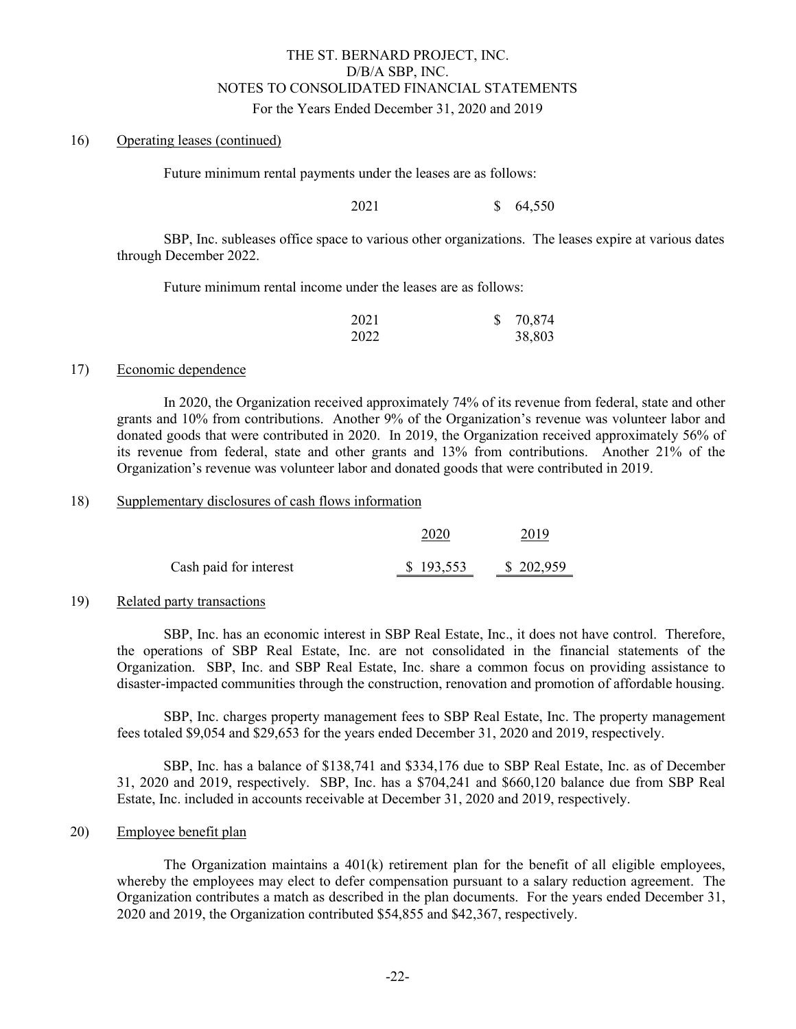## 16) Operating leases (continued)

Future minimum rental payments under the leases are as follows:

| | |
|---|---|
| 2021 | $ 64,550 |

SBP, Inc. subleases office space to various other organizations. The leases expire at various dates through December 2022.

Future minimum rental income under the leases are as follows:

| | |
|---|---|
| 2021 | $ 70,874 |
| 2022 | 38,803 |

## 17) Economic dependence

In 2020, the Organization received approximately 74% of its revenue from federal, state and other grants and 10% from contributions. Another 9% of the Organization's revenue was volunteer labor and donated goods that were contributed in 2020. In 2019, the Organization received approximately 56% of its revenue from federal, state and other grants and 13% from contributions. Another 21% of the Organization's revenue was volunteer labor and donated goods that were contributed in 2019.

## 18) Supplementary disclosures of cash flows information

| | 2020 | 2019 |
|---|---|---|
| Cash paid for interest | $ 193,553 | $ 202,959 |

## 19) Related party transactions

SBP, Inc. has an economic interest in SBP Real Estate, Inc., it does not have control. Therefore, the operations of SBP Real Estate, Inc. are not consolidated in the financial statements of the Organization. SBP, Inc. and SBP Real Estate, Inc. share a common focus on providing assistance to disaster-impacted communities through the construction, renovation and promotion of affordable housing.

SBP, Inc. charges property management fees to SBP Real Estate, Inc. The property management fees totaled $9,054 and $29,653 for the years ended December 31, 2020 and 2019, respectively.

SBP, Inc. has a balance of $138,741 and $334,176 due to SBP Real Estate, Inc. as of December 31, 2020 and 2019, respectively. SBP, Inc. has a $704,241 and $660,120 balance due from SBP Real Estate, Inc. included in accounts receivable at December 31, 2020 and 2019, respectively.

## 20) Employee benefit plan

The Organization maintains a 401(k) retirement plan for the benefit of all eligible employees, whereby the employees may elect to defer compensation pursuant to a salary reduction agreement. The Organization contributes a match as described in the plan documents. For the years ended December 31, 2020 and 2019, the Organization contributed $54,855 and $42,367, respectively.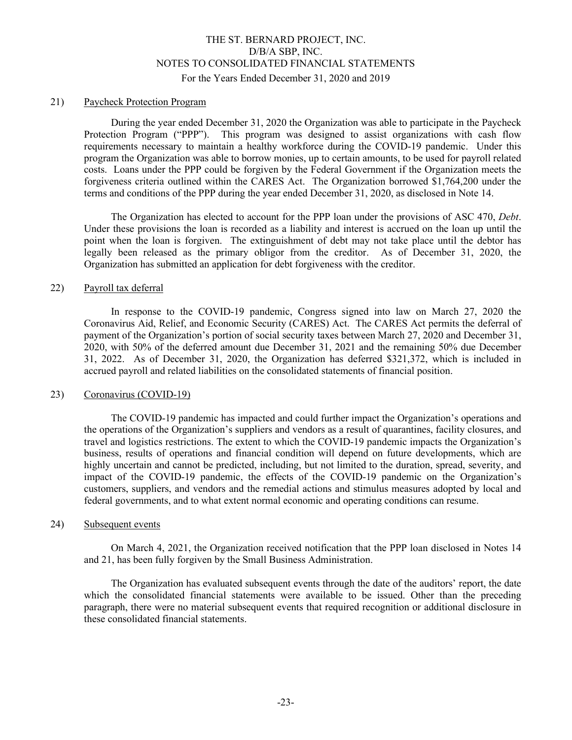THE ST. BERNARD PROJECT, INC.
D/B/A SBP, INC.
NOTES TO CONSOLIDATED FINANCIAL STATEMENTS
For the Years Ended December 31, 2020 and 2019

## 21) Paycheck Protection Program

During the year ended December 31, 2020 the Organization was able to participate in the Paycheck Protection Program ("PPP"). This program was designed to assist organizations with cash flow requirements necessary to maintain a healthy workforce during the COVID-19 pandemic. Under this program the Organization was able to borrow monies, up to certain amounts, to be used for payroll related costs. Loans under the PPP could be forgiven by the Federal Government if the Organization meets the forgiveness criteria outlined within the CARES Act. The Organization borrowed \$1,764,200 under the terms and conditions of the PPP during the year ended December 31, 2020, as disclosed in Note 14.

The Organization has elected to account for the PPP loan under the provisions of ASC 470, *Debt*. Under these provisions the loan is recorded as a liability and interest is accrued on the loan up until the point when the loan is forgiven. The extinguishment of debt may not take place until the debtor has legally been released as the primary obligor from the creditor. As of December 31, 2020, the Organization has submitted an application for debt forgiveness with the creditor.

## 22) Payroll tax deferral

In response to the COVID-19 pandemic, Congress signed into law on March 27, 2020 the Coronavirus Aid, Relief, and Economic Security (CARES) Act. The CARES Act permits the deferral of payment of the Organization's portion of social security taxes between March 27, 2020 and December 31, 2020, with 50% of the deferred amount due December 31, 2021 and the remaining 50% due December 31, 2022. As of December 31, 2020, the Organization has deferred \$321,372, which is included in accrued payroll and related liabilities on the consolidated statements of financial position.

## 23) Coronavirus (COVID-19)

The COVID-19 pandemic has impacted and could further impact the Organization's operations and the operations of the Organization's suppliers and vendors as a result of quarantines, facility closures, and travel and logistics restrictions. The extent to which the COVID-19 pandemic impacts the Organization's business, results of operations and financial condition will depend on future developments, which are highly uncertain and cannot be predicted, including, but not limited to the duration, spread, severity, and impact of the COVID-19 pandemic, the effects of the COVID-19 pandemic on the Organization's customers, suppliers, and vendors and the remedial actions and stimulus measures adopted by local and federal governments, and to what extent normal economic and operating conditions can resume.

## 24) Subsequent events

On March 4, 2021, the Organization received notification that the PPP loan disclosed in Notes 14 and 21, has been fully forgiven by the Small Business Administration.

The Organization has evaluated subsequent events through the date of the auditors' report, the date which the consolidated financial statements were available to be issued. Other than the preceding paragraph, there were no material subsequent events that required recognition or additional disclosure in these consolidated financial statements.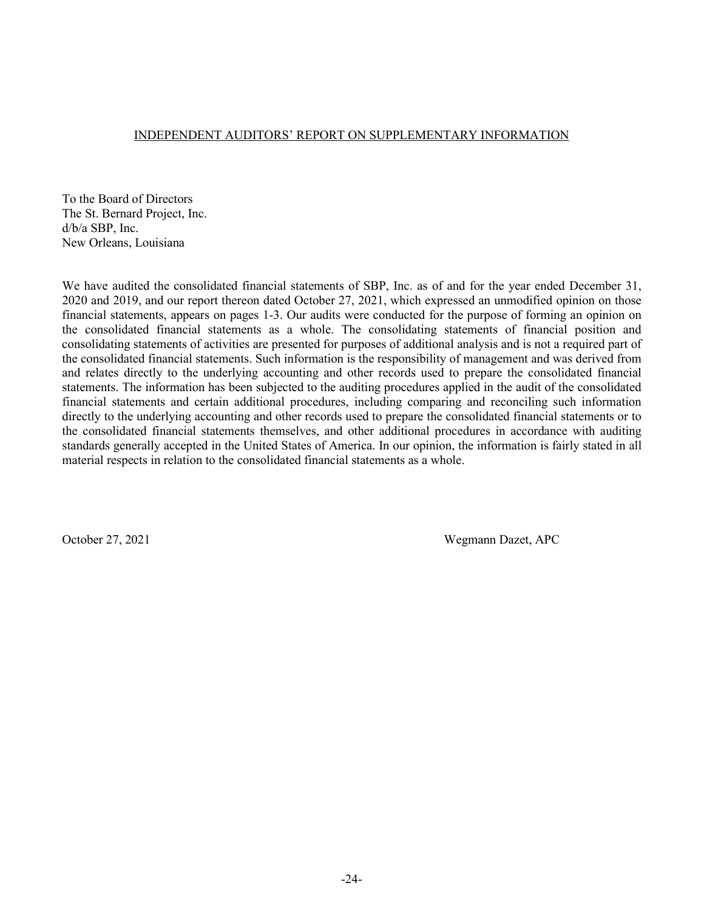## INDEPENDENT AUDITORS' REPORT ON SUPPLEMENTARY INFORMATION

To the Board of Directors
The St. Bernard Project, Inc.
d/b/a SBP, Inc.
New Orleans, Louisiana

We have audited the consolidated financial statements of SBP, Inc. as of and for the year ended December 31, 2020 and 2019, and our report thereon dated October 27, 2021, which expressed an unmodified opinion on those financial statements, appears on pages 1-3. Our audits were conducted for the purpose of forming an opinion on the consolidated financial statements as a whole. The consolidating statements of financial position and consolidating statements of activities are presented for purposes of additional analysis and is not a required part of the consolidated financial statements. Such information is the responsibility of management and was derived from and relates directly to the underlying accounting and other records used to prepare the consolidated financial statements. The information has been subjected to the auditing procedures applied in the audit of the consolidated financial statements and certain additional procedures, including comparing and reconciling such information directly to the underlying accounting and other records used to prepare the consolidated financial statements or to the consolidated financial statements themselves, and other additional procedures in accordance with auditing standards generally accepted in the United States of America. In our opinion, the information is fairly stated in all material respects in relation to the consolidated financial statements as a whole.

October 27, 2021

Wegmann Dazet, APC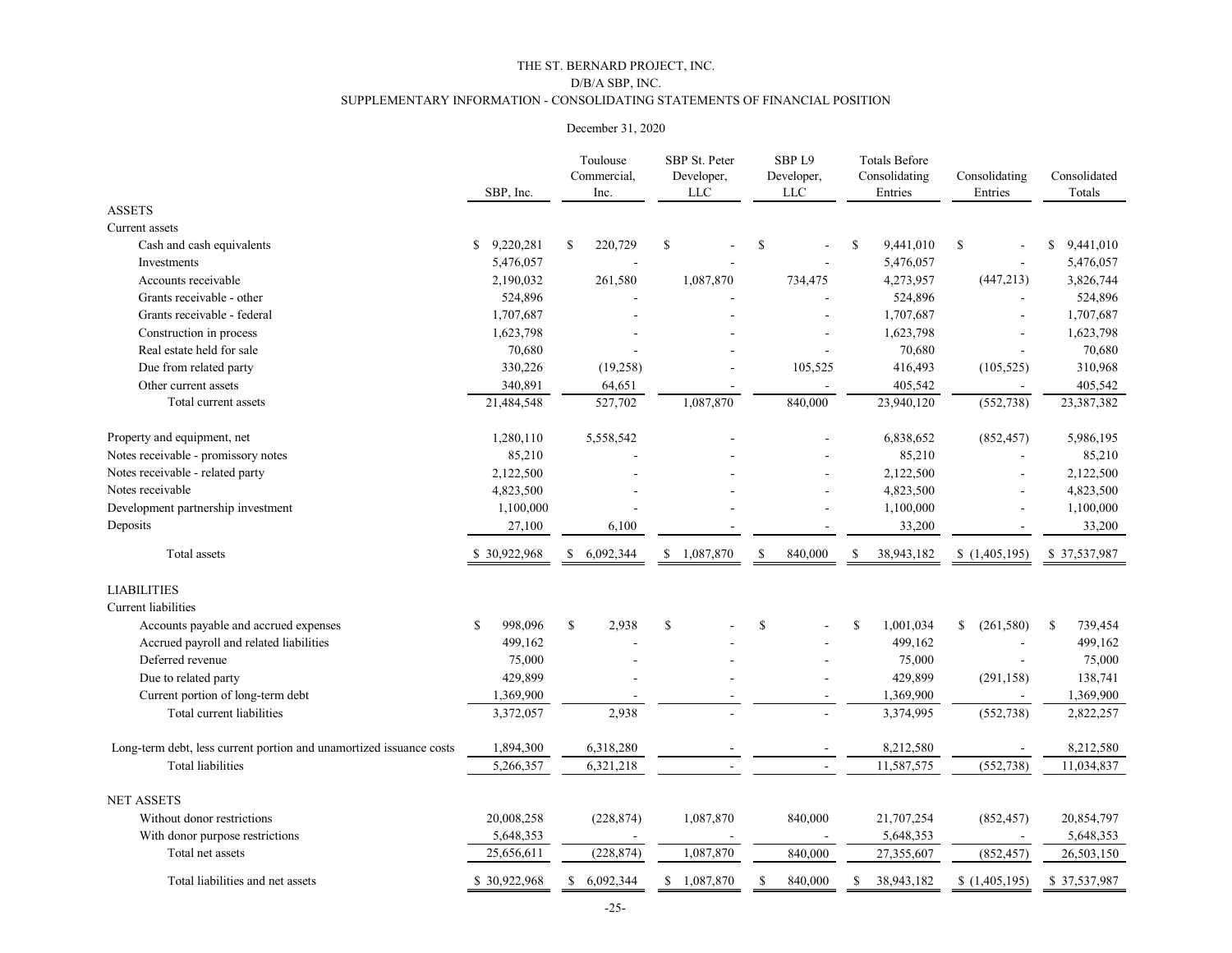# THE ST. BERNARD PROJECT, INC.
## D/B/A SBP, INC.
## SUPPLEMENTARY INFORMATION - CONSOLIDATING STATEMENTS OF FINANCIAL POSITION

December 31, 2020

| | SBP, Inc. | Toulouse Commercial, Inc. | SBP St. Peter Developer, LLC | SBP L9 Developer, LLC | Totals Before Consolidating Entries | Consolidating Entries | Consolidated Totals |
|---|---|---|---|---|---|---|---|
| **ASSETS** | | | | | | | |
| Current assets | | | | | | | |
| Cash and cash equivalents | $ 9,220,281 | $ 220,729 | $ - | $ - | $ 9,441,010 | $ - | $ 9,441,010 |
| Investments | 5,476,057 | - | - | - | 5,476,057 | - | 5,476,057 |
| Accounts receivable | 2,190,032 | 261,580 | 1,087,870 | 734,475 | 4,273,957 | (447,213) | 3,826,744 |
| Grants receivable - other | 524,896 | - | - | - | 524,896 | - | 524,896 |
| Grants receivable - federal | 1,707,687 | - | - | - | 1,707,687 | - | 1,707,687 |
| Construction in process | 1,623,798 | - | - | - | 1,623,798 | - | 1,623,798 |
| Real estate held for sale | 70,680 | - | - | - | 70,680 | - | 70,680 |
| Due from related party | 330,226 | (19,258) | - | 105,525 | 416,493 | (105,525) | 310,968 |
| Other current assets | 340,891 | 64,651 | - | - | 405,542 | - | 405,542 |
| Total current assets | 21,484,548 | 527,702 | 1,087,870 | 840,000 | 23,940,120 | (552,738) | 23,387,382 |
| Property and equipment, net | 1,280,110 | 5,558,542 | - | - | 6,838,652 | (852,457) | 5,986,195 |
| Notes receivable - promissory notes | 85,210 | - | - | - | 85,210 | - | 85,210 |
| Notes receivable - related party | 2,122,500 | - | - | - | 2,122,500 | - | 2,122,500 |
| Notes receivable | 4,823,500 | - | - | - | 4,823,500 | - | 4,823,500 |
| Development partnership investment | 1,100,000 | - | - | - | 1,100,000 | - | 1,100,000 |
| Deposits | 27,100 | 6,100 | - | - | 33,200 | - | 33,200 |
| Total assets | $ 30,922,968 | $ 6,092,344 | $ 1,087,870 | $ 840,000 | $ 38,943,182 | $ (1,405,195) | $ 37,537,987 |
| **LIABILITIES** | | | | | | | |
| Current liabilities | | | | | | | |
| Accounts payable and accrued expenses | $ 998,096 | $ 2,938 | $ - | $ - | $ 1,001,034 | $ (261,580) | $ 739,454 |
| Accrued payroll and related liabilities | 499,162 | - | - | - | 499,162 | - | 499,162 |
| Deferred revenue | 75,000 | - | - | - | 75,000 | - | 75,000 |
| Due to related party | 429,899 | - | - | - | 429,899 | (291,158) | 138,741 |
| Current portion of long-term debt | 1,369,900 | - | - | - | 1,369,900 | - | 1,369,900 |
| Total current liabilities | 3,372,057 | 2,938 | - | - | 3,374,995 | (552,738) | 2,822,257 |
| Long-term debt, less current portion and unamortized issuance costs | 1,894,300 | 6,318,280 | - | - | 8,212,580 | - | 8,212,580 |
| Total liabilities | 5,266,357 | 6,321,218 | - | - | 11,587,575 | (552,738) | 11,034,837 |
| **NET ASSETS** | | | | | | | |
| Without donor restrictions | 20,008,258 | (228,874) | 1,087,870 | 840,000 | 21,707,254 | (852,457) | 20,854,797 |
| With donor purpose restrictions | 5,648,353 | - | - | - | 5,648,353 | - | 5,648,353 |
| Total net assets | 25,656,611 | (228,874) | 1,087,870 | 840,000 | 27,355,607 | (852,457) | 26,503,150 |
| Total liabilities and net assets | $ 30,922,968 | $ 6,092,344 | $ 1,087,870 | $ 840,000 | $ 38,943,182 | $ (1,405,195) | $ 37,537,987 |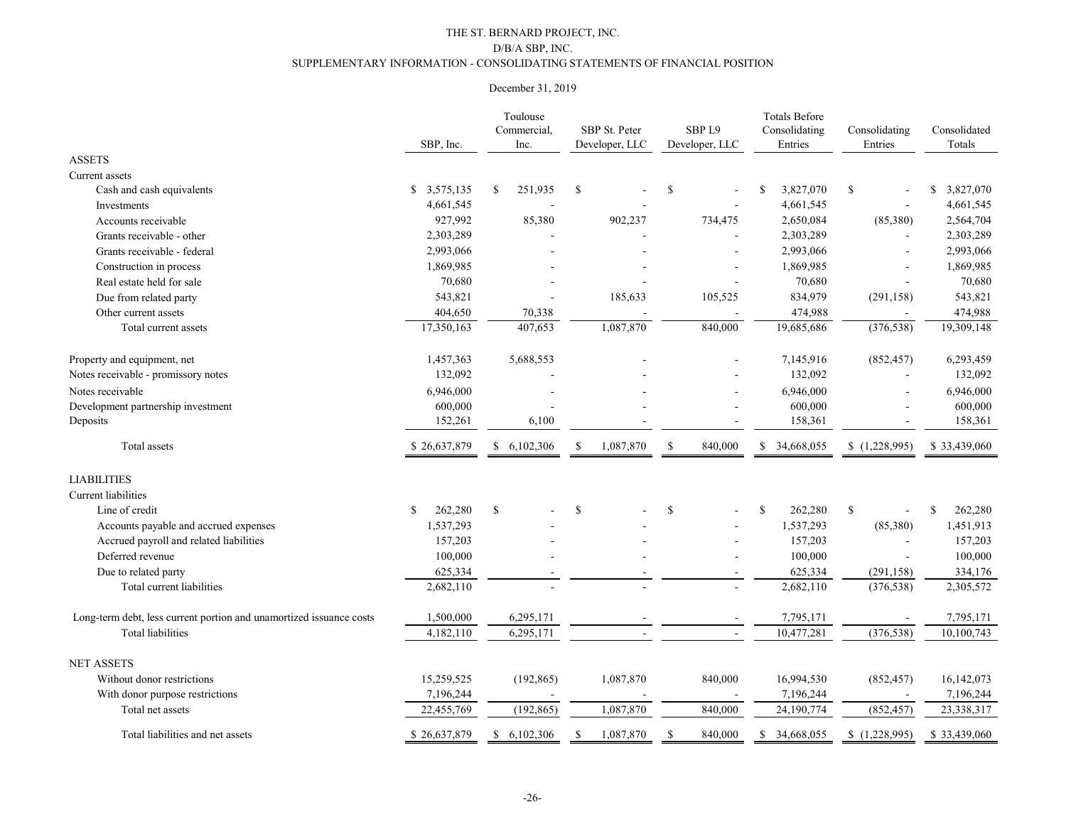THE ST. BERNARD PROJECT, INC.

D/B/A SBP, INC.

SUPPLEMENTARY INFORMATION - CONSOLIDATING STATEMENTS OF FINANCIAL POSITION

December 31, 2019

| | SBP, Inc. | Toulouse Commercial, Inc. | SBP St. Peter Developer, LLC | SBP L9 Developer, LLC | Totals Before Consolidating Entries | Consolidating Entries | Consolidated Totals |
|---|---|---|---|---|---|---|---|
| **ASSETS** | | | | | | | |
| Current assets | | | | | | | |
| Cash and cash equivalents | $ 3,575,135 | $ 251,935 | $ - | $ - | $ 3,827,070 | $ - | $ 3,827,070 |
| Investments | 4,661,545 | - | - | - | 4,661,545 | - | 4,661,545 |
| Accounts receivable | 927,992 | 85,380 | 902,237 | 734,475 | 2,650,084 | (85,380) | 2,564,704 |
| Grants receivable - other | 2,303,289 | - | - | - | 2,303,289 | - | 2,303,289 |
| Grants receivable - federal | 2,993,066 | - | - | - | 2,993,066 | - | 2,993,066 |
| Construction in process | 1,869,985 | - | - | - | 1,869,985 | - | 1,869,985 |
| Real estate held for sale | 70,680 | - | - | - | 70,680 | - | 70,680 |
| Due from related party | 543,821 | - | 185,633 | 105,525 | 834,979 | (291,158) | 543,821 |
| Other current assets | 404,650 | 70,338 | - | - | 474,988 | - | 474,988 |
| Total current assets | 17,350,163 | 407,653 | 1,087,870 | 840,000 | 19,685,686 | (376,538) | 19,309,148 |
| Property and equipment, net | 1,457,363 | 5,688,553 | - | - | 7,145,916 | (852,457) | 6,293,459 |
| Notes receivable - promissory notes | 132,092 | - | - | - | 132,092 | - | 132,092 |
| Notes receivable | 6,946,000 | - | - | - | 6,946,000 | - | 6,946,000 |
| Development partnership investment | 600,000 | - | - | - | 600,000 | - | 600,000 |
| Deposits | 152,261 | 6,100 | - | - | 158,361 | - | 158,361 |
| Total assets | $ 26,637,879 | $ 6,102,306 | $ 1,087,870 | $ 840,000 | $ 34,668,055 | $ (1,228,995) | $ 33,439,060 |
| **LIABILITIES** | | | | | | | |
| Current liabilities | | | | | | | |
| Line of credit | $ 262,280 | $ - | $ - | $ - | $ 262,280 | $ - | $ 262,280 |
| Accounts payable and accrued expenses | 1,537,293 | - | - | - | 1,537,293 | (85,380) | 1,451,913 |
| Accrued payroll and related liabilities | 157,203 | - | - | - | 157,203 | - | 157,203 |
| Deferred revenue | 100,000 | - | - | - | 100,000 | - | 100,000 |
| Due to related party | 625,334 | - | - | - | 625,334 | (291,158) | 334,176 |
| Total current liabilities | 2,682,110 | - | - | - | 2,682,110 | (376,538) | 2,305,572 |
| Long-term debt, less current portion and unamortized issuance costs | 1,500,000 | 6,295,171 | - | - | 7,795,171 | - | 7,795,171 |
| Total liabilities | 4,182,110 | 6,295,171 | - | - | 10,477,281 | (376,538) | 10,100,743 |
| **NET ASSETS** | | | | | | | |
| Without donor restrictions | 15,259,525 | (192,865) | 1,087,870 | 840,000 | 16,994,530 | (852,457) | 16,142,073 |
| With donor purpose restrictions | 7,196,244 | - | - | - | 7,196,244 | - | 7,196,244 |
| Total net assets | 22,455,769 | (192,865) | 1,087,870 | 840,000 | 24,190,774 | (852,457) | 23,338,317 |
| Total liabilities and net assets | $ 26,637,879 | $ 6,102,306 | $ 1,087,870 | $ 840,000 | $ 34,668,055 | $ (1,228,995) | $ 33,439,060 |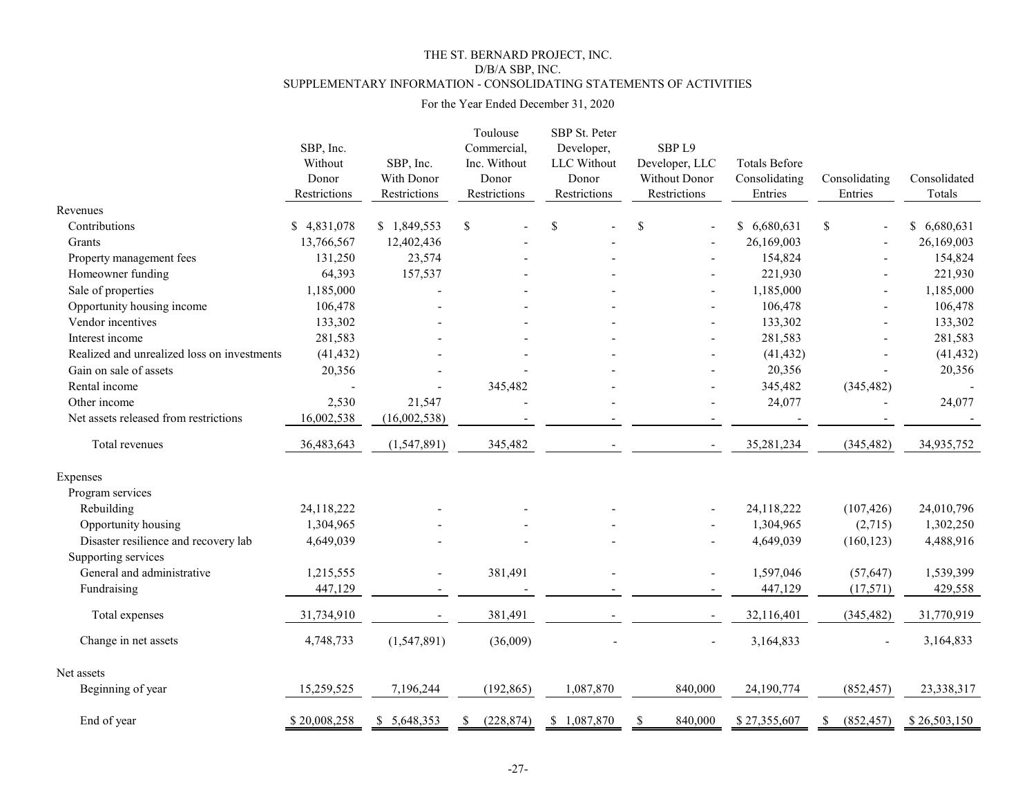THE ST. BERNARD PROJECT, INC.
D/B/A SBP, INC.
SUPPLEMENTARY INFORMATION - CONSOLIDATING STATEMENTS OF ACTIVITIES

For the Year Ended December 31, 2020

| | SBP, Inc. Without Donor Restrictions | SBP, Inc. With Donor Restrictions | Toulouse Commercial, Inc. Without Donor Restrictions | SBP St. Peter Developer, LLC Without Donor Restrictions | SBP L9 Developer, LLC Without Donor Restrictions | Totals Before Consolidating Entries | Consolidating Entries | Consolidated Totals |
|---|---|---|---|---|---|---|---|---|
| Revenues | | | | | | | | |
| Contributions | $ 4,831,078 | $ 1,849,553 | $ - | $ - | $ - | $ 6,680,631 | $ - | $ 6,680,631 |
| Grants | 13,766,567 | 12,402,436 | - | - | - | 26,169,003 | - | 26,169,003 |
| Property management fees | 131,250 | 23,574 | - | - | - | 154,824 | - | 154,824 |
| Homeowner funding | 64,393 | 157,537 | - | - | - | 221,930 | - | 221,930 |
| Sale of properties | 1,185,000 | - | - | - | - | 1,185,000 | - | 1,185,000 |
| Opportunity housing income | 106,478 | - | - | - | - | 106,478 | - | 106,478 |
| Vendor incentives | 133,302 | - | - | - | - | 133,302 | - | 133,302 |
| Interest income | 281,583 | - | - | - | - | 281,583 | - | 281,583 |
| Realized and unrealized loss on investments | (41,432) | - | - | - | - | (41,432) | - | (41,432) |
| Gain on sale of assets | 20,356 | - | - | - | - | 20,356 | - | 20,356 |
| Rental income | - | - | 345,482 | - | - | 345,482 | (345,482) | - |
| Other income | 2,530 | 21,547 | - | - | - | 24,077 | - | 24,077 |
| Net assets released from restrictions | 16,002,538 | (16,002,538) | - | - | - | - | - | - |
| Total revenues | 36,483,643 | (1,547,891) | 345,482 | - | - | 35,281,234 | (345,482) | 34,935,752 |
| Expenses | | | | | | | | |
| Program services | | | | | | | | |
| Rebuilding | 24,118,222 | - | - | - | - | 24,118,222 | (107,426) | 24,010,796 |
| Opportunity housing | 1,304,965 | - | - | - | - | 1,304,965 | (2,715) | 1,302,250 |
| Disaster resilience and recovery lab | 4,649,039 | - | - | - | - | 4,649,039 | (160,123) | 4,488,916 |
| Supporting services | | | | | | | | |
| General and administrative | 1,215,555 | - | 381,491 | - | - | 1,597,046 | (57,647) | 1,539,399 |
| Fundraising | 447,129 | - | - | - | - | 447,129 | (17,571) | 429,558 |
| Total expenses | 31,734,910 | - | 381,491 | - | - | 32,116,401 | (345,482) | 31,770,919 |
| Change in net assets | 4,748,733 | (1,547,891) | (36,009) | - | - | 3,164,833 | - | 3,164,833 |
| Net assets | | | | | | | | |
| Beginning of year | 15,259,525 | 7,196,244 | (192,865) | 1,087,870 | 840,000 | 24,190,774 | (852,457) | 23,338,317 |
| End of year | $ 20,008,258 | $ 5,648,353 | $ (228,874) | $ 1,087,870 | $ 840,000 | $ 27,355,607 | $ (852,457) | $ 26,503,150 |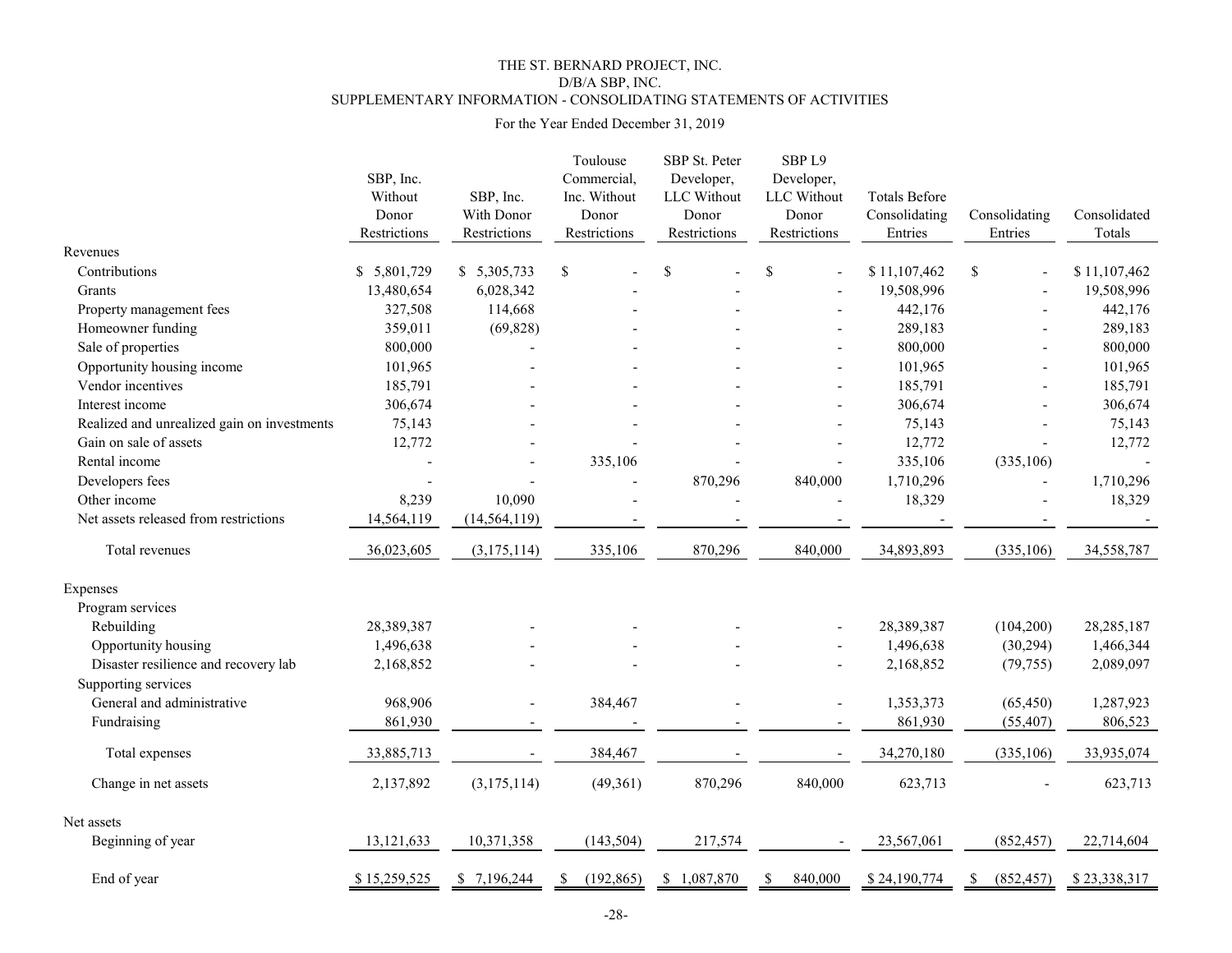# THE ST. BERNARD PROJECT, INC.
## D/B/A SBP, INC.
## SUPPLEMENTARY INFORMATION - CONSOLIDATING STATEMENTS OF ACTIVITIES

For the Year Ended December 31, 2019

| | SBP, Inc. Without Donor Restrictions | SBP, Inc. With Donor Restrictions | Toulouse Commercial, Inc. Without Donor Restrictions | SBP St. Peter Developer, LLC Without Donor Restrictions | SBP L9 Developer, LLC Without Donor Restrictions | Totals Before Consolidating Entries | Consolidating Entries | Consolidated Totals |
|---|---|---|---|---|---|---|---|---|
| **Revenues** | | | | | | | | |
| Contributions | $ 5,801,729 | $ 5,305,733 | $ - | $ - | $ - | $ 11,107,462 | $ - | $ 11,107,462 |
| Grants | 13,480,654 | 6,028,342 | - | - | - | 19,508,996 | - | 19,508,996 |
| Property management fees | 327,508 | 114,668 | - | - | - | 442,176 | - | 442,176 |
| Homeowner funding | 359,011 | (69,828) | - | - | - | 289,183 | - | 289,183 |
| Sale of properties | 800,000 | - | - | - | - | 800,000 | - | 800,000 |
| Opportunity housing income | 101,965 | - | - | - | - | 101,965 | - | 101,965 |
| Vendor incentives | 185,791 | - | - | - | - | 185,791 | - | 185,791 |
| Interest income | 306,674 | - | - | - | - | 306,674 | - | 306,674 |
| Realized and unrealized gain on investments | 75,143 | - | - | - | - | 75,143 | - | 75,143 |
| Gain on sale of assets | 12,772 | - | - | - | - | 12,772 | - | 12,772 |
| Rental income | - | - | 335,106 | - | - | 335,106 | (335,106) | - |
| Developers fees | - | - | - | 870,296 | 840,000 | 1,710,296 | - | 1,710,296 |
| Other income | 8,239 | 10,090 | - | - | - | 18,329 | - | 18,329 |
| Net assets released from restrictions | 14,564,119 | (14,564,119) | - | - | - | - | - | - |
| Total revenues | 36,023,605 | (3,175,114) | 335,106 | 870,296 | 840,000 | 34,893,893 | (335,106) | 34,558,787 |
| **Expenses** | | | | | | | | |
| Program services | | | | | | | | |
| Rebuilding | 28,389,387 | - | - | - | - | 28,389,387 | (104,200) | 28,285,187 |
| Opportunity housing | 1,496,638 | - | - | - | - | 1,496,638 | (30,294) | 1,466,344 |
| Disaster resilience and recovery lab | 2,168,852 | - | - | - | - | 2,168,852 | (79,755) | 2,089,097 |
| Supporting services | | | | | | | | |
| General and administrative | 968,906 | - | 384,467 | - | - | 1,353,373 | (65,450) | 1,287,923 |
| Fundraising | 861,930 | - | - | - | - | 861,930 | (55,407) | 806,523 |
| Total expenses | 33,885,713 | - | 384,467 | - | - | 34,270,180 | (335,106) | 33,935,074 |
| Change in net assets | 2,137,892 | (3,175,114) | (49,361) | 870,296 | 840,000 | 623,713 | - | 623,713 |
| **Net assets** | | | | | | | | |
| Beginning of year | 13,121,633 | 10,371,358 | (143,504) | 217,574 | - | 23,567,061 | (852,457) | 22,714,604 |
| End of year | $ 15,259,525 | $ 7,196,244 | $ (192,865) | $ 1,087,870 | $ 840,000 | $ 24,190,774 | $ (852,457) | $ 23,338,317 |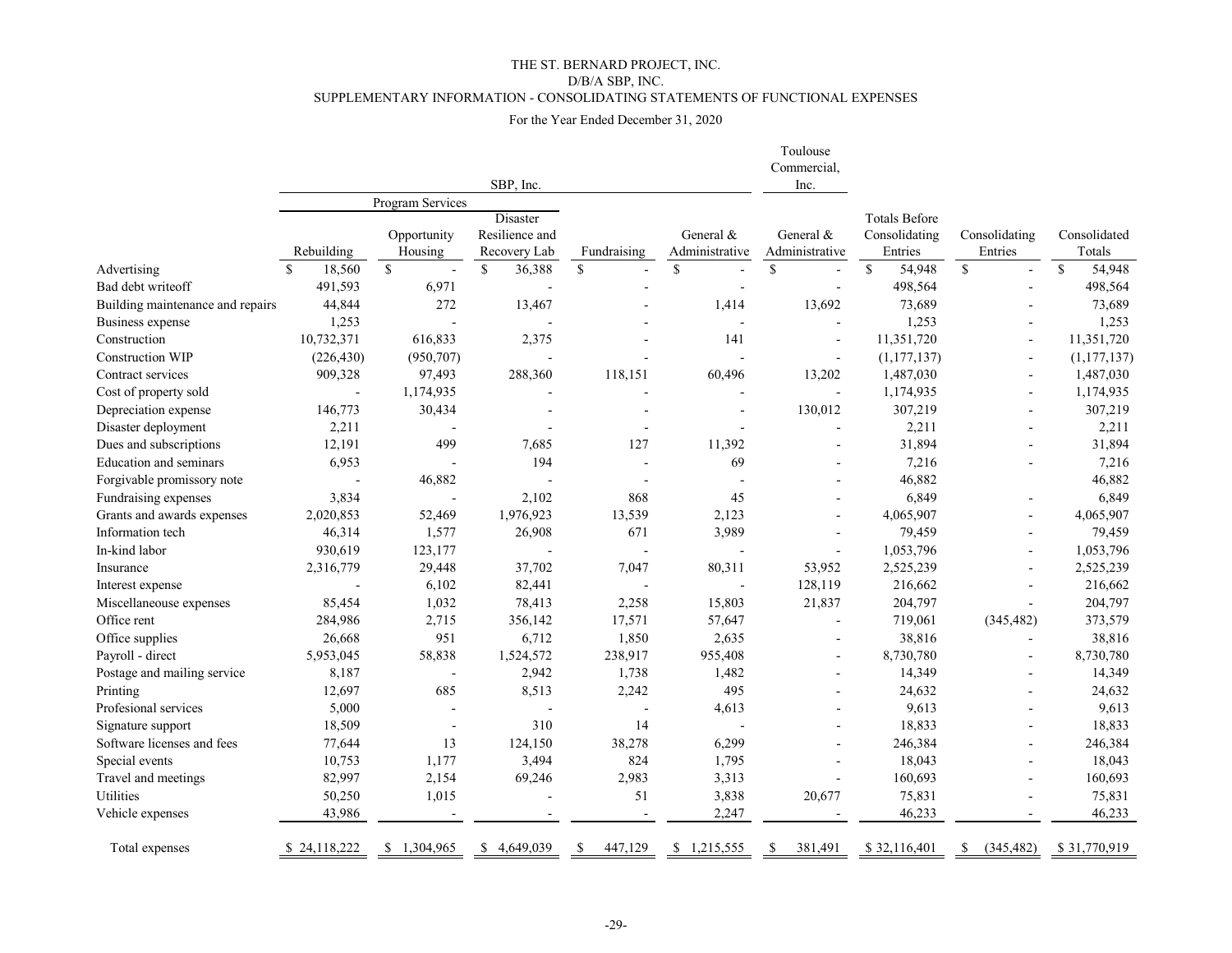THE ST. BERNARD PROJECT, INC.
D/B/A SBP, INC.
SUPPLEMENTARY INFORMATION - CONSOLIDATING STATEMENTS OF FUNCTIONAL EXPENSES

For the Year Ended December 31, 2020

| | SBP, Inc. | | | | | Toulouse Commercial, Inc. | | | |
|---|---|---|---|---|---|---|---|---|---|
| | Program Services | | | | | | | | |
| | Rebuilding | Opportunity Housing | Disaster Resilience and Recovery Lab | Fundraising | General & Administrative | General & Administrative | Totals Before Consolidating Entries | Consolidating Entries | Consolidated Totals |
| Advertising | $ 18,560 | $ - | $ 36,388 | $ - | $ - | $ - | $ 54,948 | $ - | $ 54,948 |
| Bad debt writeoff | 491,593 | 6,971 | - | - | - | - | 498,564 | - | 498,564 |
| Building maintenance and repairs | 44,844 | 272 | 13,467 | - | 1,414 | 13,692 | 73,689 | - | 73,689 |
| Business expense | 1,253 | - | - | - | - | - | 1,253 | - | 1,253 |
| Construction | 10,732,371 | 616,833 | 2,375 | - | 141 | - | 11,351,720 | - | 11,351,720 |
| Construction WIP | (226,430) | (950,707) | - | - | - | - | (1,177,137) | - | (1,177,137) |
| Contract services | 909,328 | 97,493 | 288,360 | 118,151 | 60,496 | 13,202 | 1,487,030 | - | 1,487,030 |
| Cost of property sold | - | 1,174,935 | - | - | - | - | 1,174,935 | - | 1,174,935 |
| Depreciation expense | 146,773 | 30,434 | - | - | - | 130,012 | 307,219 | - | 307,219 |
| Disaster deployment | 2,211 | - | - | - | - | - | 2,211 | - | 2,211 |
| Dues and subscriptions | 12,191 | 499 | 7,685 | 127 | 11,392 | - | 31,894 | - | 31,894 |
| Education and seminars | 6,953 | - | 194 | - | 69 | - | 7,216 | - | 7,216 |
| Forgivable promissory note | - | 46,882 | - | - | - | - | 46,882 | - | 46,882 |
| Fundraising expenses | 3,834 | - | 2,102 | 868 | 45 | - | 6,849 | - | 6,849 |
| Grants and awards expenses | 2,020,853 | 52,469 | 1,976,923 | 13,539 | 2,123 | - | 4,065,907 | - | 4,065,907 |
| Information tech | 46,314 | 1,577 | 26,908 | 671 | 3,989 | - | 79,459 | - | 79,459 |
| In-kind labor | 930,619 | 123,177 | - | - | - | - | 1,053,796 | - | 1,053,796 |
| Insurance | 2,316,779 | 29,448 | 37,702 | 7,047 | 80,311 | 53,952 | 2,525,239 | - | 2,525,239 |
| Interest expense | - | 6,102 | 82,441 | - | - | 128,119 | 216,662 | - | 216,662 |
| Miscellaneouse expenses | 85,454 | 1,032 | 78,413 | 2,258 | 15,803 | 21,837 | 204,797 | - | 204,797 |
| Office rent | 284,986 | 2,715 | 356,142 | 17,571 | 57,647 | - | 719,061 | (345,482) | 373,579 |
| Office supplies | 26,668 | 951 | 6,712 | 1,850 | 2,635 | - | 38,816 | - | 38,816 |
| Payroll - direct | 5,953,045 | 58,838 | 1,524,572 | 238,917 | 955,408 | - | 8,730,780 | - | 8,730,780 |
| Postage and mailing service | 8,187 | - | 2,942 | 1,738 | 1,482 | - | 14,349 | - | 14,349 |
| Printing | 12,697 | 685 | 8,513 | 2,242 | 495 | - | 24,632 | - | 24,632 |
| Profesional services | 5,000 | - | - | - | 4,613 | - | 9,613 | - | 9,613 |
| Signature support | 18,509 | - | 310 | 14 | - | - | 18,833 | - | 18,833 |
| Software licenses and fees | 77,644 | 13 | 124,150 | 38,278 | 6,299 | - | 246,384 | - | 246,384 |
| Special events | 10,753 | 1,177 | 3,494 | 824 | 1,795 | - | 18,043 | - | 18,043 |
| Travel and meetings | 82,997 | 2,154 | 69,246 | 2,983 | 3,313 | - | 160,693 | - | 160,693 |
| Utilities | 50,250 | 1,015 | - | 51 | 3,838 | 20,677 | 75,831 | - | 75,831 |
| Vehicle expenses | 43,986 | - | - | - | 2,247 | - | 46,233 | - | 46,233 |
| Total expenses | $ 24,118,222 | $ 1,304,965 | $ 4,649,039 | $ 447,129 | $ 1,215,555 | $ 381,491 | $ 32,116,401 | $ (345,482) | $ 31,770,919 |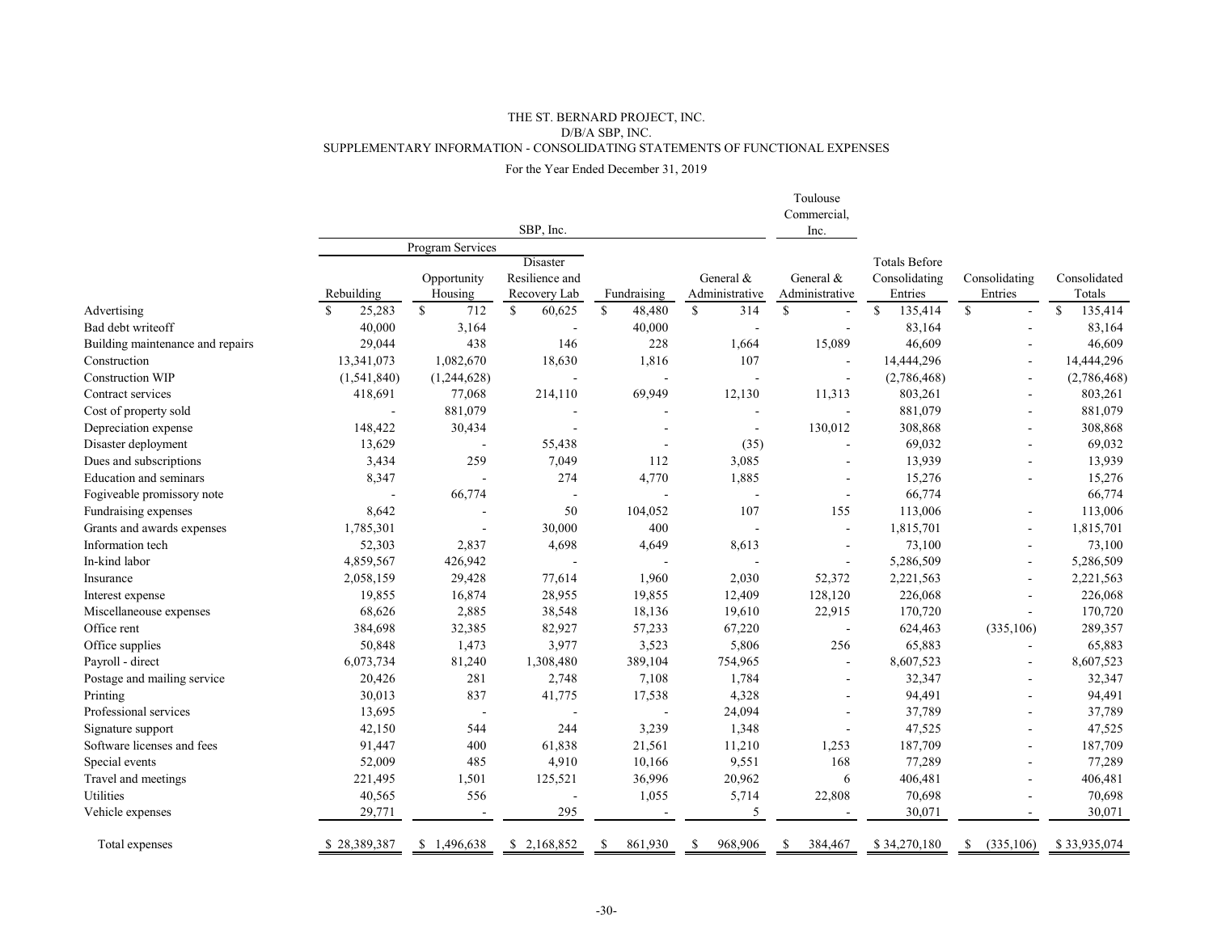# THE ST. BERNARD PROJECT, INC.
## D/B/A SBP, INC.
## SUPPLEMENTARY INFORMATION - CONSOLIDATING STATEMENTS OF FUNCTIONAL EXPENSES

For the Year Ended December 31, 2019

| | SBP, Inc. | | | | | Toulouse Commercial, Inc. | | | |
|---|---|---|---|---|---|---|---|---|---|
| | Program Services | | | | | | | | |
| | Rebuilding | Opportunity Housing | Disaster Resilience and Recovery Lab | Fundraising | General & Administrative | General & Administrative | Totals Before Consolidating Entries | Consolidating Entries | Consolidated Totals |
| Advertising | $ 25,283 | $ 712 | $ 60,625 | $ 48,480 | $ 314 | $ - | $ 135,414 | $ - | $ 135,414 |
| Bad debt writeoff | 40,000 | 3,164 | - | 40,000 | - | - | 83,164 | - | 83,164 |
| Building maintenance and repairs | 29,044 | 438 | 146 | 228 | 1,664 | 15,089 | 46,609 | - | 46,609 |
| Construction | 13,341,073 | 1,082,670 | 18,630 | 1,816 | 107 | - | 14,444,296 | - | 14,444,296 |
| Construction WIP | (1,541,840) | (1,244,628) | - | - | - | - | (2,786,468) | - | (2,786,468) |
| Contract services | 418,691 | 77,068 | 214,110 | 69,949 | 12,130 | 11,313 | 803,261 | - | 803,261 |
| Cost of property sold | - | 881,079 | - | - | - | - | 881,079 | - | 881,079 |
| Depreciation expense | 148,422 | 30,434 | - | - | - | 130,012 | 308,868 | - | 308,868 |
| Disaster deployment | 13,629 | - | 55,438 | - | (35) | - | 69,032 | - | 69,032 |
| Dues and subscriptions | 3,434 | 259 | 7,049 | 112 | 3,085 | - | 13,939 | - | 13,939 |
| Education and seminars | 8,347 | - | 274 | 4,770 | 1,885 | - | 15,276 | - | 15,276 |
| Fogiveable promissory note | - | 66,774 | - | - | - | - | 66,774 | | 66,774 |
| Fundraising expenses | 8,642 | - | 50 | 104,052 | 107 | 155 | 113,006 | - | 113,006 |
| Grants and awards expenses | 1,785,301 | - | 30,000 | 400 | - | - | 1,815,701 | - | 1,815,701 |
| Information tech | 52,303 | 2,837 | 4,698 | 4,649 | 8,613 | - | 73,100 | - | 73,100 |
| In-kind labor | 4,859,567 | 426,942 | - | - | - | - | 5,286,509 | - | 5,286,509 |
| Insurance | 2,058,159 | 29,428 | 77,614 | 1,960 | 2,030 | 52,372 | 2,221,563 | - | 2,221,563 |
| Interest expense | 19,855 | 16,874 | 28,955 | 19,855 | 12,409 | 128,120 | 226,068 | - | 226,068 |
| Miscellaneouse expenses | 68,626 | 2,885 | 38,548 | 18,136 | 19,610 | 22,915 | 170,720 | - | 170,720 |
| Office rent | 384,698 | 32,385 | 82,927 | 57,233 | 67,220 | - | 624,463 | (335,106) | 289,357 |
| Office supplies | 50,848 | 1,473 | 3,977 | 3,523 | 5,806 | 256 | 65,883 | - | 65,883 |
| Payroll - direct | 6,073,734 | 81,240 | 1,308,480 | 389,104 | 754,965 | - | 8,607,523 | - | 8,607,523 |
| Postage and mailing service | 20,426 | 281 | 2,748 | 7,108 | 1,784 | - | 32,347 | - | 32,347 |
| Printing | 30,013 | 837 | 41,775 | 17,538 | 4,328 | - | 94,491 | - | 94,491 |
| Professional services | 13,695 | - | - | - | 24,094 | - | 37,789 | - | 37,789 |
| Signature support | 42,150 | 544 | 244 | 3,239 | 1,348 | - | 47,525 | - | 47,525 |
| Software licenses and fees | 91,447 | 400 | 61,838 | 21,561 | 11,210 | 1,253 | 187,709 | - | 187,709 |
| Special events | 52,009 | 485 | 4,910 | 10,166 | 9,551 | 168 | 77,289 | - | 77,289 |
| Travel and meetings | 221,495 | 1,501 | 125,521 | 36,996 | 20,962 | 6 | 406,481 | - | 406,481 |
| Utilities | 40,565 | 556 | - | 1,055 | 5,714 | 22,808 | 70,698 | - | 70,698 |
| Vehicle expenses | 29,771 | - | 295 | - | 5 | - | 30,071 | - | 30,071 |
| Total expenses | $ 28,389,387 | $ 1,496,638 | $ 2,168,852 | $ 861,930 | $ 968,906 | $ 384,467 | $ 34,270,180 | $ (335,106) | $ 33,935,074 |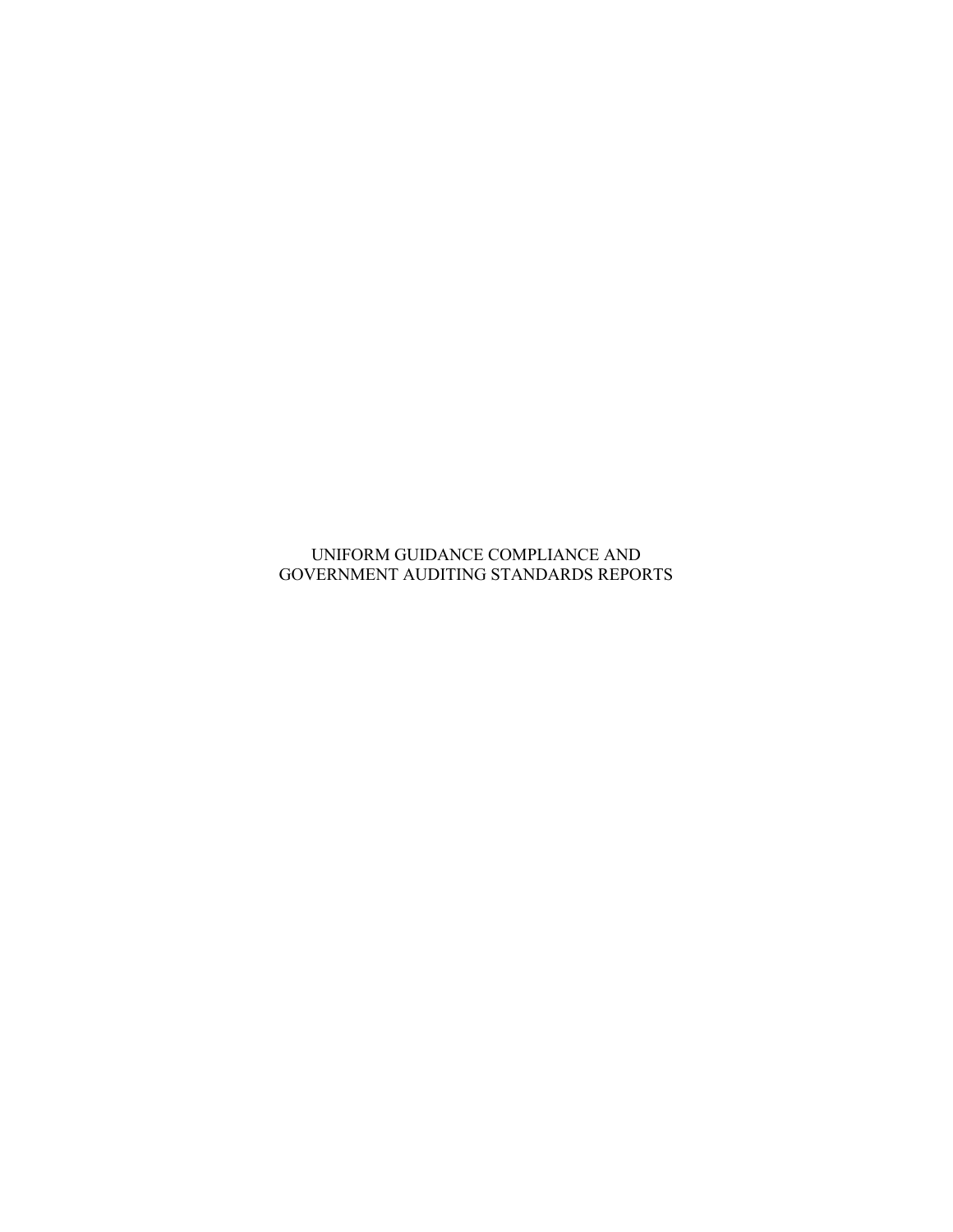# UNIFORM GUIDANCE COMPLIANCE AND GOVERNMENT AUDITING STANDARDS REPORTS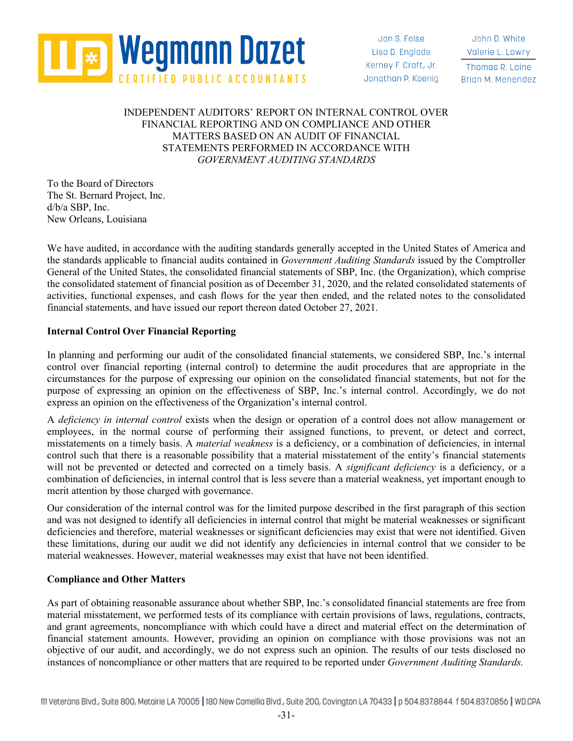Wegmann Dazet
CERTIFIED PUBLIC ACCOUNTANTS

Jon S. Folse
Lisa D. Englade
Kerney F. Craft, Jr.
Jonathan P. Koenig

John D. White
Valerie L. Lowry
Thomas R. Laine
Brian M. Menendez

# INDEPENDENT AUDITORS' REPORT ON INTERNAL CONTROL OVER FINANCIAL REPORTING AND ON COMPLIANCE AND OTHER MATTERS BASED ON AN AUDIT OF FINANCIAL STATEMENTS PERFORMED IN ACCORDANCE WITH *GOVERNMENT AUDITING STANDARDS*

To the Board of Directors
The St. Bernard Project, Inc.
d/b/a SBP, Inc.
New Orleans, Louisiana

We have audited, in accordance with the auditing standards generally accepted in the United States of America and the standards applicable to financial audits contained in *Government Auditing Standards* issued by the Comptroller General of the United States, the consolidated financial statements of SBP, Inc. (the Organization), which comprise the consolidated statement of financial position as of December 31, 2020, and the related consolidated statements of activities, functional expenses, and cash flows for the year then ended, and the related notes to the consolidated financial statements, and have issued our report thereon dated October 27, 2021.

**Internal Control Over Financial Reporting**

In planning and performing our audit of the consolidated financial statements, we considered SBP, Inc.'s internal control over financial reporting (internal control) to determine the audit procedures that are appropriate in the circumstances for the purpose of expressing our opinion on the consolidated financial statements, but not for the purpose of expressing an opinion on the effectiveness of SBP, Inc.'s internal control. Accordingly, we do not express an opinion on the effectiveness of the Organization's internal control.

A *deficiency in internal control* exists when the design or operation of a control does not allow management or employees, in the normal course of performing their assigned functions, to prevent, or detect and correct, misstatements on a timely basis. A *material weakness* is a deficiency, or a combination of deficiencies, in internal control such that there is a reasonable possibility that a material misstatement of the entity's financial statements will not be prevented or detected and corrected on a timely basis. A *significant deficiency* is a deficiency, or a combination of deficiencies, in internal control that is less severe than a material weakness, yet important enough to merit attention by those charged with governance.

Our consideration of the internal control was for the limited purpose described in the first paragraph of this section and was not designed to identify all deficiencies in internal control that might be material weaknesses or significant deficiencies and therefore, material weaknesses or significant deficiencies may exist that were not identified. Given these limitations, during our audit we did not identify any deficiencies in internal control that we consider to be material weaknesses. However, material weaknesses may exist that have not been identified.

**Compliance and Other Matters**

As part of obtaining reasonable assurance about whether SBP, Inc.'s consolidated financial statements are free from material misstatement, we performed tests of its compliance with certain provisions of laws, regulations, contracts, and grant agreements, noncompliance with which could have a direct and material effect on the determination of financial statement amounts. However, providing an opinion on compliance with those provisions was not an objective of our audit, and accordingly, we do not express such an opinion. The results of our tests disclosed no instances of noncompliance or other matters that are required to be reported under *Government Auditing Standards.*

111 Veterans Blvd., Suite 800, Metairie LA 70005 | 180 New Camellia Blvd., Suite 200, Covington LA 70433 | p 504.837.8844 f 504.837.0856 | WD.CPA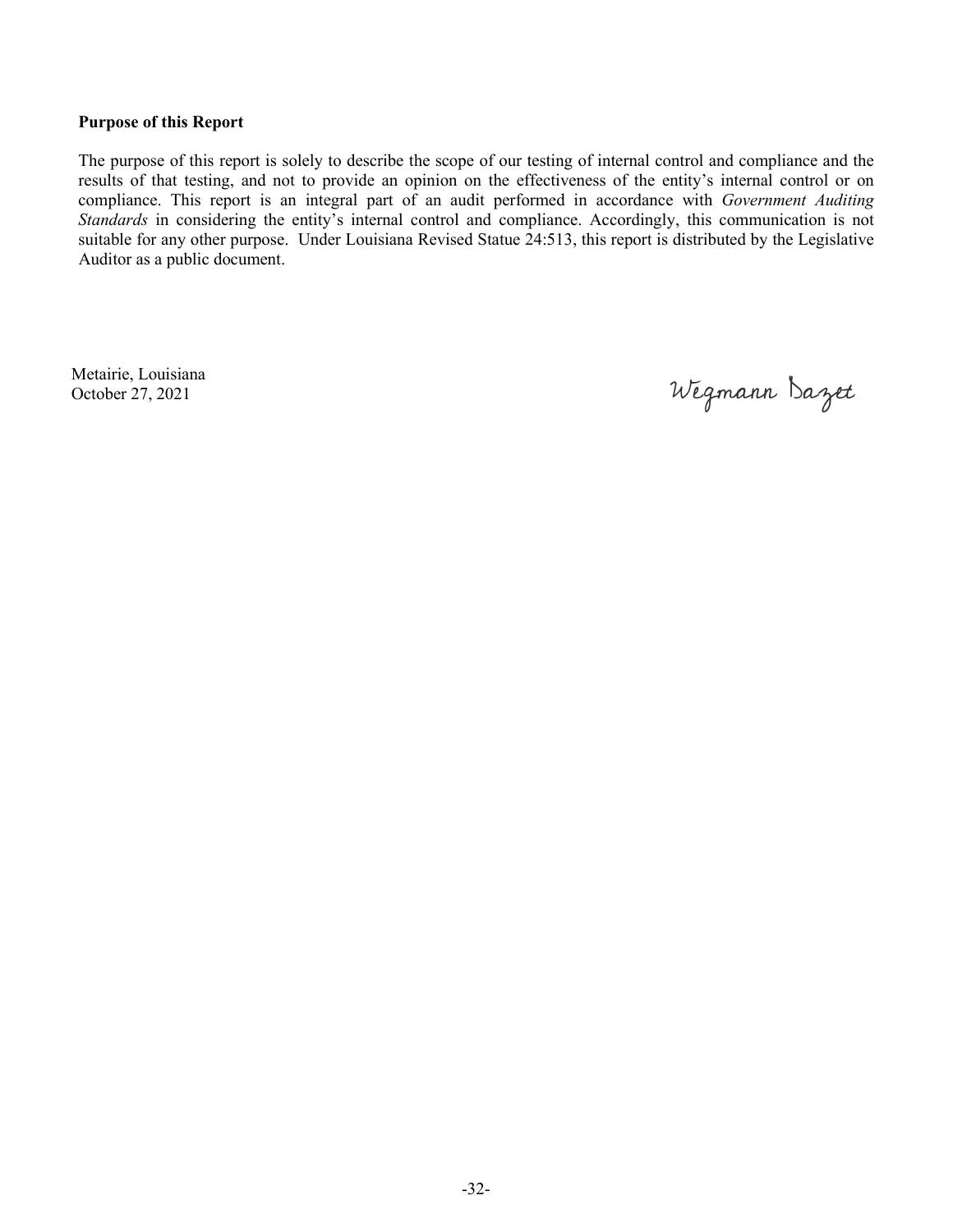**Purpose of this Report**

The purpose of this report is solely to describe the scope of our testing of internal control and compliance and the results of that testing, and not to provide an opinion on the effectiveness of the entity's internal control or on compliance. This report is an integral part of an audit performed in accordance with *Government Auditing Standards* in considering the entity's internal control and compliance. Accordingly, this communication is not suitable for any other purpose. Under Louisiana Revised Statue 24:513, this report is distributed by the Legislative Auditor as a public document.

Metairie, Louisiana
October 27, 2021

Wegmann Dazet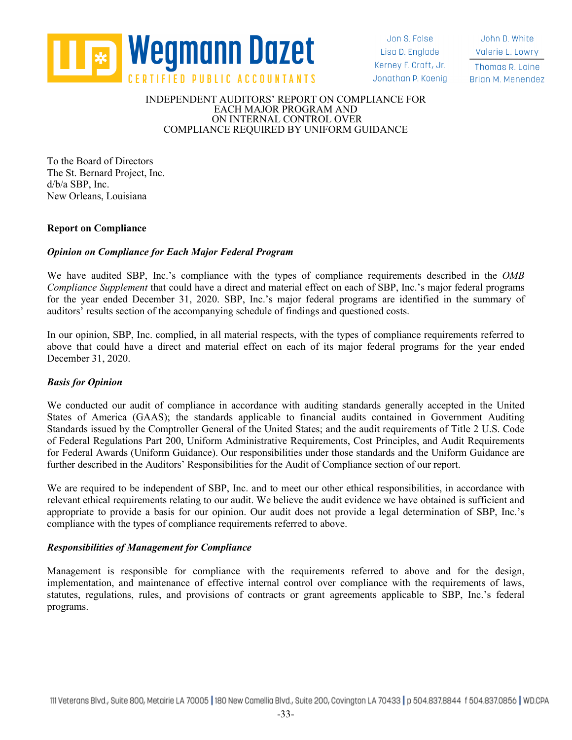# INDEPENDENT AUDITORS' REPORT ON COMPLIANCE FOR EACH MAJOR PROGRAM AND ON INTERNAL CONTROL OVER COMPLIANCE REQUIRED BY UNIFORM GUIDANCE

To the Board of Directors
The St. Bernard Project, Inc.
d/b/a SBP, Inc.
New Orleans, Louisiana

**Report on Compliance**

***Opinion on Compliance for Each Major Federal Program***

We have audited SBP, Inc.'s compliance with the types of compliance requirements described in the *OMB Compliance Supplement* that could have a direct and material effect on each of SBP, Inc.'s major federal programs for the year ended December 31, 2020. SBP, Inc.'s major federal programs are identified in the summary of auditors' results section of the accompanying schedule of findings and questioned costs.

In our opinion, SBP, Inc. complied, in all material respects, with the types of compliance requirements referred to above that could have a direct and material effect on each of its major federal programs for the year ended December 31, 2020.

***Basis for Opinion***

We conducted our audit of compliance in accordance with auditing standards generally accepted in the United States of America (GAAS); the standards applicable to financial audits contained in Government Auditing Standards issued by the Comptroller General of the United States; and the audit requirements of Title 2 U.S. Code of Federal Regulations Part 200, Uniform Administrative Requirements, Cost Principles, and Audit Requirements for Federal Awards (Uniform Guidance). Our responsibilities under those standards and the Uniform Guidance are further described in the Auditors' Responsibilities for the Audit of Compliance section of our report.

We are required to be independent of SBP, Inc. and to meet our other ethical responsibilities, in accordance with relevant ethical requirements relating to our audit. We believe the audit evidence we have obtained is sufficient and appropriate to provide a basis for our opinion. Our audit does not provide a legal determination of SBP, Inc.'s compliance with the types of compliance requirements referred to above.

***Responsibilities of Management for Compliance***

Management is responsible for compliance with the requirements referred to above and for the design, implementation, and maintenance of effective internal control over compliance with the requirements of laws, statutes, regulations, rules, and provisions of contracts or grant agreements applicable to SBP, Inc.'s federal programs.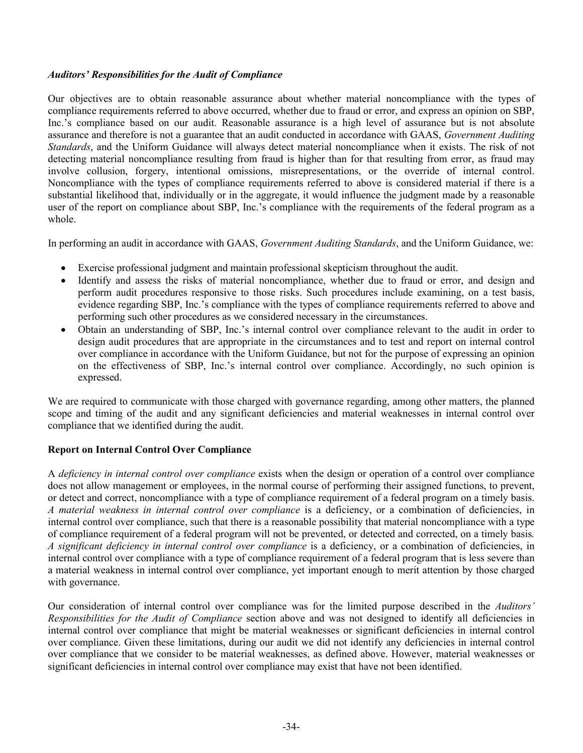### *Auditors' Responsibilities for the Audit of Compliance*

Our objectives are to obtain reasonable assurance about whether material noncompliance with the types of compliance requirements referred to above occurred, whether due to fraud or error, and express an opinion on SBP, Inc.'s compliance based on our audit. Reasonable assurance is a high level of assurance but is not absolute assurance and therefore is not a guarantee that an audit conducted in accordance with GAAS, *Government Auditing Standards*, and the Uniform Guidance will always detect material noncompliance when it exists. The risk of not detecting material noncompliance resulting from fraud is higher than for that resulting from error, as fraud may involve collusion, forgery, intentional omissions, misrepresentations, or the override of internal control. Noncompliance with the types of compliance requirements referred to above is considered material if there is a substantial likelihood that, individually or in the aggregate, it would influence the judgment made by a reasonable user of the report on compliance about SBP, Inc.'s compliance with the requirements of the federal program as a whole.

In performing an audit in accordance with GAAS, *Government Auditing Standards*, and the Uniform Guidance, we:

- Exercise professional judgment and maintain professional skepticism throughout the audit.
- Identify and assess the risks of material noncompliance, whether due to fraud or error, and design and perform audit procedures responsive to those risks. Such procedures include examining, on a test basis, evidence regarding SBP, Inc.'s compliance with the types of compliance requirements referred to above and performing such other procedures as we considered necessary in the circumstances.
- Obtain an understanding of SBP, Inc.'s internal control over compliance relevant to the audit in order to design audit procedures that are appropriate in the circumstances and to test and report on internal control over compliance in accordance with the Uniform Guidance, but not for the purpose of expressing an opinion on the effectiveness of SBP, Inc.'s internal control over compliance. Accordingly, no such opinion is expressed.

We are required to communicate with those charged with governance regarding, among other matters, the planned scope and timing of the audit and any significant deficiencies and material weaknesses in internal control over compliance that we identified during the audit.

## Report on Internal Control Over Compliance

A *deficiency in internal control over compliance* exists when the design or operation of a control over compliance does not allow management or employees, in the normal course of performing their assigned functions, to prevent, or detect and correct, noncompliance with a type of compliance requirement of a federal program on a timely basis. *A material weakness in internal control over compliance* is a deficiency, or a combination of deficiencies, in internal control over compliance, such that there is a reasonable possibility that material noncompliance with a type of compliance requirement of a federal program will not be prevented, or detected and corrected, on a timely basis. *A significant deficiency in internal control over compliance* is a deficiency, or a combination of deficiencies, in internal control over compliance with a type of compliance requirement of a federal program that is less severe than a material weakness in internal control over compliance, yet important enough to merit attention by those charged with governance.

Our consideration of internal control over compliance was for the limited purpose described in the *Auditors' Responsibilities for the Audit of Compliance* section above and was not designed to identify all deficiencies in internal control over compliance that might be material weaknesses or significant deficiencies in internal control over compliance. Given these limitations, during our audit we did not identify any deficiencies in internal control over compliance that we consider to be material weaknesses, as defined above. However, material weaknesses or significant deficiencies in internal control over compliance may exist that have not been identified.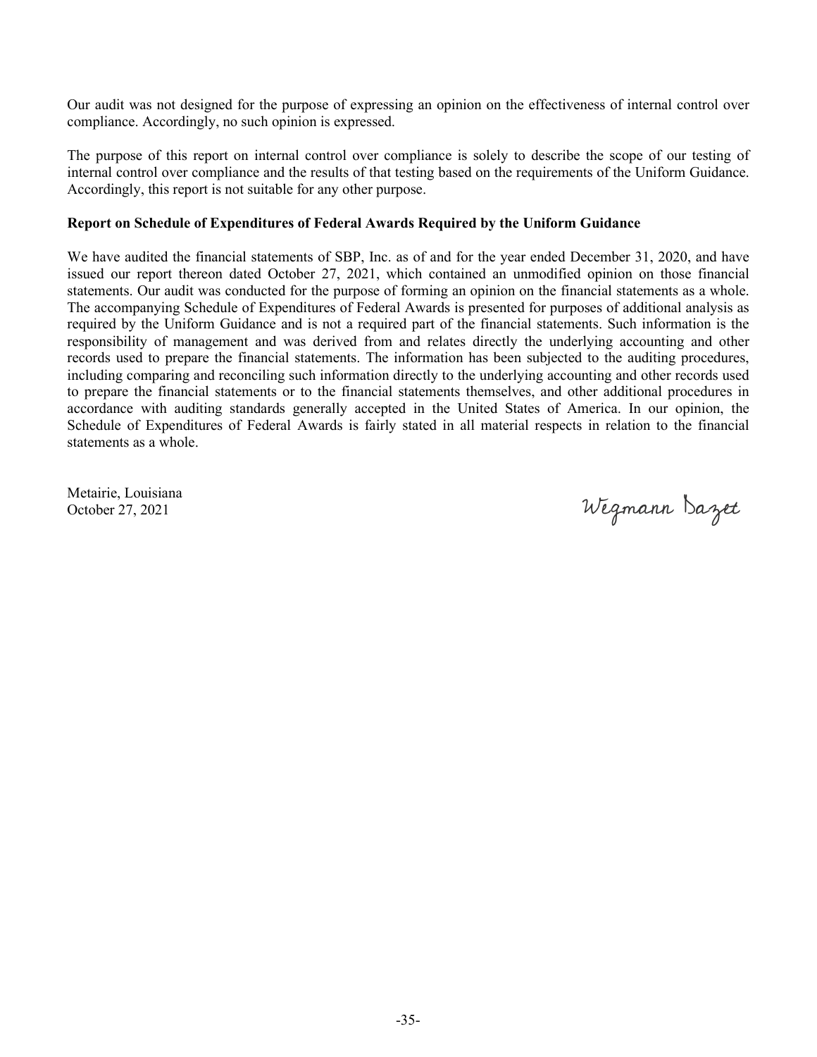Our audit was not designed for the purpose of expressing an opinion on the effectiveness of internal control over compliance. Accordingly, no such opinion is expressed.

The purpose of this report on internal control over compliance is solely to describe the scope of our testing of internal control over compliance and the results of that testing based on the requirements of the Uniform Guidance. Accordingly, this report is not suitable for any other purpose.

**Report on Schedule of Expenditures of Federal Awards Required by the Uniform Guidance**

We have audited the financial statements of SBP, Inc. as of and for the year ended December 31, 2020, and have issued our report thereon dated October 27, 2021, which contained an unmodified opinion on those financial statements. Our audit was conducted for the purpose of forming an opinion on the financial statements as a whole. The accompanying Schedule of Expenditures of Federal Awards is presented for purposes of additional analysis as required by the Uniform Guidance and is not a required part of the financial statements. Such information is the responsibility of management and was derived from and relates directly the underlying accounting and other records used to prepare the financial statements. The information has been subjected to the auditing procedures, including comparing and reconciling such information directly to the underlying accounting and other records used to prepare the financial statements or to the financial statements themselves, and other additional procedures in accordance with auditing standards generally accepted in the United States of America. In our opinion, the Schedule of Expenditures of Federal Awards is fairly stated in all material respects in relation to the financial statements as a whole.

Metairie, Louisiana
October 27, 2021

Wegmann Dazet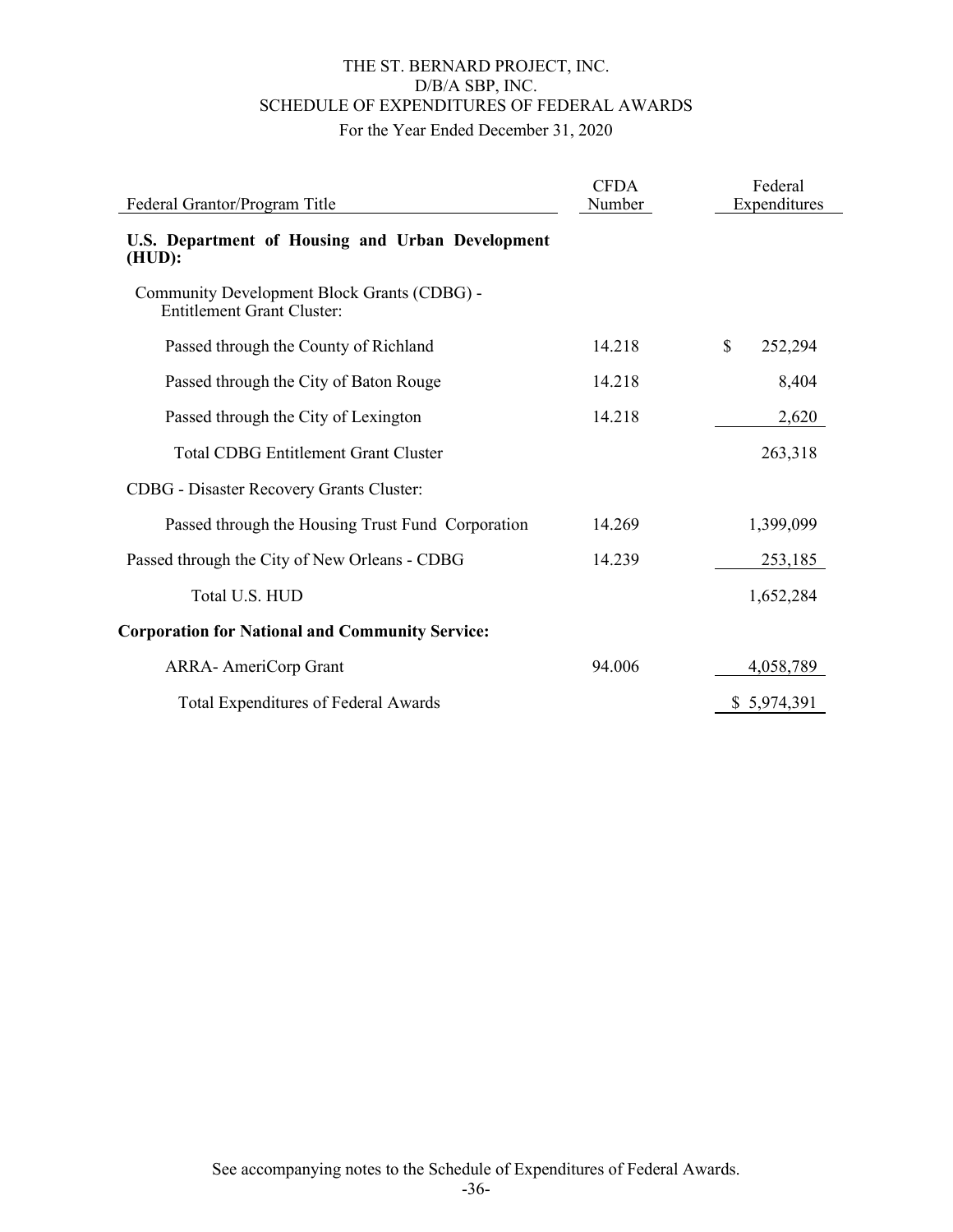THE ST. BERNARD PROJECT, INC.
D/B/A SBP, INC.
SCHEDULE OF EXPENDITURES OF FEDERAL AWARDS
For the Year Ended December 31, 2020

| Federal Grantor/Program Title | CFDA Number | Federal Expenditures |
|---|---|---|
| **U.S. Department of Housing and Urban Development (HUD):** | | |
| Community Development Block Grants (CDBG) - Entitlement Grant Cluster: | | |
| Passed through the County of Richland | 14.218 | $ 252,294 |
| Passed through the City of Baton Rouge | 14.218 | 8,404 |
| Passed through the City of Lexington | 14.218 | 2,620 |
| Total CDBG Entitlement Grant Cluster | | 263,318 |
| CDBG - Disaster Recovery Grants Cluster: | | |
| Passed through the Housing Trust Fund Corporation | 14.269 | 1,399,099 |
| Passed through the City of New Orleans - CDBG | 14.239 | 253,185 |
| Total U.S. HUD | | 1,652,284 |
| **Corporation for National and Community Service:** | | |
| ARRA- AmeriCorp Grant | 94.006 | 4,058,789 |
| Total Expenditures of Federal Awards | | $ 5,974,391 |

See accompanying notes to the Schedule of Expenditures of Federal Awards.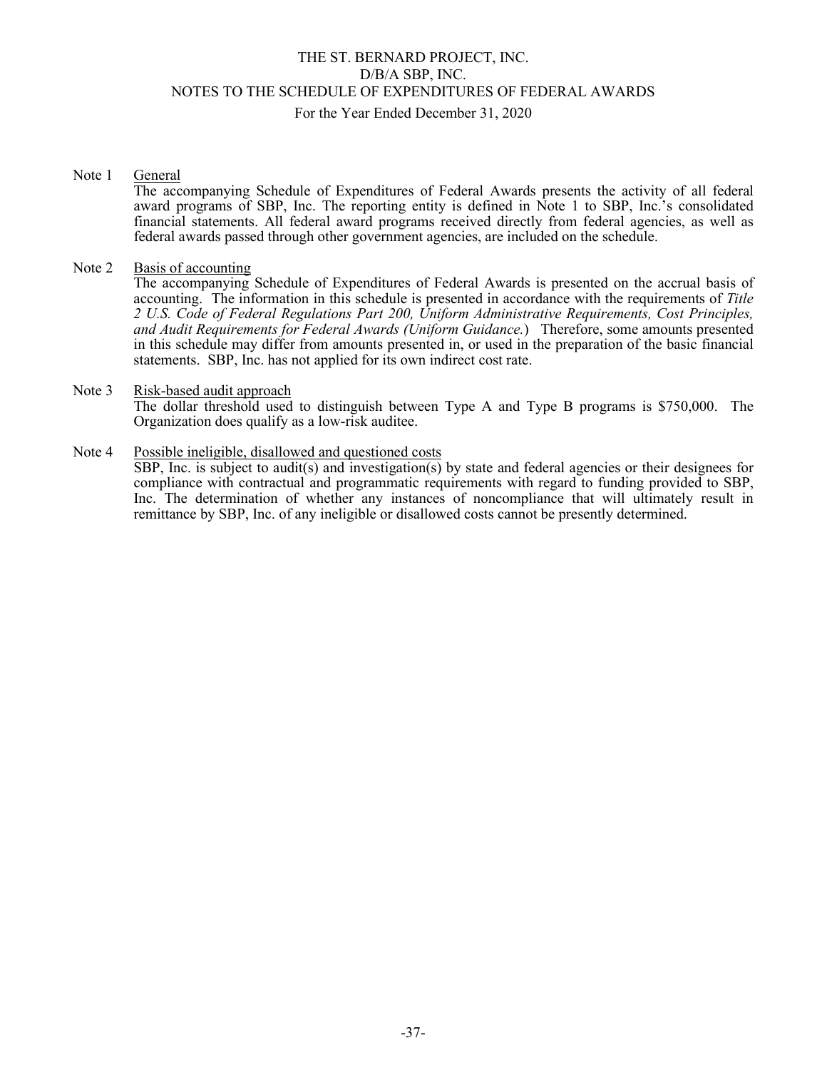# THE ST. BERNARD PROJECT, INC.
# D/B/A SBP, INC.
# NOTES TO THE SCHEDULE OF EXPENDITURES OF FEDERAL AWARDS

For the Year Ended December 31, 2020

Note 1 <u>General</u>

The accompanying Schedule of Expenditures of Federal Awards presents the activity of all federal award programs of SBP, Inc. The reporting entity is defined in Note 1 to SBP, Inc.'s consolidated financial statements. All federal award programs received directly from federal agencies, as well as federal awards passed through other government agencies, are included on the schedule.

Note 2 <u>Basis of accounting</u>

The accompanying Schedule of Expenditures of Federal Awards is presented on the accrual basis of accounting. The information in this schedule is presented in accordance with the requirements of *Title 2 U.S. Code of Federal Regulations Part 200, Uniform Administrative Requirements, Cost Principles, and Audit Requirements for Federal Awards (Uniform Guidance.*) Therefore, some amounts presented in this schedule may differ from amounts presented in, or used in the preparation of the basic financial statements. SBP, Inc. has not applied for its own indirect cost rate.

Note 3 <u>Risk-based audit approach</u>

The dollar threshold used to distinguish between Type A and Type B programs is $750,000. The Organization does qualify as a low-risk auditee.

Note 4 <u>Possible ineligible, disallowed and questioned costs</u>

SBP, Inc. is subject to audit(s) and investigation(s) by state and federal agencies or their designees for compliance with contractual and programmatic requirements with regard to funding provided to SBP, Inc. The determination of whether any instances of noncompliance that will ultimately result in remittance by SBP, Inc. of any ineligible or disallowed costs cannot be presently determined.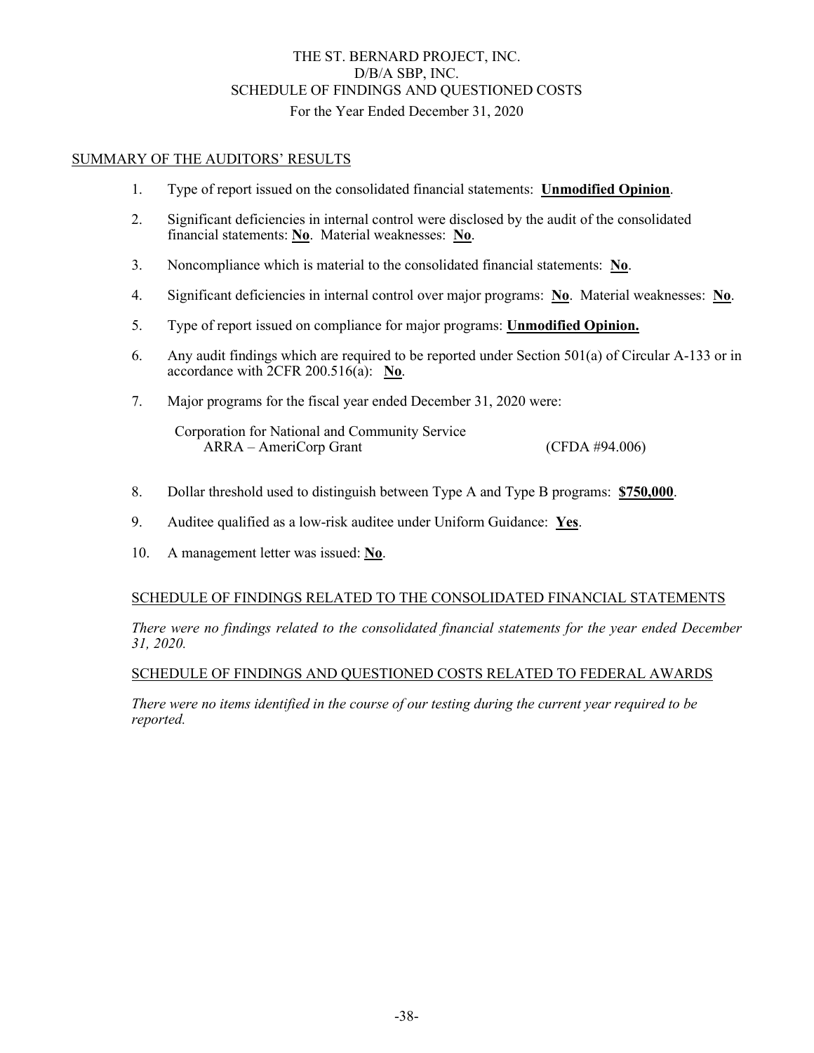# THE ST. BERNARD PROJECT, INC.
# D/B/A SBP, INC.
# SCHEDULE OF FINDINGS AND QUESTIONED COSTS
For the Year Ended December 31, 2020

## SUMMARY OF THE AUDITORS' RESULTS

1. Type of report issued on the consolidated financial statements: **Unmodified Opinion**.

2. Significant deficiencies in internal control were disclosed by the audit of the consolidated financial statements: **No**. Material weaknesses: **No**.

3. Noncompliance which is material to the consolidated financial statements: **No**.

4. Significant deficiencies in internal control over major programs: **No**. Material weaknesses: **No**.

5. Type of report issued on compliance for major programs: **Unmodified Opinion.**

6. Any audit findings which are required to be reported under Section 501(a) of Circular A-133 or in accordance with 2CFR 200.516(a): **No**.

7. Major programs for the fiscal year ended December 31, 2020 were:

   Corporation for National and Community Service
   ARRA – AmeriCorp Grant (CFDA #94.006)

8. Dollar threshold used to distinguish between Type A and Type B programs: **$750,000**.

9. Auditee qualified as a low-risk auditee under Uniform Guidance: **Yes**.

10. A management letter was issued: **No**.

## SCHEDULE OF FINDINGS RELATED TO THE CONSOLIDATED FINANCIAL STATEMENTS

*There were no findings related to the consolidated financial statements for the year ended December 31, 2020.*

## SCHEDULE OF FINDINGS AND QUESTIONED COSTS RELATED TO FEDERAL AWARDS

*There were no items identified in the course of our testing during the current year required to be reported.*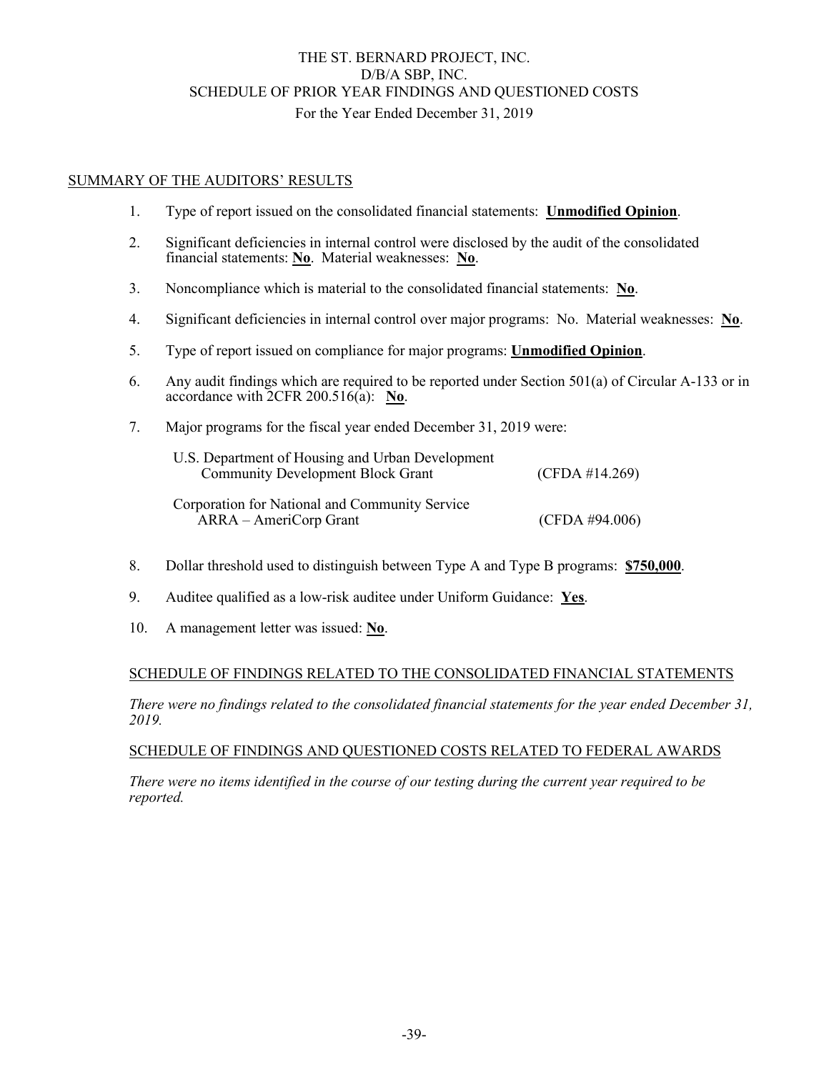# THE ST. BERNARD PROJECT, INC.
# D/B/A SBP, INC.
# SCHEDULE OF PRIOR YEAR FINDINGS AND QUESTIONED COSTS
For the Year Ended December 31, 2019

## SUMMARY OF THE AUDITORS' RESULTS

1. Type of report issued on the consolidated financial statements: **Unmodified Opinion**.

2. Significant deficiencies in internal control were disclosed by the audit of the consolidated financial statements: **No**. Material weaknesses: **No**.

3. Noncompliance which is material to the consolidated financial statements: **No**.

4. Significant deficiencies in internal control over major programs: No. Material weaknesses: **No**.

5. Type of report issued on compliance for major programs: **Unmodified Opinion**.

6. Any audit findings which are required to be reported under Section 501(a) of Circular A-133 or in accordance with 2CFR 200.516(a): **No**.

7. Major programs for the fiscal year ended December 31, 2019 were:

   U.S. Department of Housing and Urban Development
   Community Development Block Grant (CFDA #14.269)

   Corporation for National and Community Service
   ARRA – AmeriCorp Grant (CFDA #94.006)

8. Dollar threshold used to distinguish between Type A and Type B programs: **$750,000**.

9. Auditee qualified as a low-risk auditee under Uniform Guidance: **Yes**.

10. A management letter was issued: **No**.

## SCHEDULE OF FINDINGS RELATED TO THE CONSOLIDATED FINANCIAL STATEMENTS

*There were no findings related to the consolidated financial statements for the year ended December 31, 2019.*

## SCHEDULE OF FINDINGS AND QUESTIONED COSTS RELATED TO FEDERAL AWARDS

*There were no items identified in the course of our testing during the current year required to be reported.*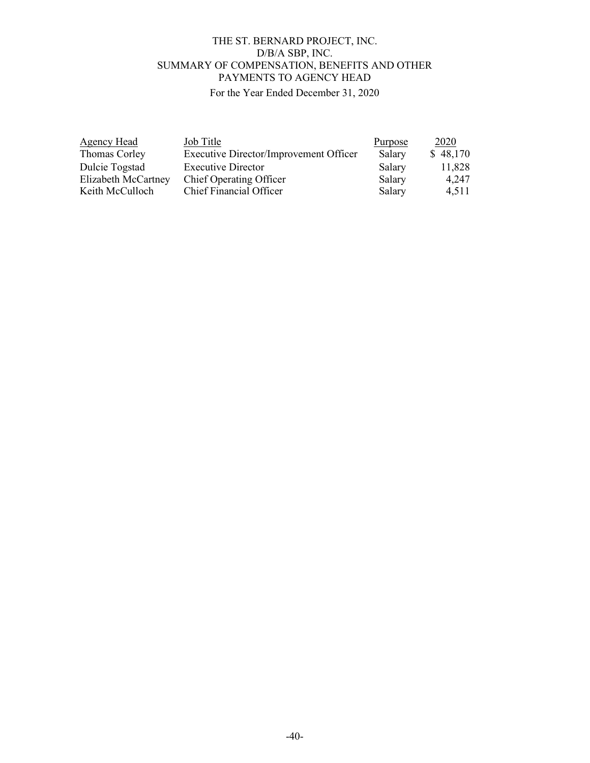# THE ST. BERNARD PROJECT, INC.
# D/B/A SBP, INC.
## SUMMARY OF COMPENSATION, BENEFITS AND OTHER PAYMENTS TO AGENCY HEAD
For the Year Ended December 31, 2020

| Agency Head | Job Title | Purpose | 2020 |
|---|---|---|---|
| Thomas Corley | Executive Director/Improvement Officer | Salary | $ 48,170 |
| Dulcie Togstad | Executive Director | Salary | 11,828 |
| Elizabeth McCartney | Chief Operating Officer | Salary | 4,247 |
| Keith McCulloch | Chief Financial Officer | Salary | 4,511 |